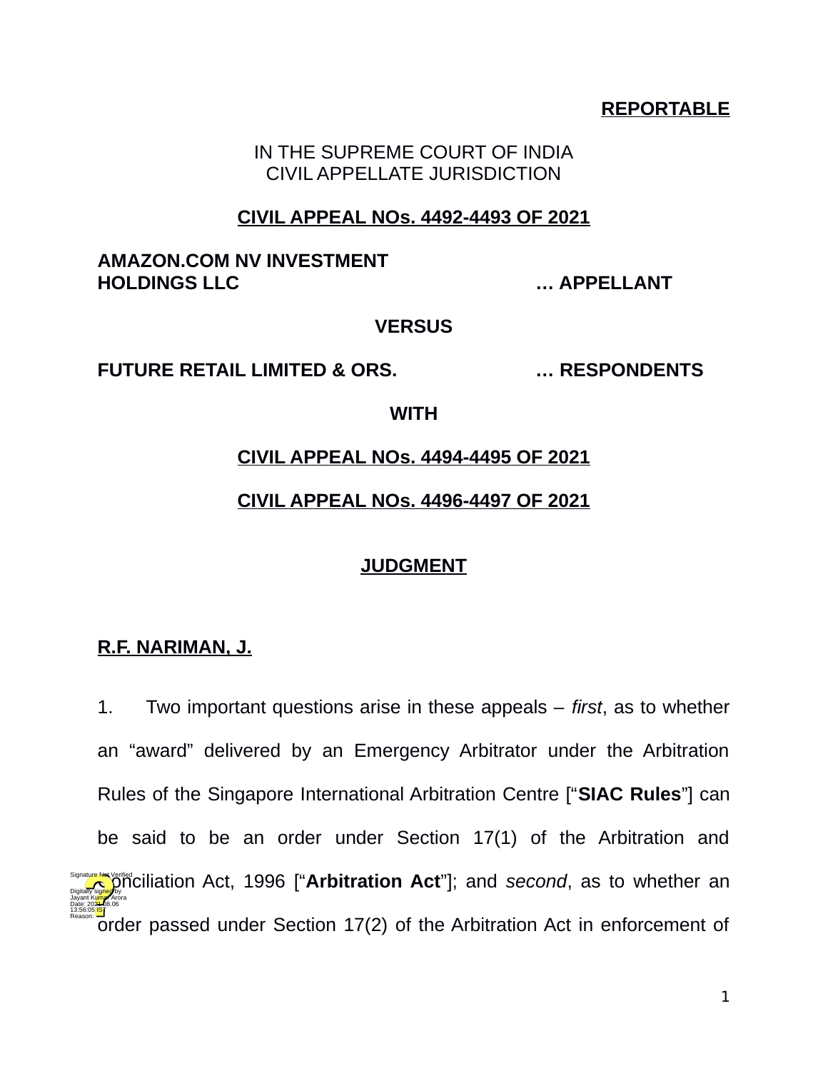**REPORTABLE**

IN THE SUPREME COURT OF INDIA
CIVIL APPELLATE JURISDICTION

**CIVIL APPEAL NOs. 4492-4493 OF 2021**

**AMAZON.COM NV INVESTMENT HOLDINGS LLC** **… APPELLANT**

**VERSUS**

**FUTURE RETAIL LIMITED & ORS.** **… RESPONDENTS**

**WITH**

**CIVIL APPEAL NOs. 4494-4495 OF 2021**

**CIVIL APPEAL NOs. 4496-4497 OF 2021**

**JUDGMENT**

**R.F. NARIMAN, J.**

1. Two important questions arise in these appeals – *first*, as to whether an "award" delivered by an Emergency Arbitrator under the Arbitration Rules of the Singapore International Arbitration Centre ["**SIAC Rules**"] can be said to be an order under Section 17(1) of the Arbitration and Conciliation Act, 1996 ["**Arbitration Act**"]; and *second*, as to whether an order passed under Section 17(2) of the Arbitration Act in enforcement of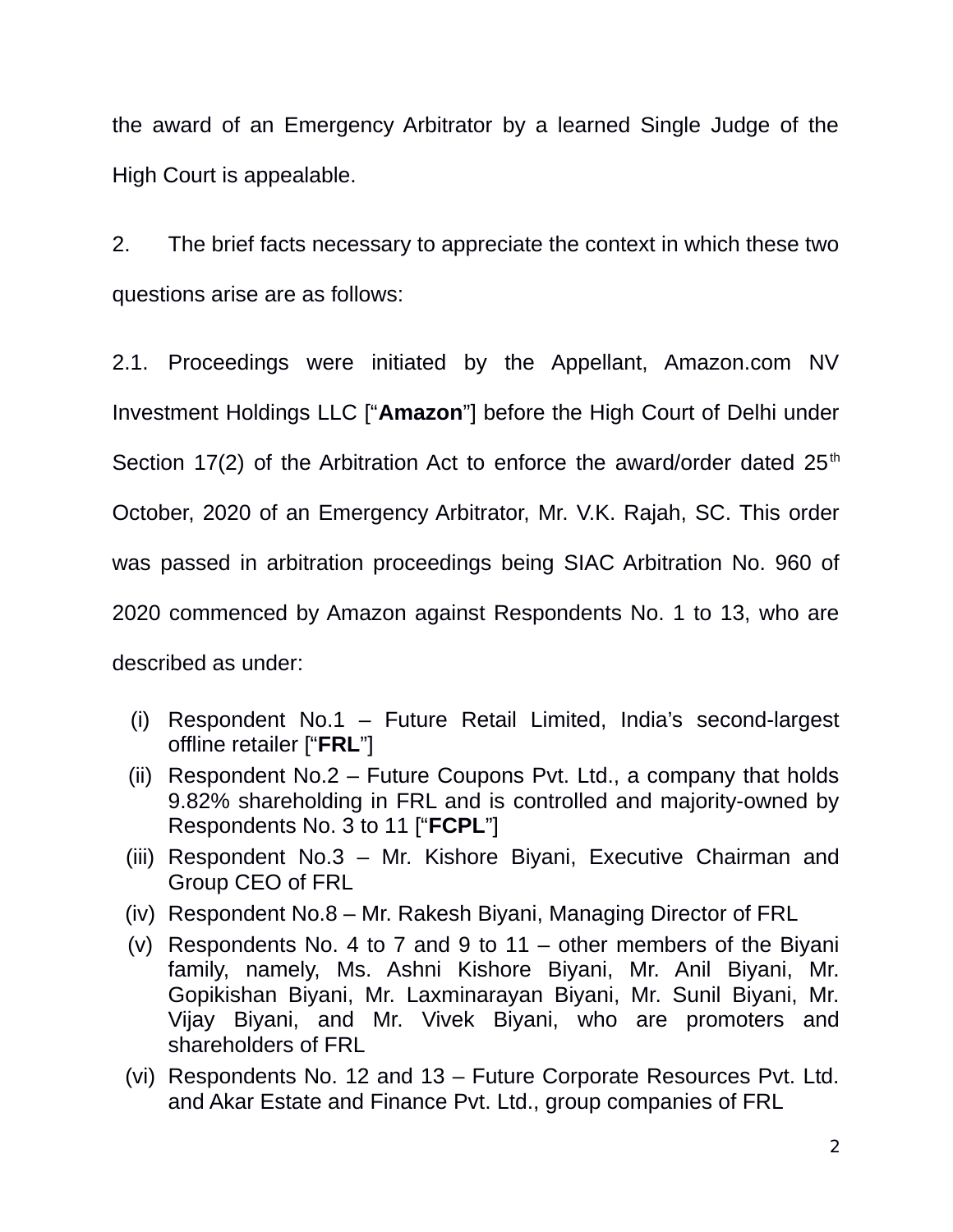the award of an Emergency Arbitrator by a learned Single Judge of the High Court is appealable.

2. The brief facts necessary to appreciate the context in which these two questions arise are as follows:

2.1. Proceedings were initiated by the Appellant, Amazon.com NV Investment Holdings LLC ["**Amazon**"] before the High Court of Delhi under Section 17(2) of the Arbitration Act to enforce the award/order dated 25th October, 2020 of an Emergency Arbitrator, Mr. V.K. Rajah, SC. This order was passed in arbitration proceedings being SIAC Arbitration No. 960 of 2020 commenced by Amazon against Respondents No. 1 to 13, who are described as under:

(i) Respondent No.1 – Future Retail Limited, India's second-largest offline retailer ["**FRL**"]
(ii) Respondent No.2 – Future Coupons Pvt. Ltd., a company that holds 9.82% shareholding in FRL and is controlled and majority-owned by Respondents No. 3 to 11 ["**FCPL**"]
(iii) Respondent No.3 – Mr. Kishore Biyani, Executive Chairman and Group CEO of FRL
(iv) Respondent No.8 – Mr. Rakesh Biyani, Managing Director of FRL
(v) Respondents No. 4 to 7 and 9 to 11 – other members of the Biyani family, namely, Ms. Ashni Kishore Biyani, Mr. Anil Biyani, Mr. Gopikishan Biyani, Mr. Laxminarayan Biyani, Mr. Sunil Biyani, Mr. Vijay Biyani, and Mr. Vivek Biyani, who are promoters and shareholders of FRL
(vi) Respondents No. 12 and 13 – Future Corporate Resources Pvt. Ltd. and Akar Estate and Finance Pvt. Ltd., group companies of FRL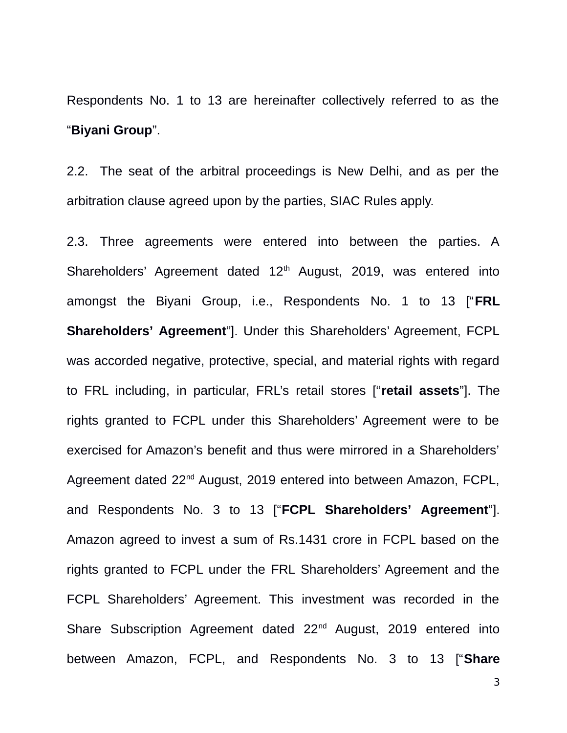Respondents No. 1 to 13 are hereinafter collectively referred to as the “**Biyani Group**”.

2.2. The seat of the arbitral proceedings is New Delhi, and as per the arbitration clause agreed upon by the parties, SIAC Rules apply.

2.3. Three agreements were entered into between the parties. A Shareholders’ Agreement dated 12th August, 2019, was entered into amongst the Biyani Group, i.e., Respondents No. 1 to 13 [“**FRL Shareholders’ Agreement**”]. Under this Shareholders’ Agreement, FCPL was accorded negative, protective, special, and material rights with regard to FRL including, in particular, FRL’s retail stores [“**retail assets**”]. The rights granted to FCPL under this Shareholders’ Agreement were to be exercised for Amazon’s benefit and thus were mirrored in a Shareholders’ Agreement dated 22nd August, 2019 entered into between Amazon, FCPL, and Respondents No. 3 to 13 [“**FCPL Shareholders’ Agreement**”]. Amazon agreed to invest a sum of Rs.1431 crore in FCPL based on the rights granted to FCPL under the FRL Shareholders’ Agreement and the FCPL Shareholders’ Agreement. This investment was recorded in the Share Subscription Agreement dated 22nd August, 2019 entered into between Amazon, FCPL, and Respondents No. 3 to 13 [“**Share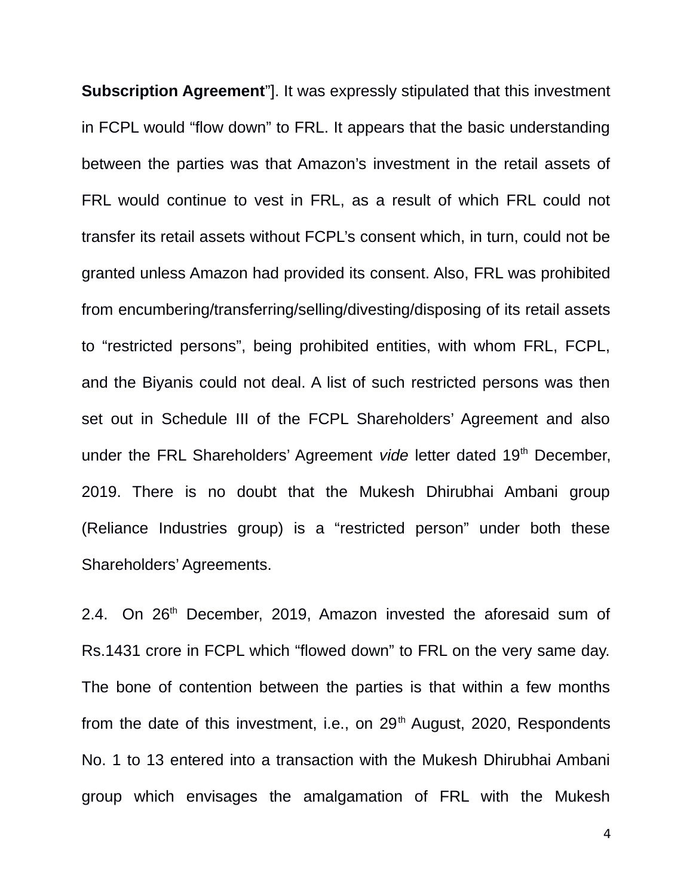**Subscription Agreement**”]. It was expressly stipulated that this investment in FCPL would “flow down” to FRL. It appears that the basic understanding between the parties was that Amazon’s investment in the retail assets of FRL would continue to vest in FRL, as a result of which FRL could not transfer its retail assets without FCPL’s consent which, in turn, could not be granted unless Amazon had provided its consent. Also, FRL was prohibited from encumbering/transferring/selling/divesting/disposing of its retail assets to “restricted persons”, being prohibited entities, with whom FRL, FCPL, and the Biyanis could not deal. A list of such restricted persons was then set out in Schedule III of the FCPL Shareholders’ Agreement and also under the FRL Shareholders’ Agreement *vide* letter dated 19th December, 2019. There is no doubt that the Mukesh Dhirubhai Ambani group (Reliance Industries group) is a “restricted person” under both these Shareholders’ Agreements.

2.4. On 26th December, 2019, Amazon invested the aforesaid sum of Rs.1431 crore in FCPL which “flowed down” to FRL on the very same day. The bone of contention between the parties is that within a few months from the date of this investment, i.e., on 29th August, 2020, Respondents No. 1 to 13 entered into a transaction with the Mukesh Dhirubhai Ambani group which envisages the amalgamation of FRL with the Mukesh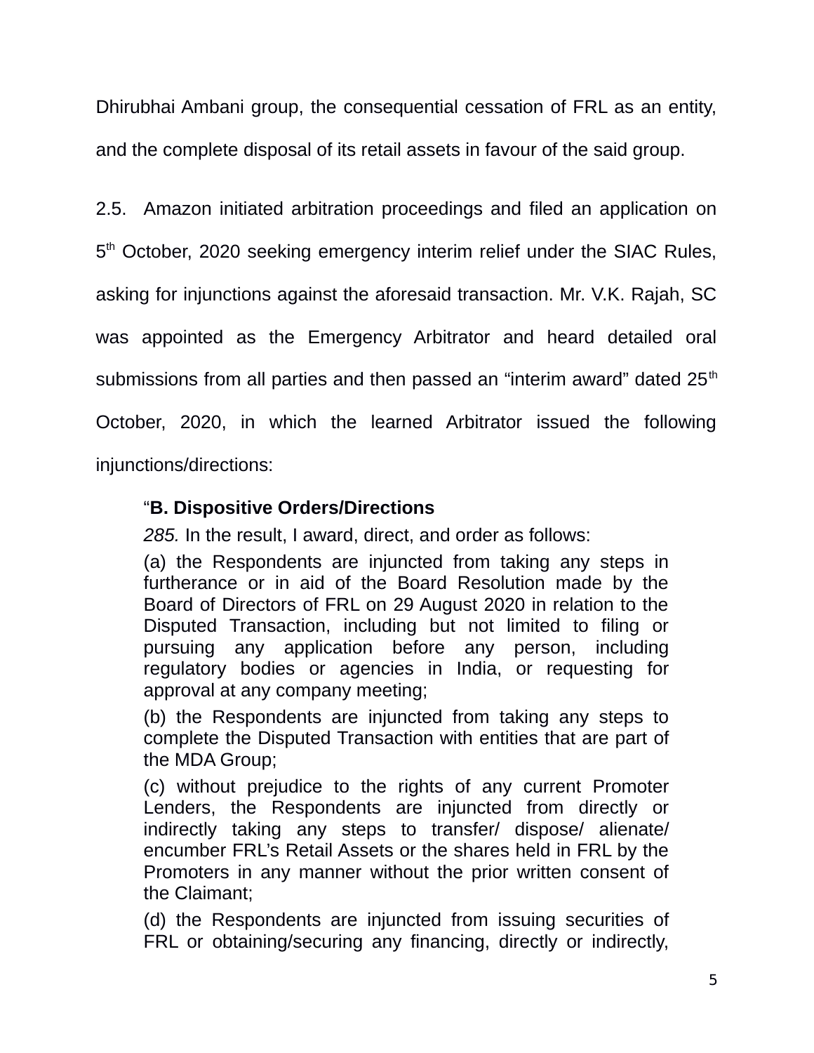Dhirubhai Ambani group, the consequential cessation of FRL as an entity, and the complete disposal of its retail assets in favour of the said group.

2.5. Amazon initiated arbitration proceedings and filed an application on 5th October, 2020 seeking emergency interim relief under the SIAC Rules, asking for injunctions against the aforesaid transaction. Mr. V.K. Rajah, SC was appointed as the Emergency Arbitrator and heard detailed oral submissions from all parties and then passed an "interim award" dated 25th October, 2020, in which the learned Arbitrator issued the following injunctions/directions:

> "**B. Dispositive Orders/Directions**
>
> *285.* In the result, I award, direct, and order as follows:
>
> (a) the Respondents are injuncted from taking any steps in furtherance or in aid of the Board Resolution made by the Board of Directors of FRL on 29 August 2020 in relation to the Disputed Transaction, including but not limited to filing or pursuing any application before any person, including regulatory bodies or agencies in India, or requesting for approval at any company meeting;
>
> (b) the Respondents are injuncted from taking any steps to complete the Disputed Transaction with entities that are part of the MDA Group;
>
> (c) without prejudice to the rights of any current Promoter Lenders, the Respondents are injuncted from directly or indirectly taking any steps to transfer/ dispose/ alienate/ encumber FRL's Retail Assets or the shares held in FRL by the Promoters in any manner without the prior written consent of the Claimant;
>
> (d) the Respondents are injuncted from issuing securities of FRL or obtaining/securing any financing, directly or indirectly,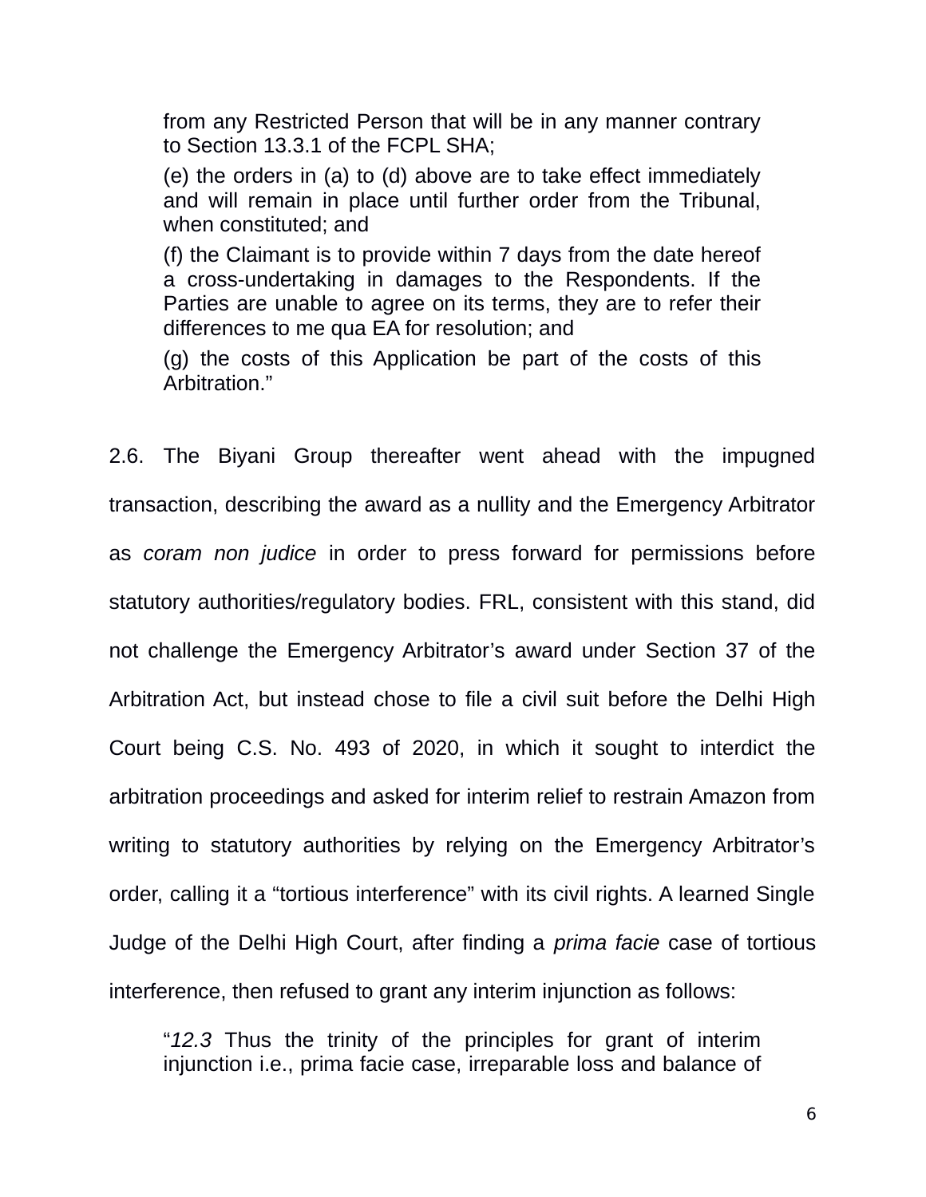> from any Restricted Person that will be in any manner contrary to Section 13.3.1 of the FCPL SHA;
>
> (e) the orders in (a) to (d) above are to take effect immediately and will remain in place until further order from the Tribunal, when constituted; and
>
> (f) the Claimant is to provide within 7 days from the date hereof a cross-undertaking in damages to the Respondents. If the Parties are unable to agree on its terms, they are to refer their differences to me qua EA for resolution; and
>
> (g) the costs of this Application be part of the costs of this Arbitration."

2.6. The Biyani Group thereafter went ahead with the impugned transaction, describing the award as a nullity and the Emergency Arbitrator as *coram non judice* in order to press forward for permissions before statutory authorities/regulatory bodies. FRL, consistent with this stand, did not challenge the Emergency Arbitrator's award under Section 37 of the Arbitration Act, but instead chose to file a civil suit before the Delhi High Court being C.S. No. 493 of 2020, in which it sought to interdict the arbitration proceedings and asked for interim relief to restrain Amazon from writing to statutory authorities by relying on the Emergency Arbitrator's order, calling it a "tortious interference" with its civil rights. A learned Single Judge of the Delhi High Court, after finding a *prima facie* case of tortious interference, then refused to grant any interim injunction as follows:

> "*12.3* Thus the trinity of the principles for grant of interim injunction i.e., prima facie case, irreparable loss and balance of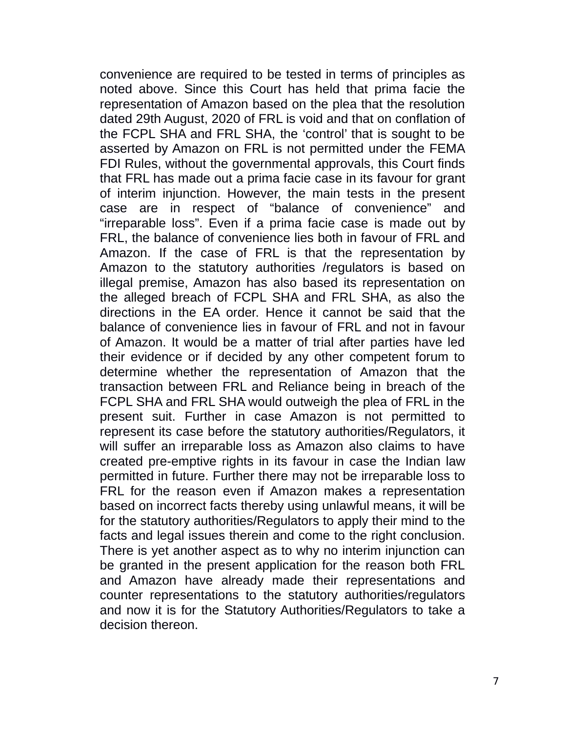convenience are required to be tested in terms of principles as noted above. Since this Court has held that prima facie the representation of Amazon based on the plea that the resolution dated 29th August, 2020 of FRL is void and that on conflation of the FCPL SHA and FRL SHA, the 'control' that is sought to be asserted by Amazon on FRL is not permitted under the FEMA FDI Rules, without the governmental approvals, this Court finds that FRL has made out a prima facie case in its favour for grant of interim injunction. However, the main tests in the present case are in respect of "balance of convenience" and "irreparable loss". Even if a prima facie case is made out by FRL, the balance of convenience lies both in favour of FRL and Amazon. If the case of FRL is that the representation by Amazon to the statutory authorities /regulators is based on illegal premise, Amazon has also based its representation on the alleged breach of FCPL SHA and FRL SHA, as also the directions in the EA order. Hence it cannot be said that the balance of convenience lies in favour of FRL and not in favour of Amazon. It would be a matter of trial after parties have led their evidence or if decided by any other competent forum to determine whether the representation of Amazon that the transaction between FRL and Reliance being in breach of the FCPL SHA and FRL SHA would outweigh the plea of FRL in the present suit. Further in case Amazon is not permitted to represent its case before the statutory authorities/Regulators, it will suffer an irreparable loss as Amazon also claims to have created pre-emptive rights in its favour in case the Indian law permitted in future. Further there may not be irreparable loss to FRL for the reason even if Amazon makes a representation based on incorrect facts thereby using unlawful means, it will be for the statutory authorities/Regulators to apply their mind to the facts and legal issues therein and come to the right conclusion. There is yet another aspect as to why no interim injunction can be granted in the present application for the reason both FRL and Amazon have already made their representations and counter representations to the statutory authorities/regulators and now it is for the Statutory Authorities/Regulators to take a decision thereon.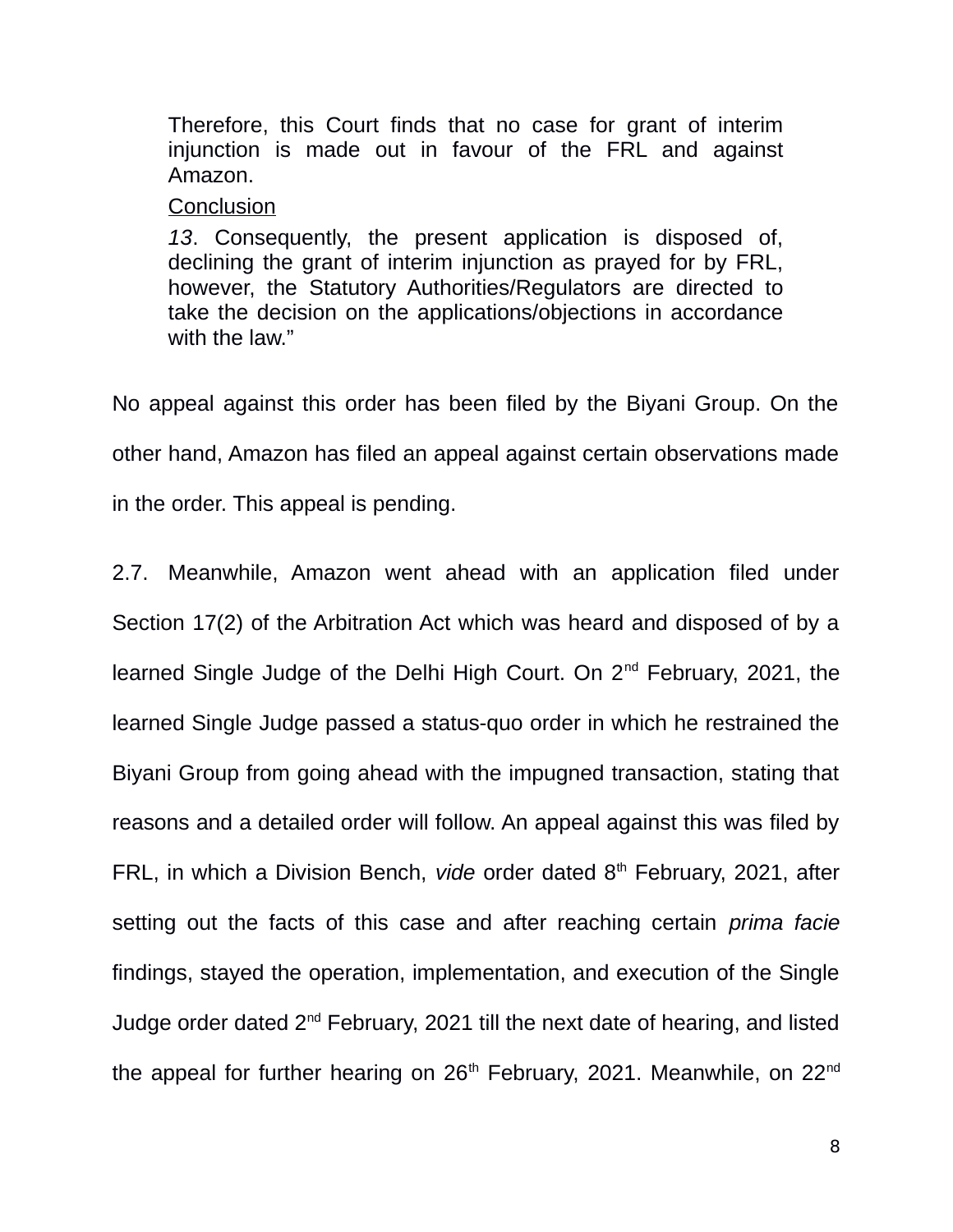> Therefore, this Court finds that no case for grant of interim injunction is made out in favour of the FRL and against Amazon.
>
> Conclusion
>
> *13*. Consequently, the present application is disposed of, declining the grant of interim injunction as prayed for by FRL, however, the Statutory Authorities/Regulators are directed to take the decision on the applications/objections in accordance with the law."

No appeal against this order has been filed by the Biyani Group. On the other hand, Amazon has filed an appeal against certain observations made in the order. This appeal is pending.

2.7. Meanwhile, Amazon went ahead with an application filed under Section 17(2) of the Arbitration Act which was heard and disposed of by a learned Single Judge of the Delhi High Court. On 2nd February, 2021, the learned Single Judge passed a status-quo order in which he restrained the Biyani Group from going ahead with the impugned transaction, stating that reasons and a detailed order will follow. An appeal against this was filed by FRL, in which a Division Bench, *vide* order dated 8th February, 2021, after setting out the facts of this case and after reaching certain *prima facie* findings, stayed the operation, implementation, and execution of the Single Judge order dated 2nd February, 2021 till the next date of hearing, and listed the appeal for further hearing on 26th February, 2021. Meanwhile, on 22nd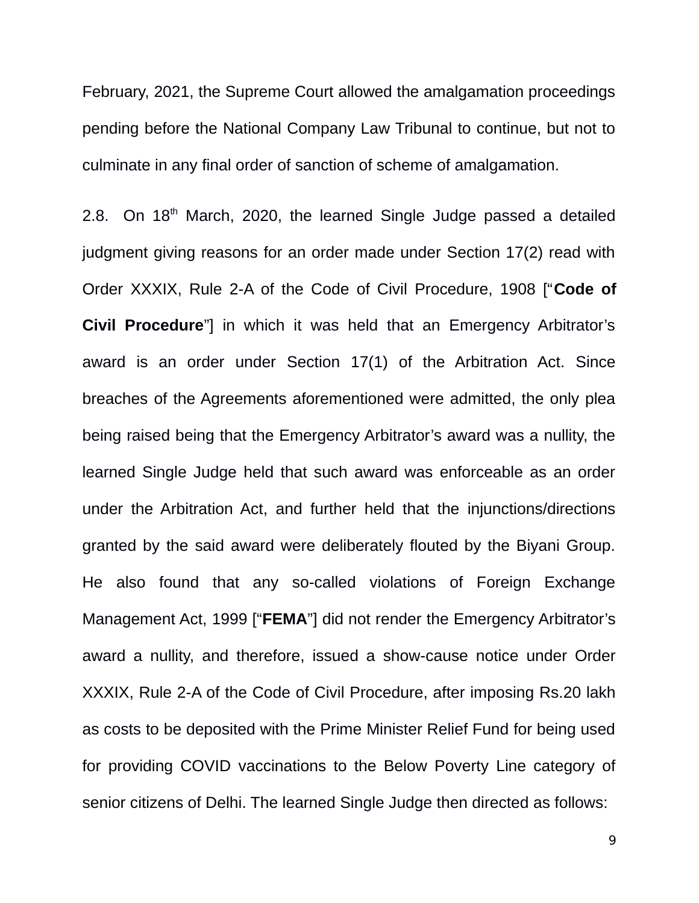February, 2021, the Supreme Court allowed the amalgamation proceedings pending before the National Company Law Tribunal to continue, but not to culminate in any final order of sanction of scheme of amalgamation.

2.8. On 18th March, 2020, the learned Single Judge passed a detailed judgment giving reasons for an order made under Section 17(2) read with Order XXXIX, Rule 2-A of the Code of Civil Procedure, 1908 ["**Code of Civil Procedure**"] in which it was held that an Emergency Arbitrator's award is an order under Section 17(1) of the Arbitration Act. Since breaches of the Agreements aforementioned were admitted, the only plea being raised being that the Emergency Arbitrator's award was a nullity, the learned Single Judge held that such award was enforceable as an order under the Arbitration Act, and further held that the injunctions/directions granted by the said award were deliberately flouted by the Biyani Group. He also found that any so-called violations of Foreign Exchange Management Act, 1999 ["**FEMA**"] did not render the Emergency Arbitrator's award a nullity, and therefore, issued a show-cause notice under Order XXXIX, Rule 2-A of the Code of Civil Procedure, after imposing Rs.20 lakh as costs to be deposited with the Prime Minister Relief Fund for being used for providing COVID vaccinations to the Below Poverty Line category of senior citizens of Delhi. The learned Single Judge then directed as follows: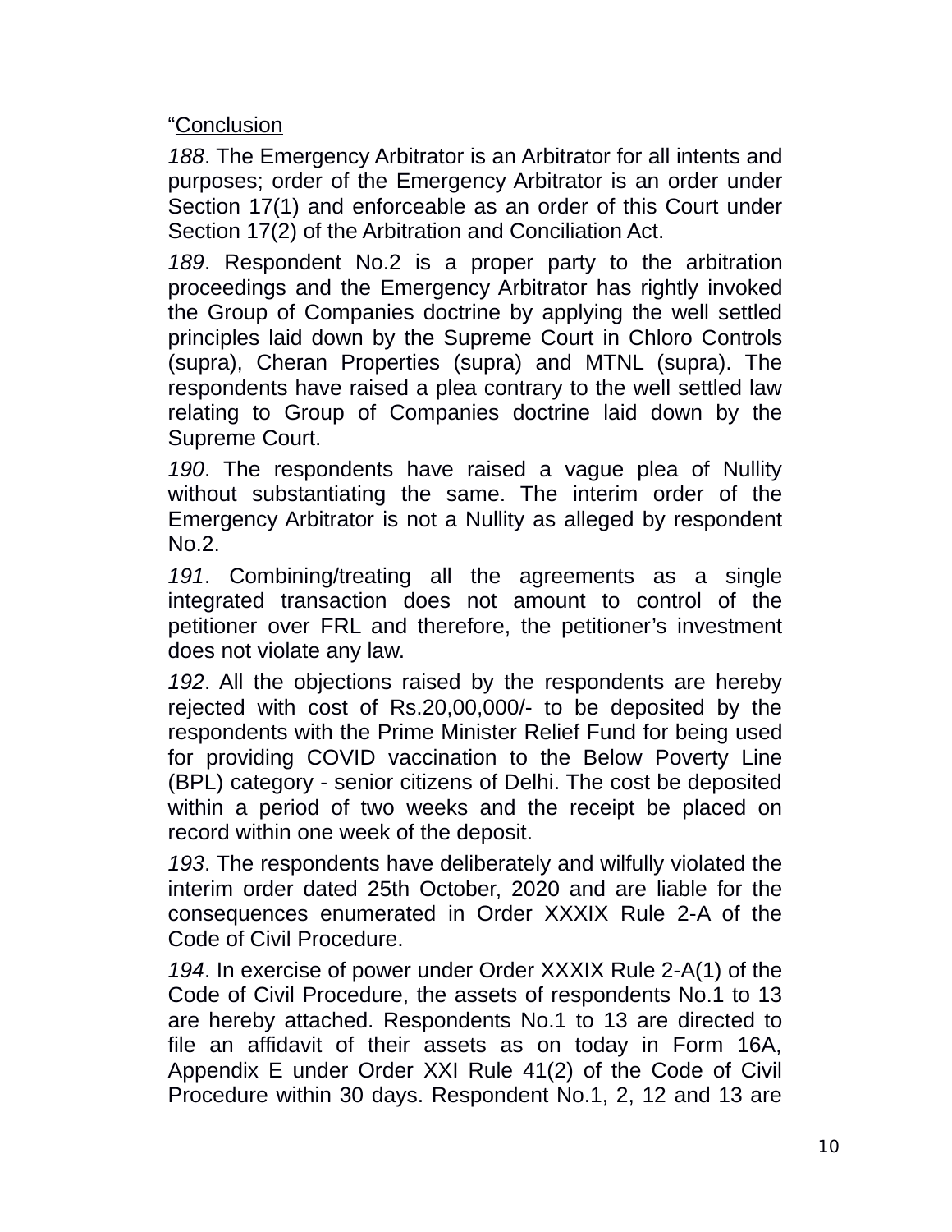“Conclusion

*188*. The Emergency Arbitrator is an Arbitrator for all intents and purposes; order of the Emergency Arbitrator is an order under Section 17(1) and enforceable as an order of this Court under Section 17(2) of the Arbitration and Conciliation Act.

*189*. Respondent No.2 is a proper party to the arbitration proceedings and the Emergency Arbitrator has rightly invoked the Group of Companies doctrine by applying the well settled principles laid down by the Supreme Court in Chloro Controls (supra), Cheran Properties (supra) and MTNL (supra). The respondents have raised a plea contrary to the well settled law relating to Group of Companies doctrine laid down by the Supreme Court.

*190*. The respondents have raised a vague plea of Nullity without substantiating the same. The interim order of the Emergency Arbitrator is not a Nullity as alleged by respondent No.2.

*191*. Combining/treating all the agreements as a single integrated transaction does not amount to control of the petitioner over FRL and therefore, the petitioner’s investment does not violate any law.

*192*. All the objections raised by the respondents are hereby rejected with cost of Rs.20,00,000/- to be deposited by the respondents with the Prime Minister Relief Fund for being used for providing COVID vaccination to the Below Poverty Line (BPL) category - senior citizens of Delhi. The cost be deposited within a period of two weeks and the receipt be placed on record within one week of the deposit.

*193*. The respondents have deliberately and wilfully violated the interim order dated 25th October, 2020 and are liable for the consequences enumerated in Order XXXIX Rule 2-A of the Code of Civil Procedure.

*194*. In exercise of power under Order XXXIX Rule 2-A(1) of the Code of Civil Procedure, the assets of respondents No.1 to 13 are hereby attached. Respondents No.1 to 13 are directed to file an affidavit of their assets as on today in Form 16A, Appendix E under Order XXI Rule 41(2) of the Code of Civil Procedure within 30 days. Respondent No.1, 2, 12 and 13 are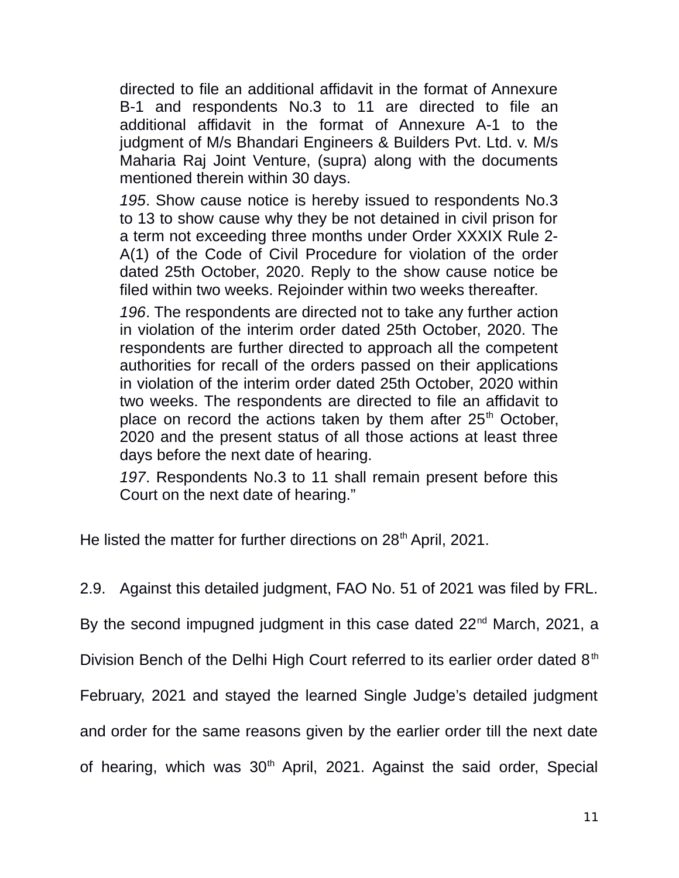> directed to file an additional affidavit in the format of Annexure B-1 and respondents No.3 to 11 are directed to file an additional affidavit in the format of Annexure A-1 to the judgment of M/s Bhandari Engineers & Builders Pvt. Ltd. v. M/s Maharia Raj Joint Venture, (supra) along with the documents mentioned therein within 30 days.
>
> *195*. Show cause notice is hereby issued to respondents No.3 to 13 to show cause why they be not detained in civil prison for a term not exceeding three months under Order XXXIX Rule 2-A(1) of the Code of Civil Procedure for violation of the order dated 25th October, 2020. Reply to the show cause notice be filed within two weeks. Rejoinder within two weeks thereafter.
>
> *196*. The respondents are directed not to take any further action in violation of the interim order dated 25th October, 2020. The respondents are further directed to approach all the competent authorities for recall of the orders passed on their applications in violation of the interim order dated 25th October, 2020 within two weeks. The respondents are directed to file an affidavit to place on record the actions taken by them after 25th October, 2020 and the present status of all those actions at least three days before the next date of hearing.
>
> *197*. Respondents No.3 to 11 shall remain present before this Court on the next date of hearing."

He listed the matter for further directions on 28th April, 2021.

2.9. Against this detailed judgment, FAO No. 51 of 2021 was filed by FRL. By the second impugned judgment in this case dated 22nd March, 2021, a Division Bench of the Delhi High Court referred to its earlier order dated 8th February, 2021 and stayed the learned Single Judge's detailed judgment and order for the same reasons given by the earlier order till the next date of hearing, which was 30th April, 2021. Against the said order, Special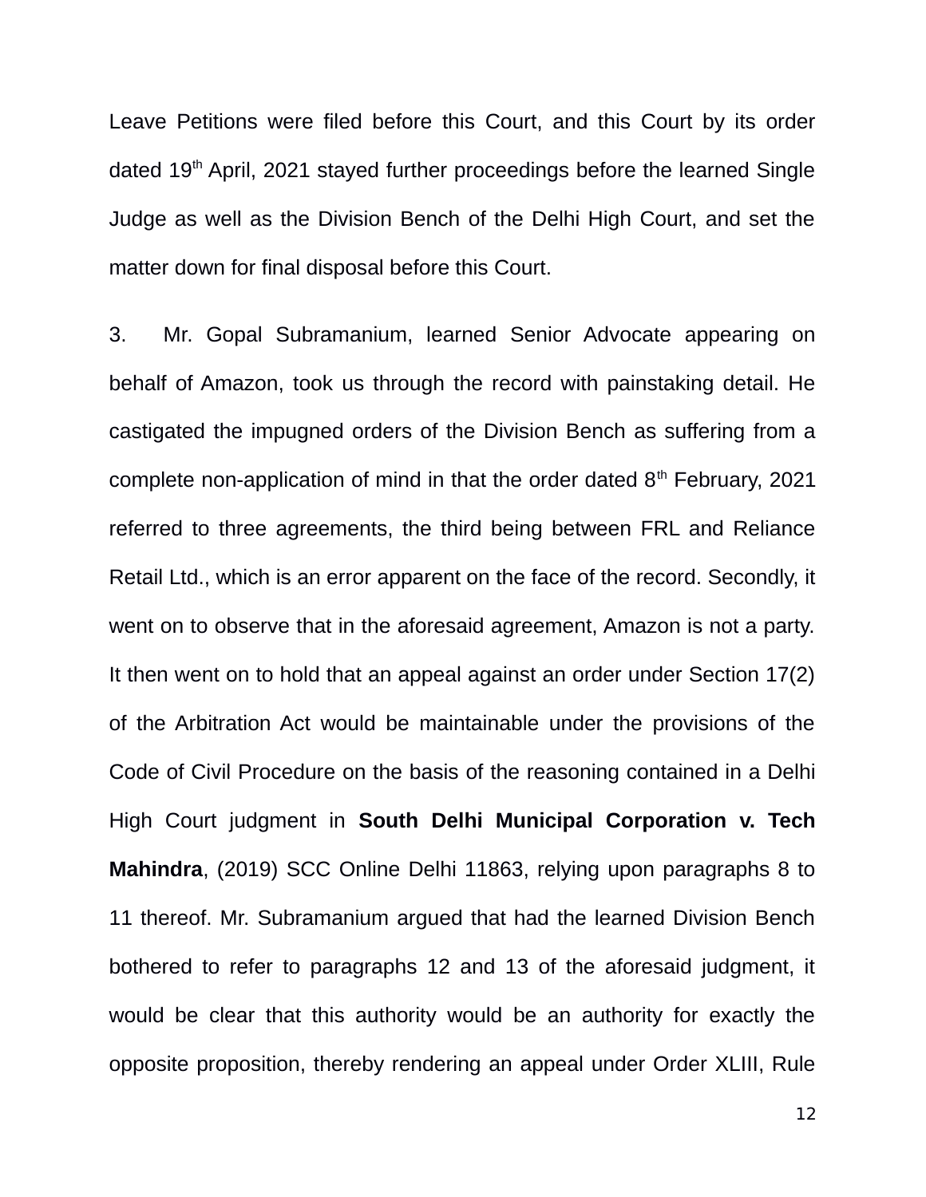Leave Petitions were filed before this Court, and this Court by its order dated 19th April, 2021 stayed further proceedings before the learned Single Judge as well as the Division Bench of the Delhi High Court, and set the matter down for final disposal before this Court.

3. Mr. Gopal Subramanium, learned Senior Advocate appearing on behalf of Amazon, took us through the record with painstaking detail. He castigated the impugned orders of the Division Bench as suffering from a complete non-application of mind in that the order dated 8th February, 2021 referred to three agreements, the third being between FRL and Reliance Retail Ltd., which is an error apparent on the face of the record. Secondly, it went on to observe that in the aforesaid agreement, Amazon is not a party. It then went on to hold that an appeal against an order under Section 17(2) of the Arbitration Act would be maintainable under the provisions of the Code of Civil Procedure on the basis of the reasoning contained in a Delhi High Court judgment in **South Delhi Municipal Corporation v. Tech Mahindra**, (2019) SCC Online Delhi 11863, relying upon paragraphs 8 to 11 thereof. Mr. Subramanium argued that had the learned Division Bench bothered to refer to paragraphs 12 and 13 of the aforesaid judgment, it would be clear that this authority would be an authority for exactly the opposite proposition, thereby rendering an appeal under Order XLIII, Rule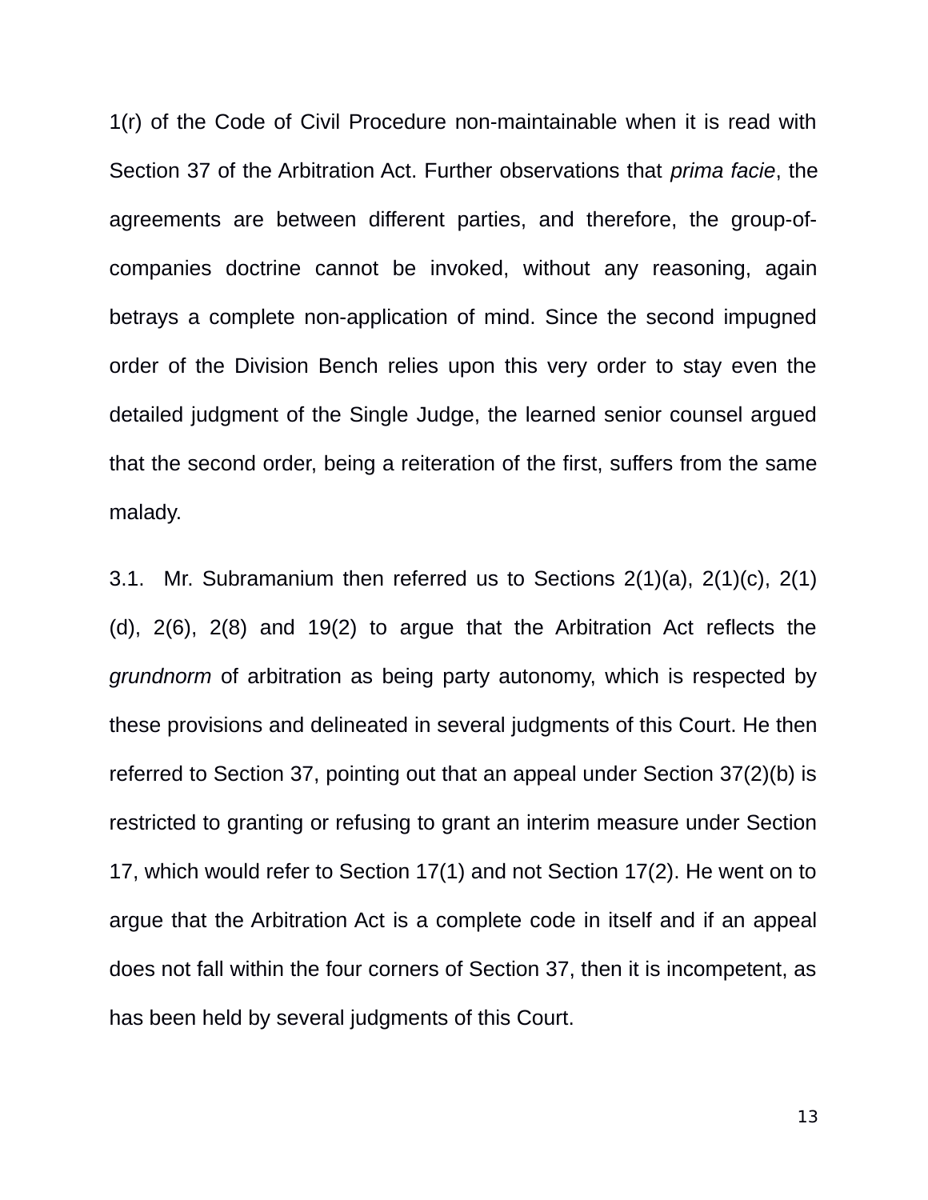1(r) of the Code of Civil Procedure non-maintainable when it is read with Section 37 of the Arbitration Act. Further observations that *prima facie*, the agreements are between different parties, and therefore, the group-of-companies doctrine cannot be invoked, without any reasoning, again betrays a complete non-application of mind. Since the second impugned order of the Division Bench relies upon this very order to stay even the detailed judgment of the Single Judge, the learned senior counsel argued that the second order, being a reiteration of the first, suffers from the same malady.

3.1. Mr. Subramanium then referred us to Sections 2(1)(a), 2(1)(c), 2(1)(d), 2(6), 2(8) and 19(2) to argue that the Arbitration Act reflects the *grundnorm* of arbitration as being party autonomy, which is respected by these provisions and delineated in several judgments of this Court. He then referred to Section 37, pointing out that an appeal under Section 37(2)(b) is restricted to granting or refusing to grant an interim measure under Section 17, which would refer to Section 17(1) and not Section 17(2). He went on to argue that the Arbitration Act is a complete code in itself and if an appeal does not fall within the four corners of Section 37, then it is incompetent, as has been held by several judgments of this Court.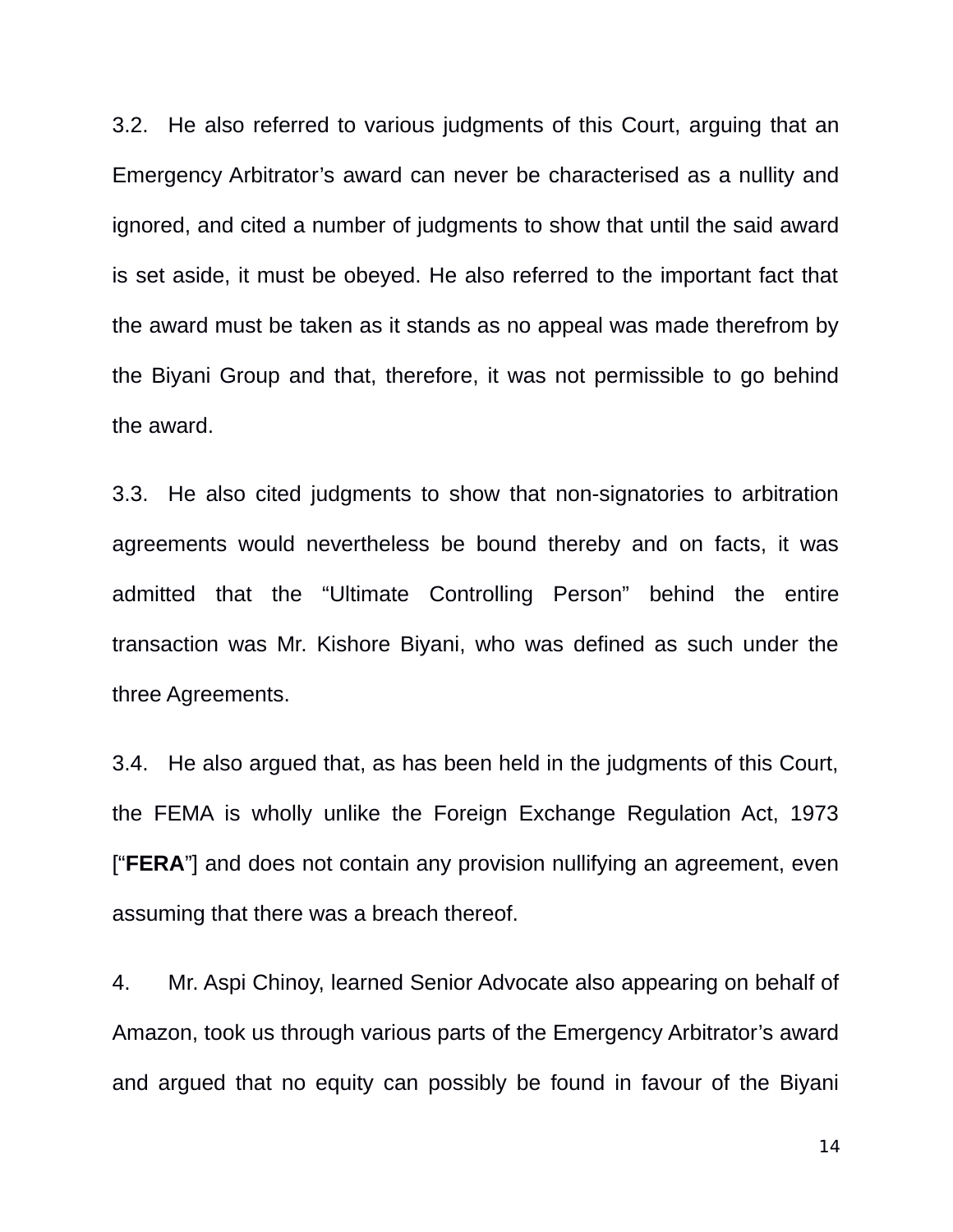3.2. He also referred to various judgments of this Court, arguing that an Emergency Arbitrator's award can never be characterised as a nullity and ignored, and cited a number of judgments to show that until the said award is set aside, it must be obeyed. He also referred to the important fact that the award must be taken as it stands as no appeal was made therefrom by the Biyani Group and that, therefore, it was not permissible to go behind the award.

3.3. He also cited judgments to show that non-signatories to arbitration agreements would nevertheless be bound thereby and on facts, it was admitted that the "Ultimate Controlling Person" behind the entire transaction was Mr. Kishore Biyani, who was defined as such under the three Agreements.

3.4. He also argued that, as has been held in the judgments of this Court, the FEMA is wholly unlike the Foreign Exchange Regulation Act, 1973 ["**FERA**"] and does not contain any provision nullifying an agreement, even assuming that there was a breach thereof.

4. Mr. Aspi Chinoy, learned Senior Advocate also appearing on behalf of Amazon, took us through various parts of the Emergency Arbitrator's award and argued that no equity can possibly be found in favour of the Biyani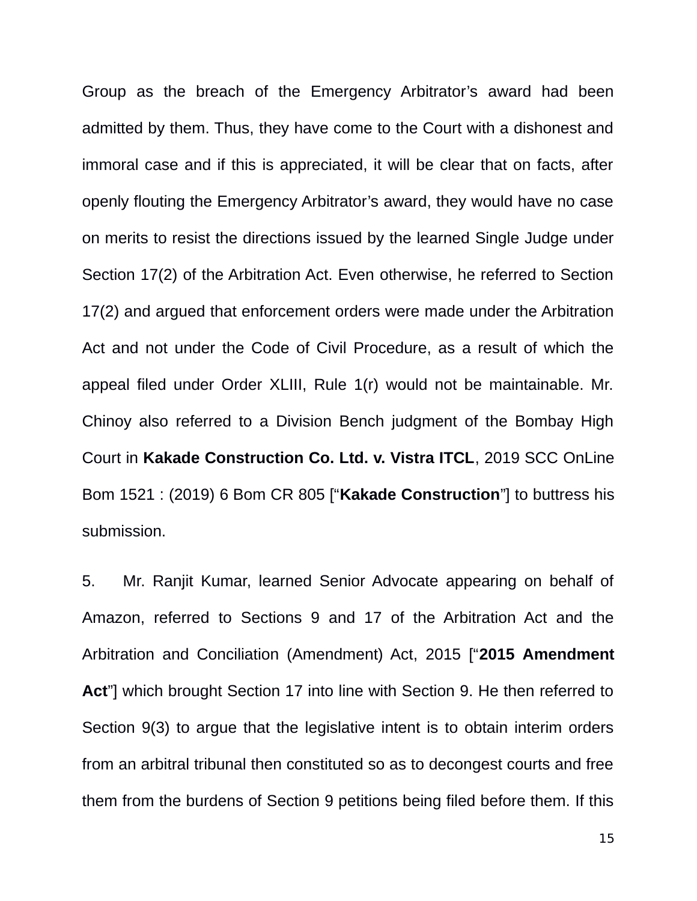Group as the breach of the Emergency Arbitrator's award had been admitted by them. Thus, they have come to the Court with a dishonest and immoral case and if this is appreciated, it will be clear that on facts, after openly flouting the Emergency Arbitrator's award, they would have no case on merits to resist the directions issued by the learned Single Judge under Section 17(2) of the Arbitration Act. Even otherwise, he referred to Section 17(2) and argued that enforcement orders were made under the Arbitration Act and not under the Code of Civil Procedure, as a result of which the appeal filed under Order XLIII, Rule 1(r) would not be maintainable. Mr. Chinoy also referred to a Division Bench judgment of the Bombay High Court in **Kakade Construction Co. Ltd. v. Vistra ITCL**, 2019 SCC OnLine Bom 1521 : (2019) 6 Bom CR 805 ["**Kakade Construction**"] to buttress his submission.

5. Mr. Ranjit Kumar, learned Senior Advocate appearing on behalf of Amazon, referred to Sections 9 and 17 of the Arbitration Act and the Arbitration and Conciliation (Amendment) Act, 2015 ["**2015 Amendment Act**"] which brought Section 17 into line with Section 9. He then referred to Section 9(3) to argue that the legislative intent is to obtain interim orders from an arbitral tribunal then constituted so as to decongest courts and free them from the burdens of Section 9 petitions being filed before them. If this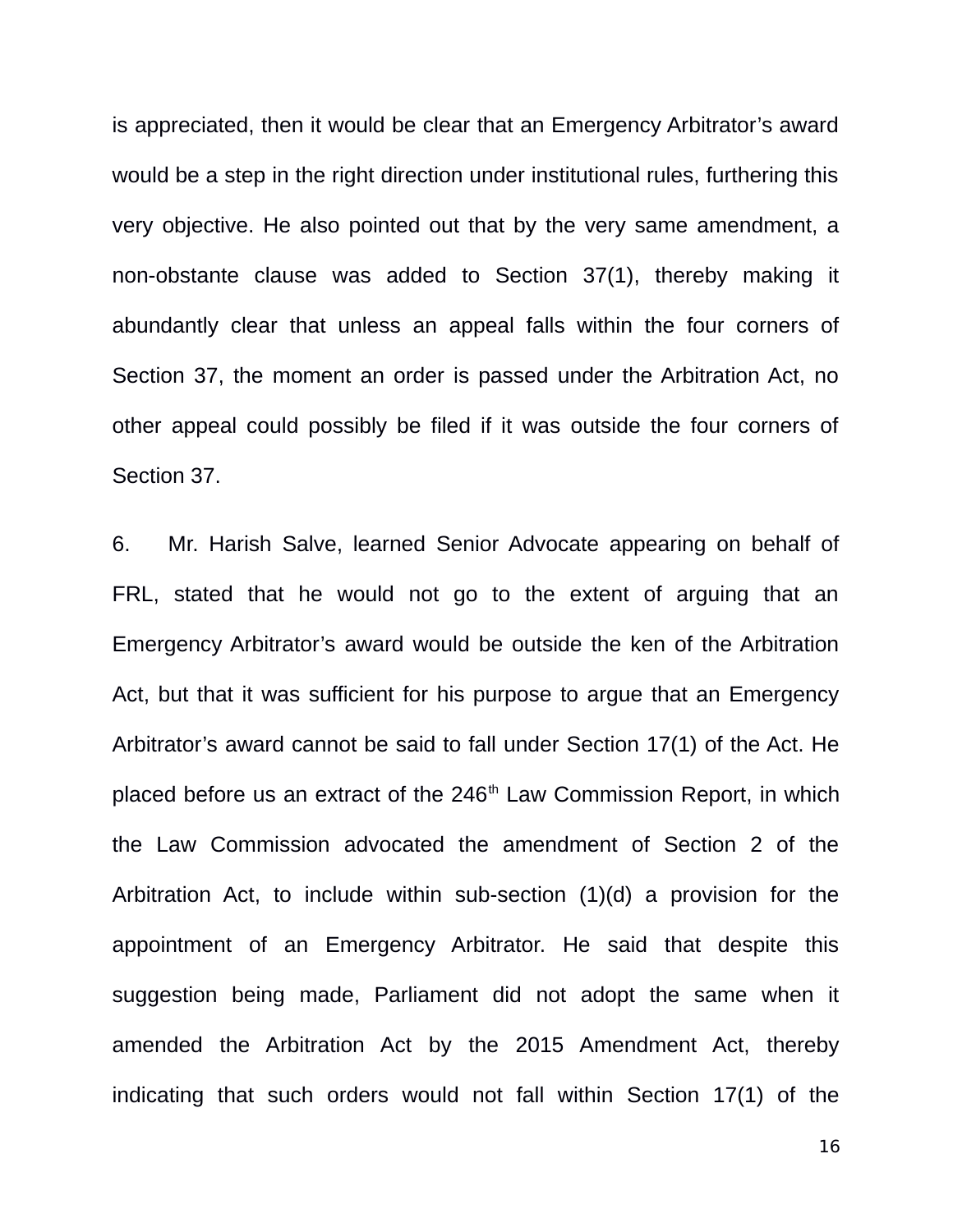is appreciated, then it would be clear that an Emergency Arbitrator's award would be a step in the right direction under institutional rules, furthering this very objective. He also pointed out that by the very same amendment, a non-obstante clause was added to Section 37(1), thereby making it abundantly clear that unless an appeal falls within the four corners of Section 37, the moment an order is passed under the Arbitration Act, no other appeal could possibly be filed if it was outside the four corners of Section 37.

6. Mr. Harish Salve, learned Senior Advocate appearing on behalf of FRL, stated that he would not go to the extent of arguing that an Emergency Arbitrator's award would be outside the ken of the Arbitration Act, but that it was sufficient for his purpose to argue that an Emergency Arbitrator's award cannot be said to fall under Section 17(1) of the Act. He placed before us an extract of the 246th Law Commission Report, in which the Law Commission advocated the amendment of Section 2 of the Arbitration Act, to include within sub-section (1)(d) a provision for the appointment of an Emergency Arbitrator. He said that despite this suggestion being made, Parliament did not adopt the same when it amended the Arbitration Act by the 2015 Amendment Act, thereby indicating that such orders would not fall within Section 17(1) of the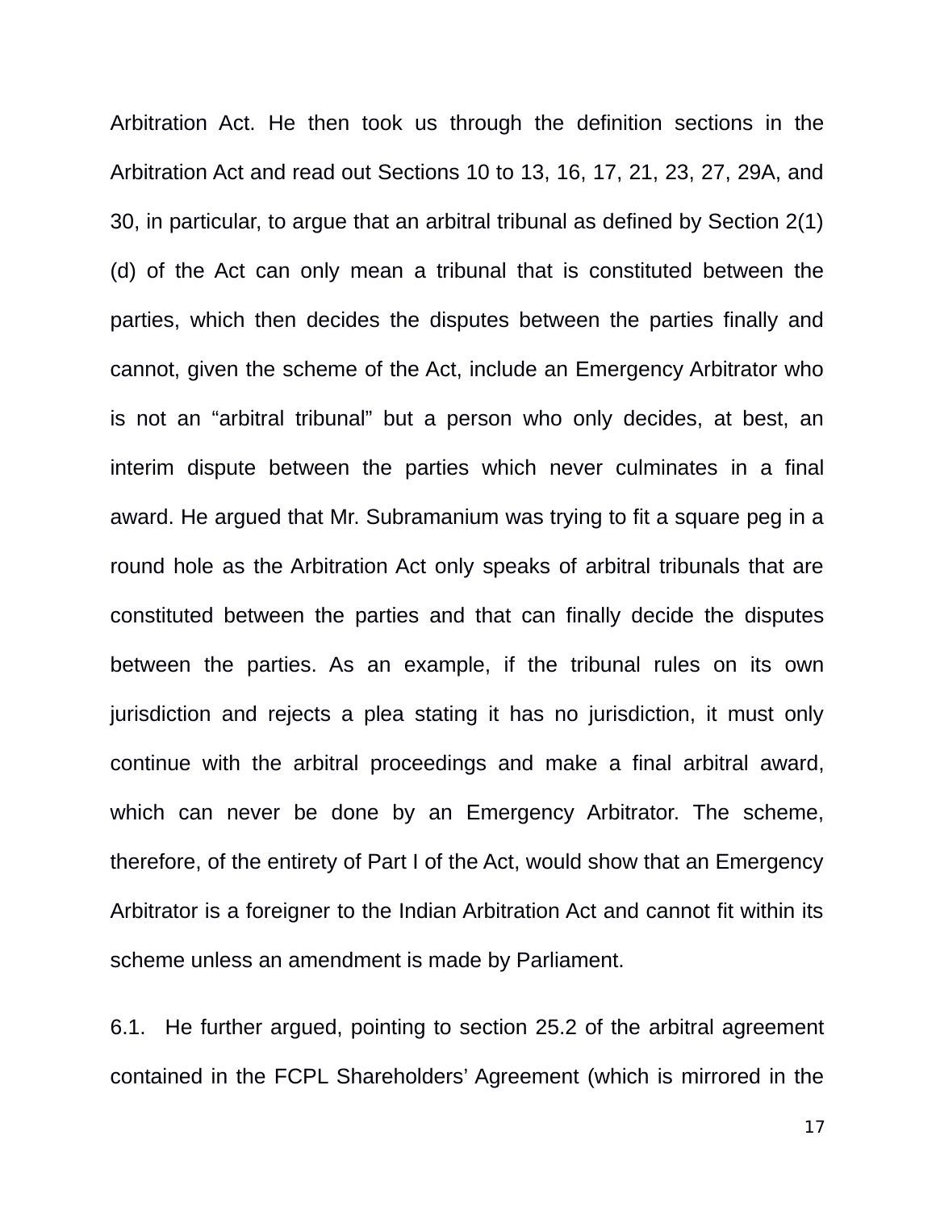Arbitration Act. He then took us through the definition sections in the Arbitration Act and read out Sections 10 to 13, 16, 17, 21, 23, 27, 29A, and 30, in particular, to argue that an arbitral tribunal as defined by Section 2(1)(d) of the Act can only mean a tribunal that is constituted between the parties, which then decides the disputes between the parties finally and cannot, given the scheme of the Act, include an Emergency Arbitrator who is not an “arbitral tribunal” but a person who only decides, at best, an interim dispute between the parties which never culminates in a final award. He argued that Mr. Subramanium was trying to fit a square peg in a round hole as the Arbitration Act only speaks of arbitral tribunals that are constituted between the parties and that can finally decide the disputes between the parties. As an example, if the tribunal rules on its own jurisdiction and rejects a plea stating it has no jurisdiction, it must only continue with the arbitral proceedings and make a final arbitral award, which can never be done by an Emergency Arbitrator. The scheme, therefore, of the entirety of Part I of the Act, would show that an Emergency Arbitrator is a foreigner to the Indian Arbitration Act and cannot fit within its scheme unless an amendment is made by Parliament.

6.1. He further argued, pointing to section 25.2 of the arbitral agreement contained in the FCPL Shareholders’ Agreement (which is mirrored in the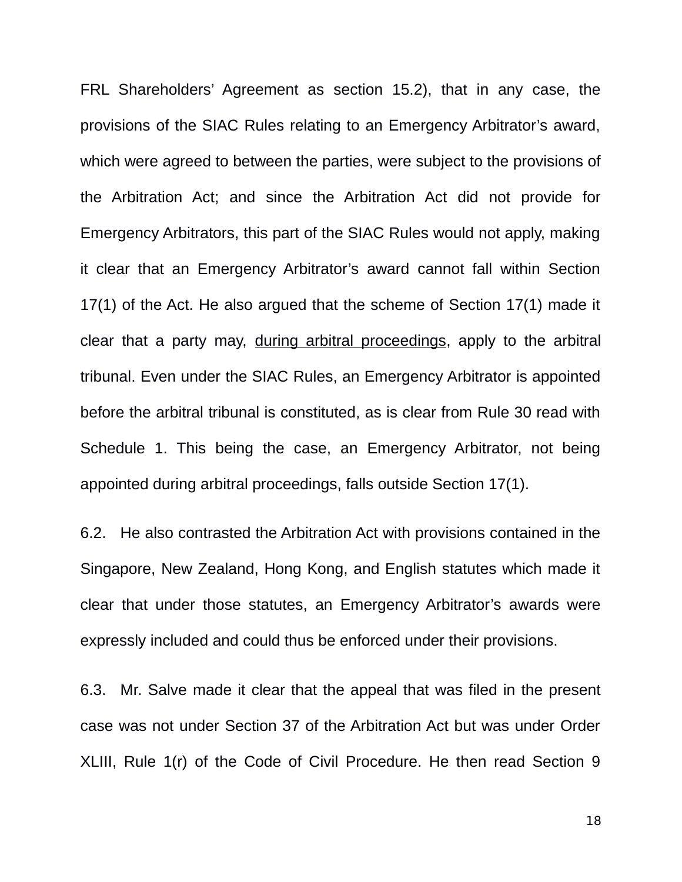FRL Shareholders' Agreement as section 15.2), that in any case, the provisions of the SIAC Rules relating to an Emergency Arbitrator's award, which were agreed to between the parties, were subject to the provisions of the Arbitration Act; and since the Arbitration Act did not provide for Emergency Arbitrators, this part of the SIAC Rules would not apply, making it clear that an Emergency Arbitrator's award cannot fall within Section 17(1) of the Act. He also argued that the scheme of Section 17(1) made it clear that a party may, <u>during arbitral proceedings</u>, apply to the arbitral tribunal. Even under the SIAC Rules, an Emergency Arbitrator is appointed before the arbitral tribunal is constituted, as is clear from Rule 30 read with Schedule 1. This being the case, an Emergency Arbitrator, not being appointed during arbitral proceedings, falls outside Section 17(1).

6.2. He also contrasted the Arbitration Act with provisions contained in the Singapore, New Zealand, Hong Kong, and English statutes which made it clear that under those statutes, an Emergency Arbitrator's awards were expressly included and could thus be enforced under their provisions.

6.3. Mr. Salve made it clear that the appeal that was filed in the present case was not under Section 37 of the Arbitration Act but was under Order XLIII, Rule 1(r) of the Code of Civil Procedure. He then read Section 9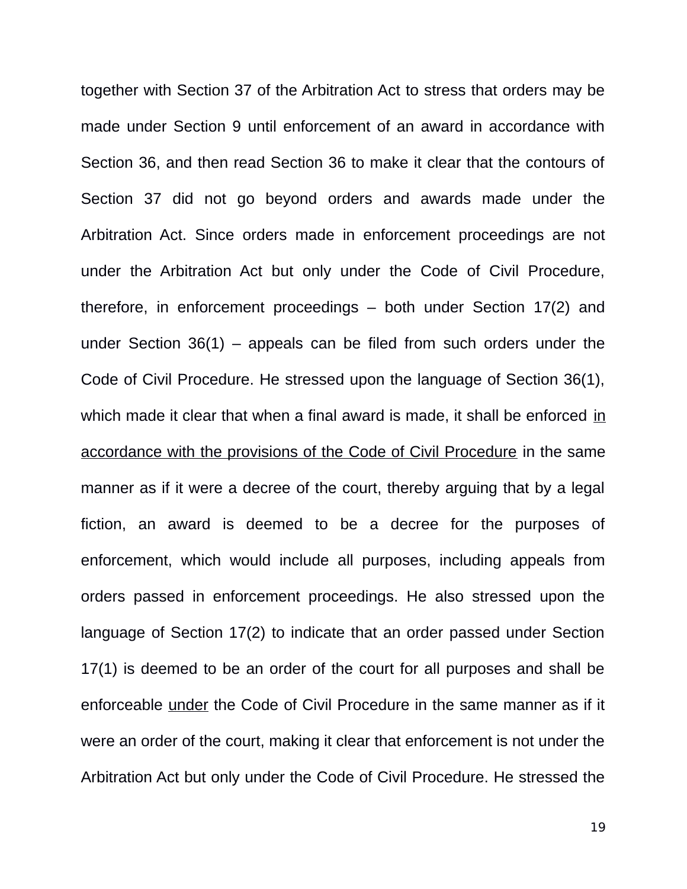together with Section 37 of the Arbitration Act to stress that orders may be made under Section 9 until enforcement of an award in accordance with Section 36, and then read Section 36 to make it clear that the contours of Section 37 did not go beyond orders and awards made under the Arbitration Act. Since orders made in enforcement proceedings are not under the Arbitration Act but only under the Code of Civil Procedure, therefore, in enforcement proceedings – both under Section 17(2) and under Section 36(1) – appeals can be filed from such orders under the Code of Civil Procedure. He stressed upon the language of Section 36(1), which made it clear that when a final award is made, it shall be enforced <u>in accordance with the provisions of the Code of Civil Procedure</u> in the same manner as if it were a decree of the court, thereby arguing that by a legal fiction, an award is deemed to be a decree for the purposes of enforcement, which would include all purposes, including appeals from orders passed in enforcement proceedings. He also stressed upon the language of Section 17(2) to indicate that an order passed under Section 17(1) is deemed to be an order of the court for all purposes and shall be enforceable <u>under</u> the Code of Civil Procedure in the same manner as if it were an order of the court, making it clear that enforcement is not under the Arbitration Act but only under the Code of Civil Procedure. He stressed the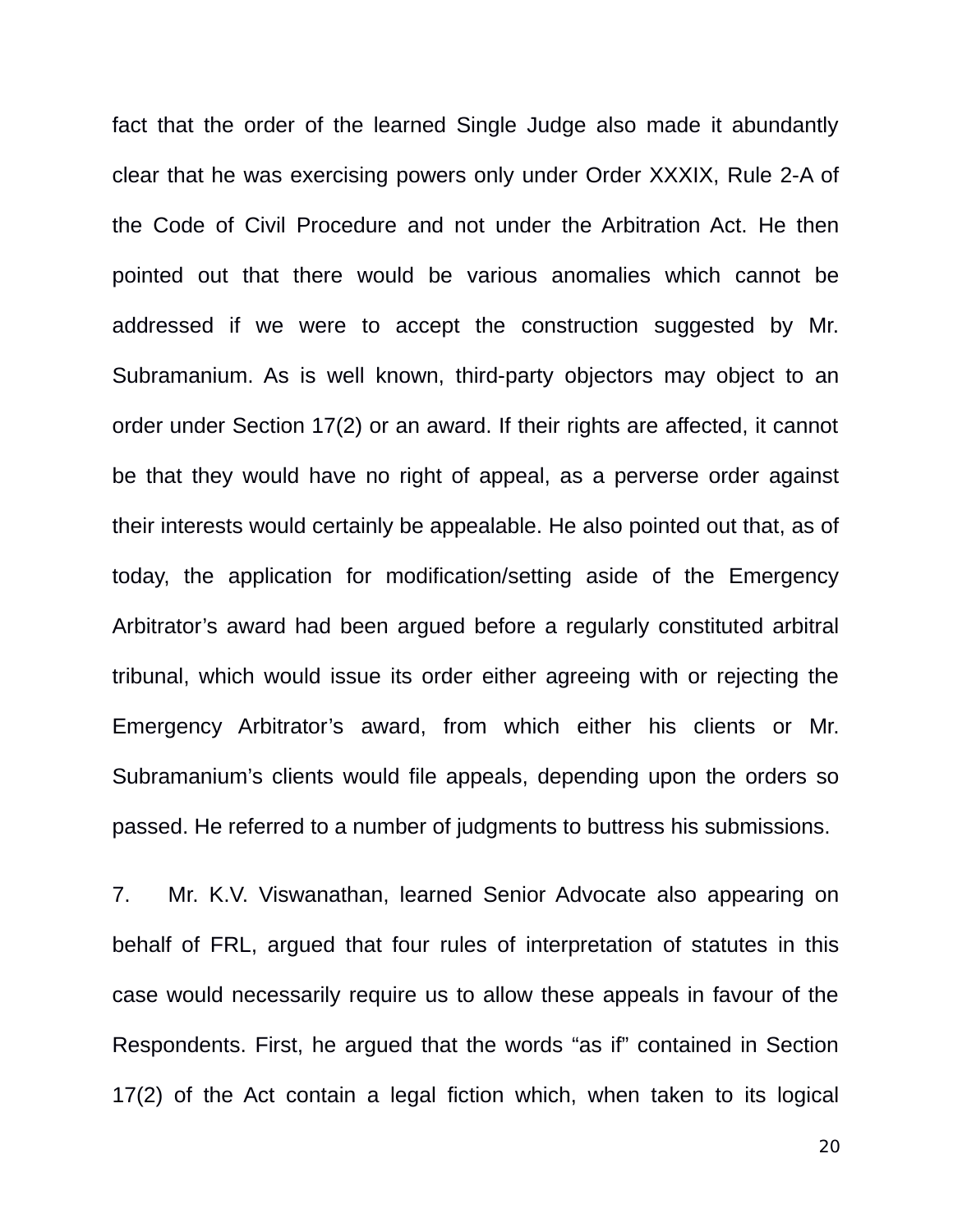fact that the order of the learned Single Judge also made it abundantly clear that he was exercising powers only under Order XXXIX, Rule 2-A of the Code of Civil Procedure and not under the Arbitration Act. He then pointed out that there would be various anomalies which cannot be addressed if we were to accept the construction suggested by Mr. Subramanium. As is well known, third-party objectors may object to an order under Section 17(2) or an award. If their rights are affected, it cannot be that they would have no right of appeal, as a perverse order against their interests would certainly be appealable. He also pointed out that, as of today, the application for modification/setting aside of the Emergency Arbitrator's award had been argued before a regularly constituted arbitral tribunal, which would issue its order either agreeing with or rejecting the Emergency Arbitrator's award, from which either his clients or Mr. Subramanium's clients would file appeals, depending upon the orders so passed. He referred to a number of judgments to buttress his submissions.

7. Mr. K.V. Viswanathan, learned Senior Advocate also appearing on behalf of FRL, argued that four rules of interpretation of statutes in this case would necessarily require us to allow these appeals in favour of the Respondents. First, he argued that the words "as if" contained in Section 17(2) of the Act contain a legal fiction which, when taken to its logical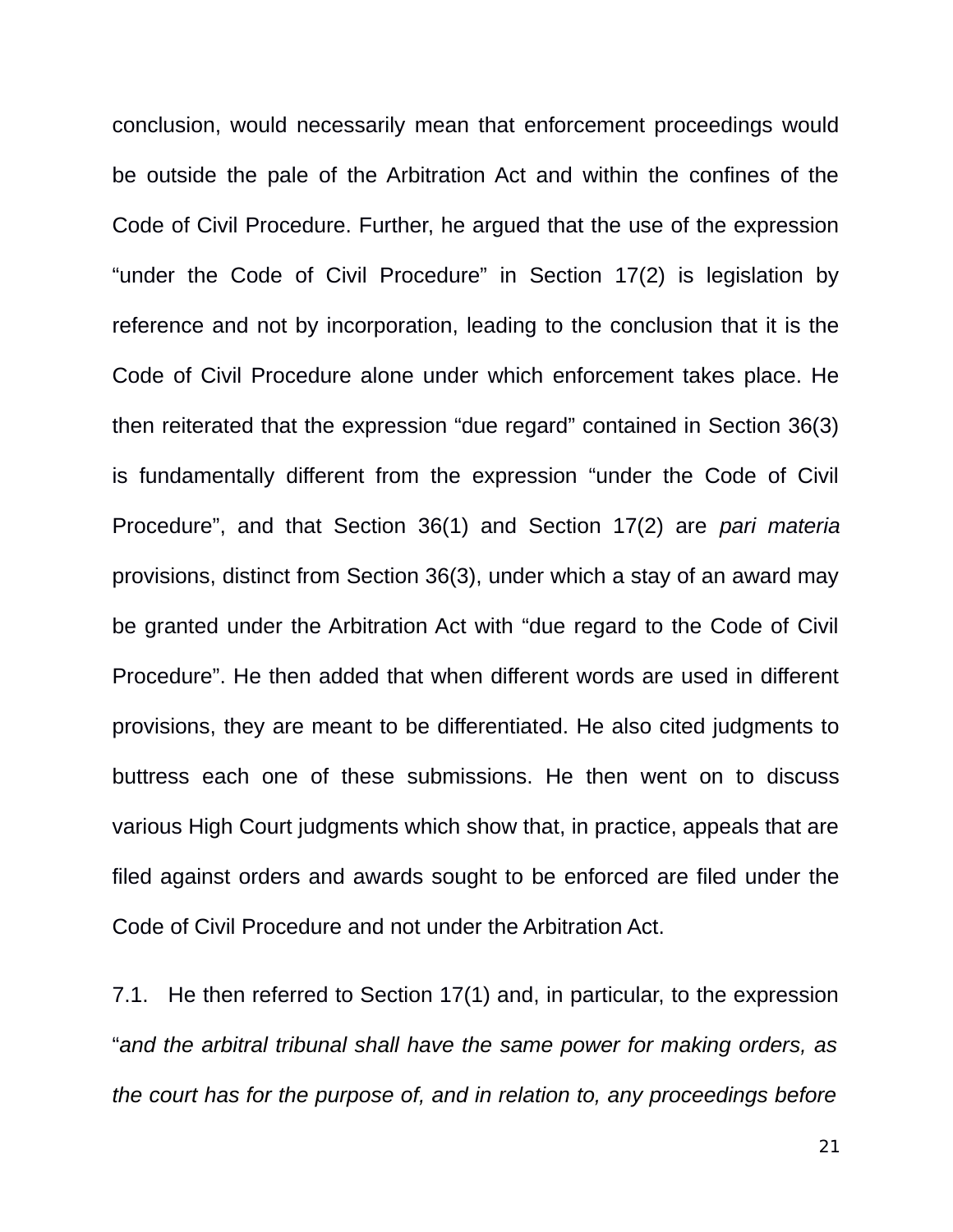conclusion, would necessarily mean that enforcement proceedings would be outside the pale of the Arbitration Act and within the confines of the Code of Civil Procedure. Further, he argued that the use of the expression "under the Code of Civil Procedure" in Section 17(2) is legislation by reference and not by incorporation, leading to the conclusion that it is the Code of Civil Procedure alone under which enforcement takes place. He then reiterated that the expression "due regard" contained in Section 36(3) is fundamentally different from the expression "under the Code of Civil Procedure", and that Section 36(1) and Section 17(2) are *pari materia* provisions, distinct from Section 36(3), under which a stay of an award may be granted under the Arbitration Act with "due regard to the Code of Civil Procedure". He then added that when different words are used in different provisions, they are meant to be differentiated. He also cited judgments to buttress each one of these submissions. He then went on to discuss various High Court judgments which show that, in practice, appeals that are filed against orders and awards sought to be enforced are filed under the Code of Civil Procedure and not under the Arbitration Act.

7.1. He then referred to Section 17(1) and, in particular, to the expression "*and the arbitral tribunal shall have the same power for making orders, as the court has for the purpose of, and in relation to, any proceedings before*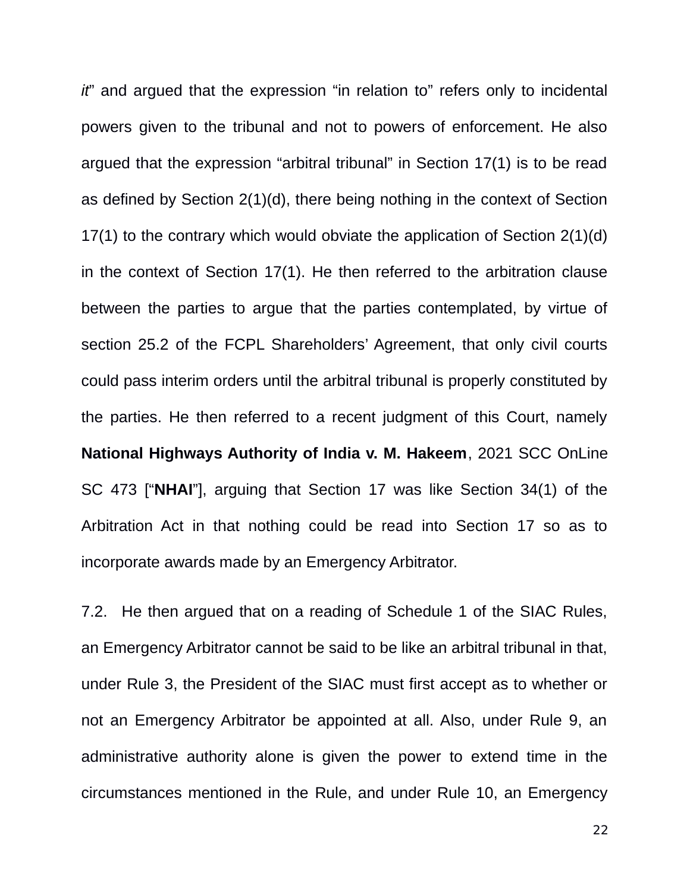*it*" and argued that the expression "in relation to" refers only to incidental powers given to the tribunal and not to powers of enforcement. He also argued that the expression "arbitral tribunal" in Section 17(1) is to be read as defined by Section 2(1)(d), there being nothing in the context of Section 17(1) to the contrary which would obviate the application of Section 2(1)(d) in the context of Section 17(1). He then referred to the arbitration clause between the parties to argue that the parties contemplated, by virtue of section 25.2 of the FCPL Shareholders' Agreement, that only civil courts could pass interim orders until the arbitral tribunal is properly constituted by the parties. He then referred to a recent judgment of this Court, namely **National Highways Authority of India v. M. Hakeem**, 2021 SCC OnLine SC 473 ["**NHAI**"], arguing that Section 17 was like Section 34(1) of the Arbitration Act in that nothing could be read into Section 17 so as to incorporate awards made by an Emergency Arbitrator.

7.2. He then argued that on a reading of Schedule 1 of the SIAC Rules, an Emergency Arbitrator cannot be said to be like an arbitral tribunal in that, under Rule 3, the President of the SIAC must first accept as to whether or not an Emergency Arbitrator be appointed at all. Also, under Rule 9, an administrative authority alone is given the power to extend time in the circumstances mentioned in the Rule, and under Rule 10, an Emergency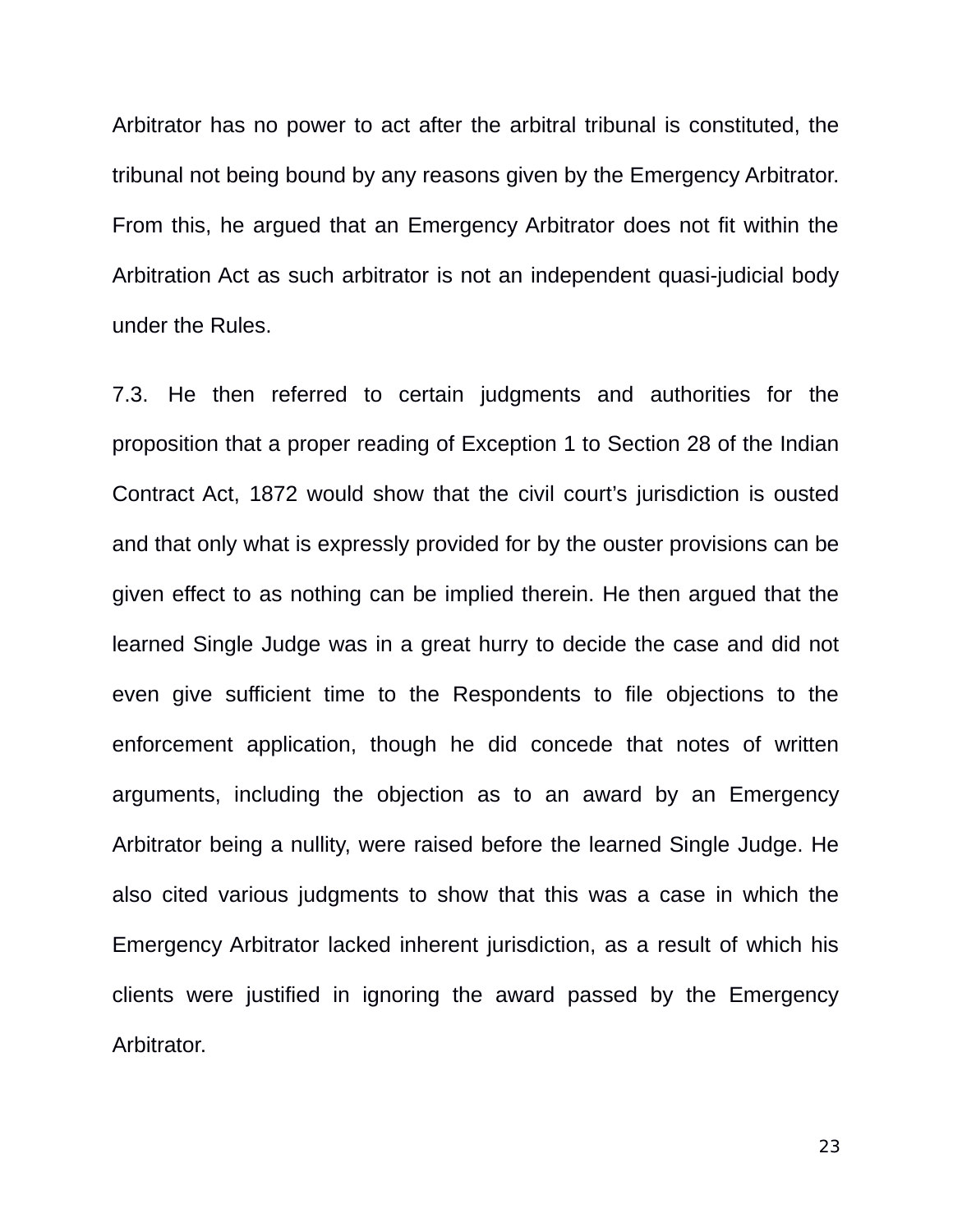Arbitrator has no power to act after the arbitral tribunal is constituted, the tribunal not being bound by any reasons given by the Emergency Arbitrator. From this, he argued that an Emergency Arbitrator does not fit within the Arbitration Act as such arbitrator is not an independent quasi-judicial body under the Rules.

7.3. He then referred to certain judgments and authorities for the proposition that a proper reading of Exception 1 to Section 28 of the Indian Contract Act, 1872 would show that the civil court's jurisdiction is ousted and that only what is expressly provided for by the ouster provisions can be given effect to as nothing can be implied therein. He then argued that the learned Single Judge was in a great hurry to decide the case and did not even give sufficient time to the Respondents to file objections to the enforcement application, though he did concede that notes of written arguments, including the objection as to an award by an Emergency Arbitrator being a nullity, were raised before the learned Single Judge. He also cited various judgments to show that this was a case in which the Emergency Arbitrator lacked inherent jurisdiction, as a result of which his clients were justified in ignoring the award passed by the Emergency Arbitrator.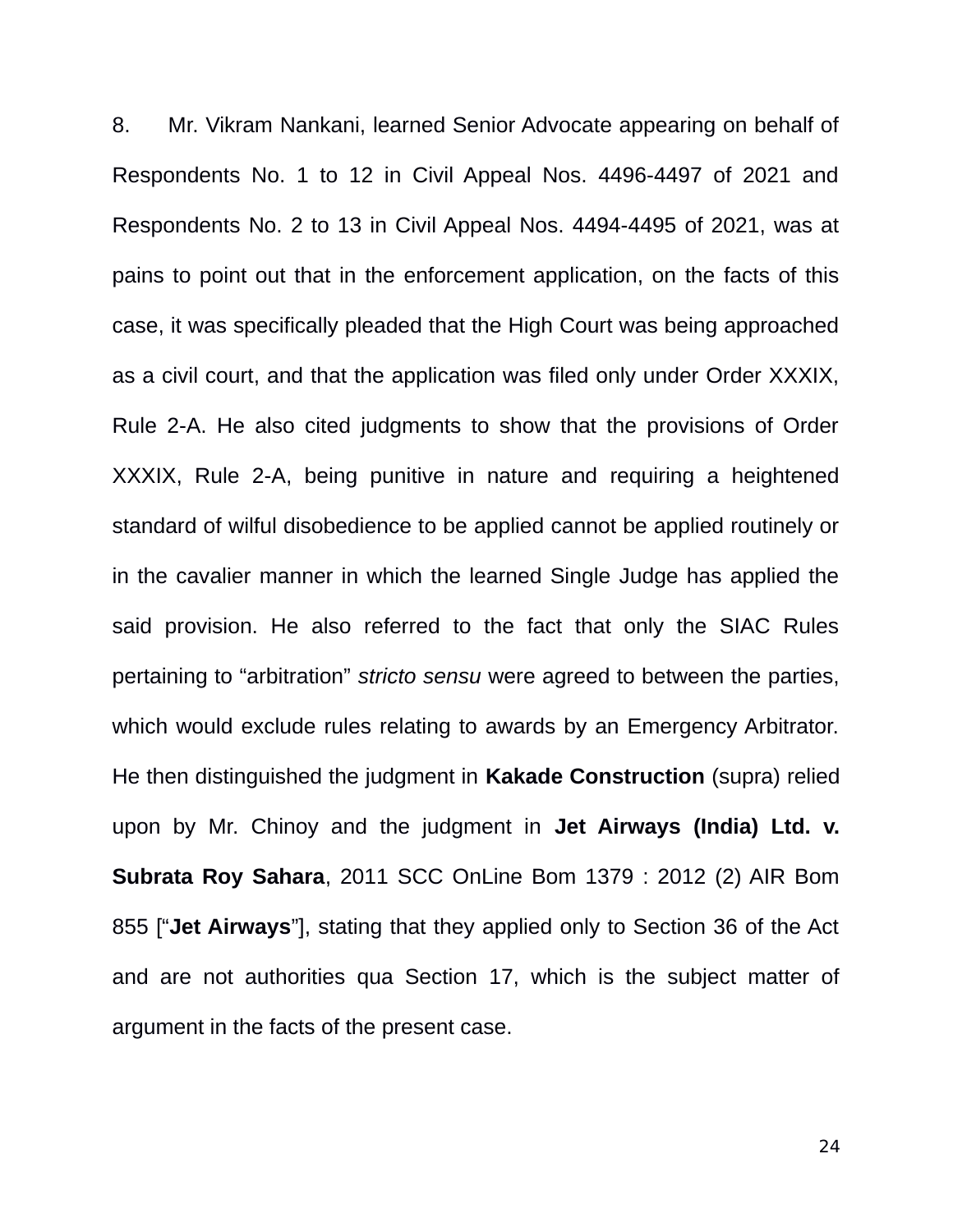8. Mr. Vikram Nankani, learned Senior Advocate appearing on behalf of Respondents No. 1 to 12 in Civil Appeal Nos. 4496-4497 of 2021 and Respondents No. 2 to 13 in Civil Appeal Nos. 4494-4495 of 2021, was at pains to point out that in the enforcement application, on the facts of this case, it was specifically pleaded that the High Court was being approached as a civil court, and that the application was filed only under Order XXXIX, Rule 2-A. He also cited judgments to show that the provisions of Order XXXIX, Rule 2-A, being punitive in nature and requiring a heightened standard of wilful disobedience to be applied cannot be applied routinely or in the cavalier manner in which the learned Single Judge has applied the said provision. He also referred to the fact that only the SIAC Rules pertaining to "arbitration" *stricto sensu* were agreed to between the parties, which would exclude rules relating to awards by an Emergency Arbitrator. He then distinguished the judgment in **Kakade Construction** (supra) relied upon by Mr. Chinoy and the judgment in **Jet Airways (India) Ltd. v. Subrata Roy Sahara**, 2011 SCC OnLine Bom 1379 : 2012 (2) AIR Bom 855 ["**Jet Airways**"], stating that they applied only to Section 36 of the Act and are not authorities qua Section 17, which is the subject matter of argument in the facts of the present case.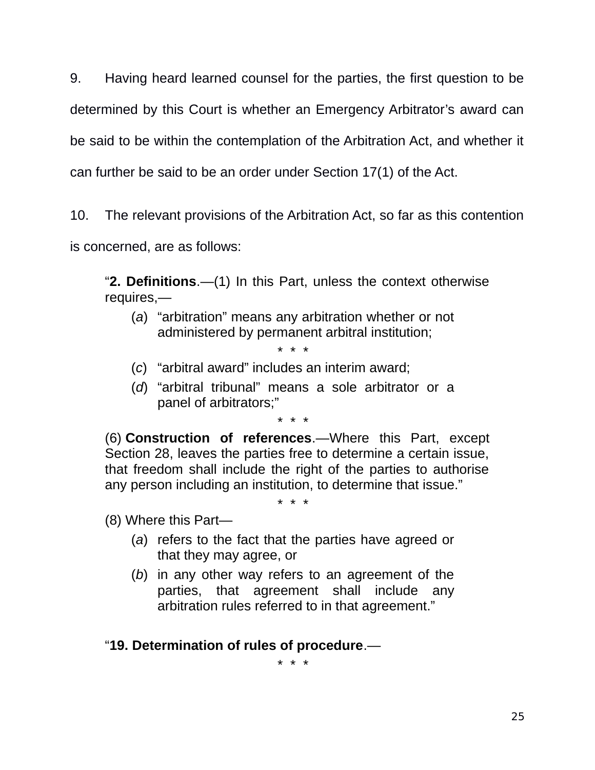9. Having heard learned counsel for the parties, the first question to be determined by this Court is whether an Emergency Arbitrator's award can be said to be within the contemplation of the Arbitration Act, and whether it can further be said to be an order under Section 17(1) of the Act.

10. The relevant provisions of the Arbitration Act, so far as this contention is concerned, are as follows:

> "**2. Definitions**.—(1) In this Part, unless the context otherwise requires,—
>
> (*a*) "arbitration" means any arbitration whether or not administered by permanent arbitral institution;
>
> \* \* \*
>
> (*c*) "arbitral award" includes an interim award;
>
> (*d*) "arbitral tribunal" means a sole arbitrator or a panel of arbitrators;"
>
> \* \* \*
>
> (6) **Construction of references**.—Where this Part, except Section 28, leaves the parties free to determine a certain issue, that freedom shall include the right of the parties to authorise any person including an institution, to determine that issue."
>
> \* \* \*
>
> (8) Where this Part—
>
> (*a*) refers to the fact that the parties have agreed or that they may agree, or
>
> (*b*) in any other way refers to an agreement of the parties, that agreement shall include any arbitration rules referred to in that agreement."
>
> "**19. Determination of rules of procedure**.—
>
> \* \* \*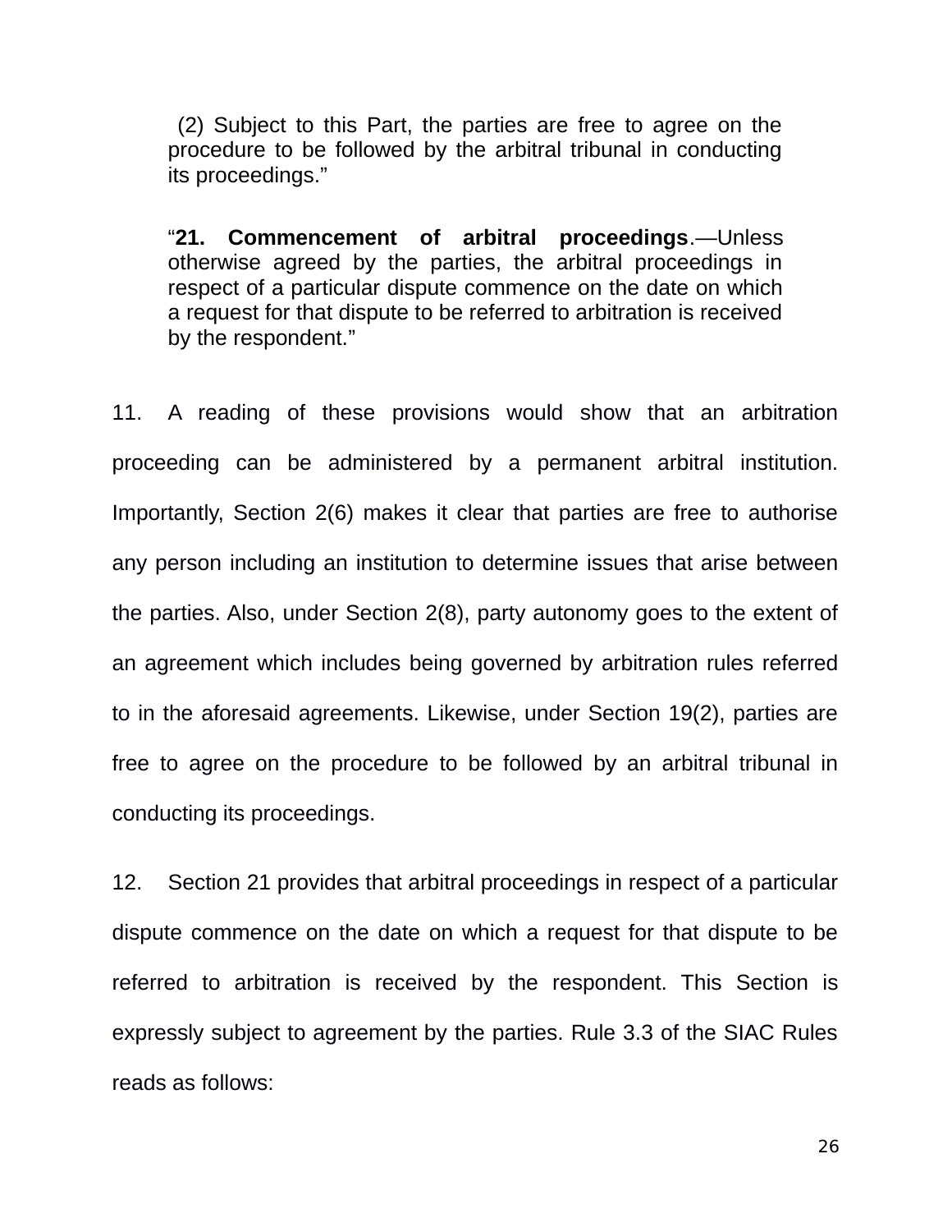> (2) Subject to this Part, the parties are free to agree on the procedure to be followed by the arbitral tribunal in conducting its proceedings.”

> “**21. Commencement of arbitral proceedings**.—Unless otherwise agreed by the parties, the arbitral proceedings in respect of a particular dispute commence on the date on which a request for that dispute to be referred to arbitration is received by the respondent.”

11. A reading of these provisions would show that an arbitration proceeding can be administered by a permanent arbitral institution. Importantly, Section 2(6) makes it clear that parties are free to authorise any person including an institution to determine issues that arise between the parties. Also, under Section 2(8), party autonomy goes to the extent of an agreement which includes being governed by arbitration rules referred to in the aforesaid agreements. Likewise, under Section 19(2), parties are free to agree on the procedure to be followed by an arbitral tribunal in conducting its proceedings.

12. Section 21 provides that arbitral proceedings in respect of a particular dispute commence on the date on which a request for that dispute to be referred to arbitration is received by the respondent. This Section is expressly subject to agreement by the parties. Rule 3.3 of the SIAC Rules reads as follows: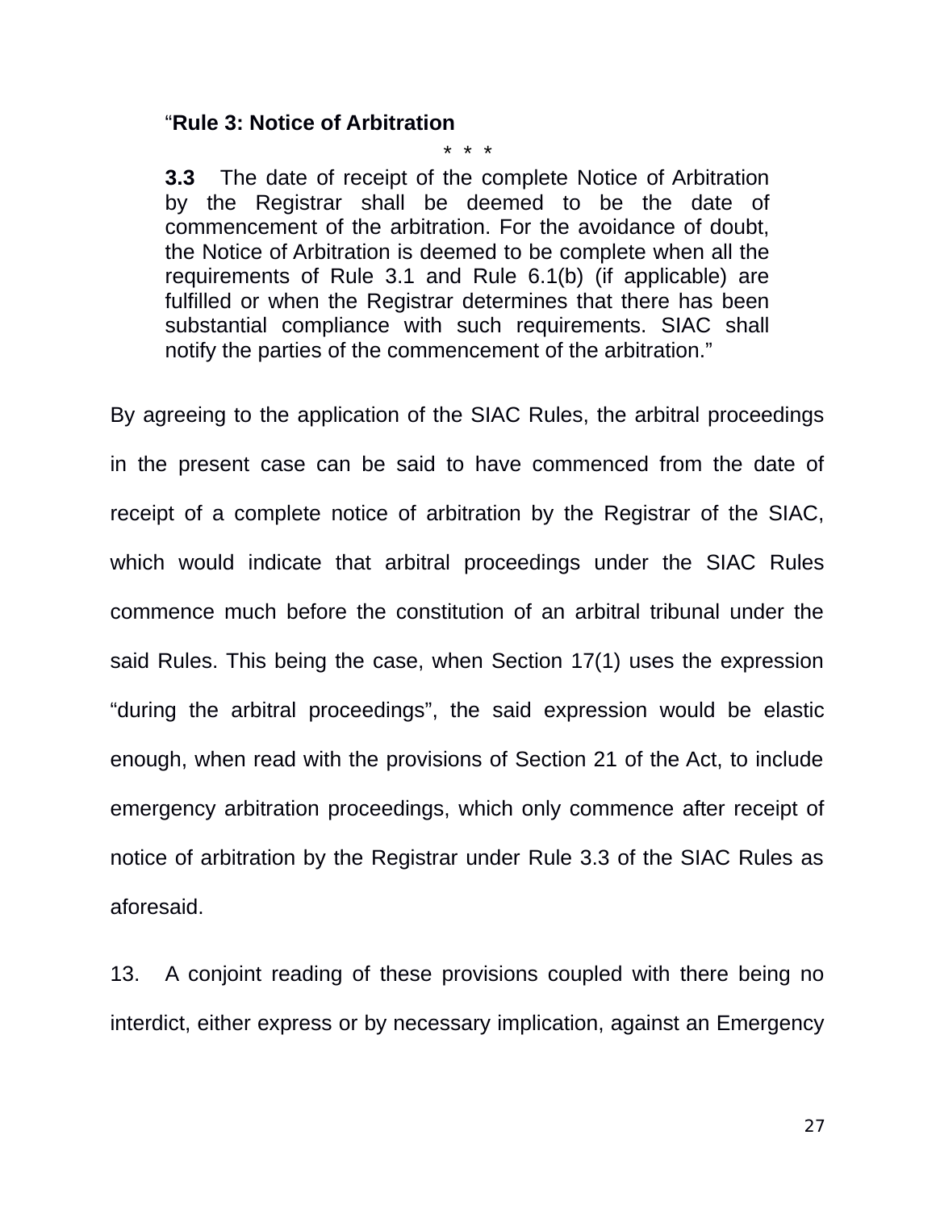> "**Rule 3: Notice of Arbitration**
>
> \* \* \*
>
> **3.3** The date of receipt of the complete Notice of Arbitration by the Registrar shall be deemed to be the date of commencement of the arbitration. For the avoidance of doubt, the Notice of Arbitration is deemed to be complete when all the requirements of Rule 3.1 and Rule 6.1(b) (if applicable) are fulfilled or when the Registrar determines that there has been substantial compliance with such requirements. SIAC shall notify the parties of the commencement of the arbitration."

By agreeing to the application of the SIAC Rules, the arbitral proceedings in the present case can be said to have commenced from the date of receipt of a complete notice of arbitration by the Registrar of the SIAC, which would indicate that arbitral proceedings under the SIAC Rules commence much before the constitution of an arbitral tribunal under the said Rules. This being the case, when Section 17(1) uses the expression "during the arbitral proceedings", the said expression would be elastic enough, when read with the provisions of Section 21 of the Act, to include emergency arbitration proceedings, which only commence after receipt of notice of arbitration by the Registrar under Rule 3.3 of the SIAC Rules as aforesaid.

13. A conjoint reading of these provisions coupled with there being no interdict, either express or by necessary implication, against an Emergency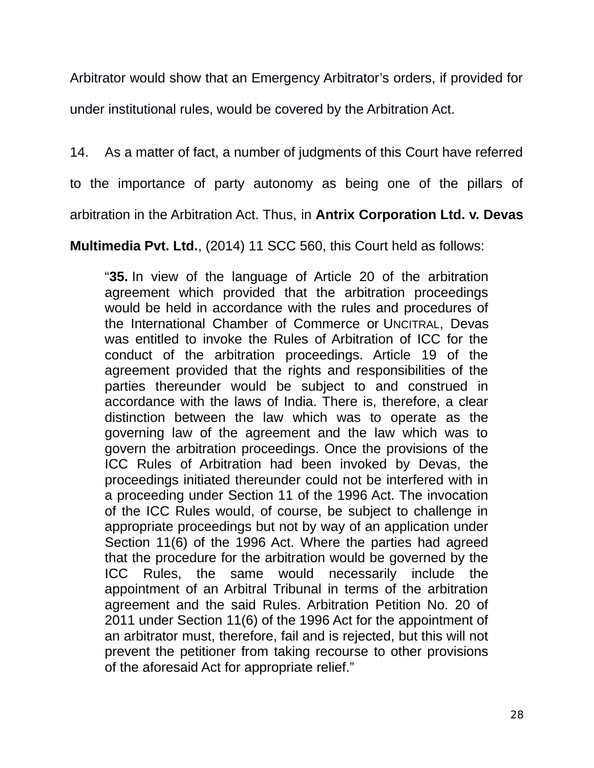Arbitrator would show that an Emergency Arbitrator's orders, if provided for under institutional rules, would be covered by the Arbitration Act.

14. As a matter of fact, a number of judgments of this Court have referred to the importance of party autonomy as being one of the pillars of arbitration in the Arbitration Act. Thus, in **Antrix Corporation Ltd. v. Devas Multimedia Pvt. Ltd.**, (2014) 11 SCC 560, this Court held as follows:

> "**35.** In view of the language of Article 20 of the arbitration agreement which provided that the arbitration proceedings would be held in accordance with the rules and procedures of the International Chamber of Commerce or UNCITRAL, Devas was entitled to invoke the Rules of Arbitration of ICC for the conduct of the arbitration proceedings. Article 19 of the agreement provided that the rights and responsibilities of the parties thereunder would be subject to and construed in accordance with the laws of India. There is, therefore, a clear distinction between the law which was to operate as the governing law of the agreement and the law which was to govern the arbitration proceedings. Once the provisions of the ICC Rules of Arbitration had been invoked by Devas, the proceedings initiated thereunder could not be interfered with in a proceeding under Section 11 of the 1996 Act. The invocation of the ICC Rules would, of course, be subject to challenge in appropriate proceedings but not by way of an application under Section 11(6) of the 1996 Act. Where the parties had agreed that the procedure for the arbitration would be governed by the ICC Rules, the same would necessarily include the appointment of an Arbitral Tribunal in terms of the arbitration agreement and the said Rules. Arbitration Petition No. 20 of 2011 under Section 11(6) of the 1996 Act for the appointment of an arbitrator must, therefore, fail and is rejected, but this will not prevent the petitioner from taking recourse to other provisions of the aforesaid Act for appropriate relief."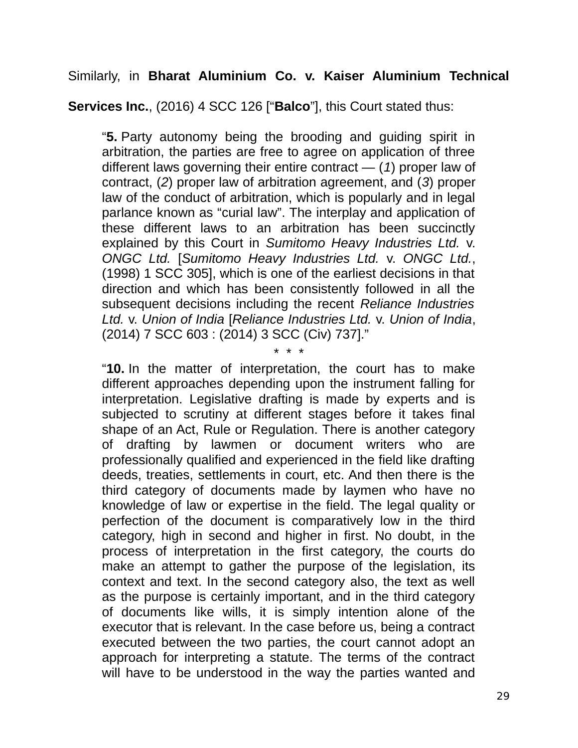Similarly, in **Bharat Aluminium Co. v. Kaiser Aluminium Technical Services Inc.**, (2016) 4 SCC 126 ["**Balco**"], this Court stated thus:

> "**5.** Party autonomy being the brooding and guiding spirit in arbitration, the parties are free to agree on application of three different laws governing their entire contract — (*1*) proper law of contract, (*2*) proper law of arbitration agreement, and (*3*) proper law of the conduct of arbitration, which is popularly and in legal parlance known as "curial law". The interplay and application of these different laws to an arbitration has been succinctly explained by this Court in *Sumitomo Heavy Industries Ltd.* v. *ONGC Ltd.* [*Sumitomo Heavy Industries Ltd.* v. *ONGC Ltd.*, (1998) 1 SCC 305], which is one of the earliest decisions in that direction and which has been consistently followed in all the subsequent decisions including the recent *Reliance Industries Ltd.* v. *Union of India* [*Reliance Industries Ltd.* v. *Union of India*, (2014) 7 SCC 603 : (2014) 3 SCC (Civ) 737]."
>
> \* \* \*
>
> "**10.** In the matter of interpretation, the court has to make different approaches depending upon the instrument falling for interpretation. Legislative drafting is made by experts and is subjected to scrutiny at different stages before it takes final shape of an Act, Rule or Regulation. There is another category of drafting by lawmen or document writers who are professionally qualified and experienced in the field like drafting deeds, treaties, settlements in court, etc. And then there is the third category of documents made by laymen who have no knowledge of law or expertise in the field. The legal quality or perfection of the document is comparatively low in the third category, high in second and higher in first. No doubt, in the process of interpretation in the first category, the courts do make an attempt to gather the purpose of the legislation, its context and text. In the second category also, the text as well as the purpose is certainly important, and in the third category of documents like wills, it is simply intention alone of the executor that is relevant. In the case before us, being a contract executed between the two parties, the court cannot adopt an approach for interpreting a statute. The terms of the contract will have to be understood in the way the parties wanted and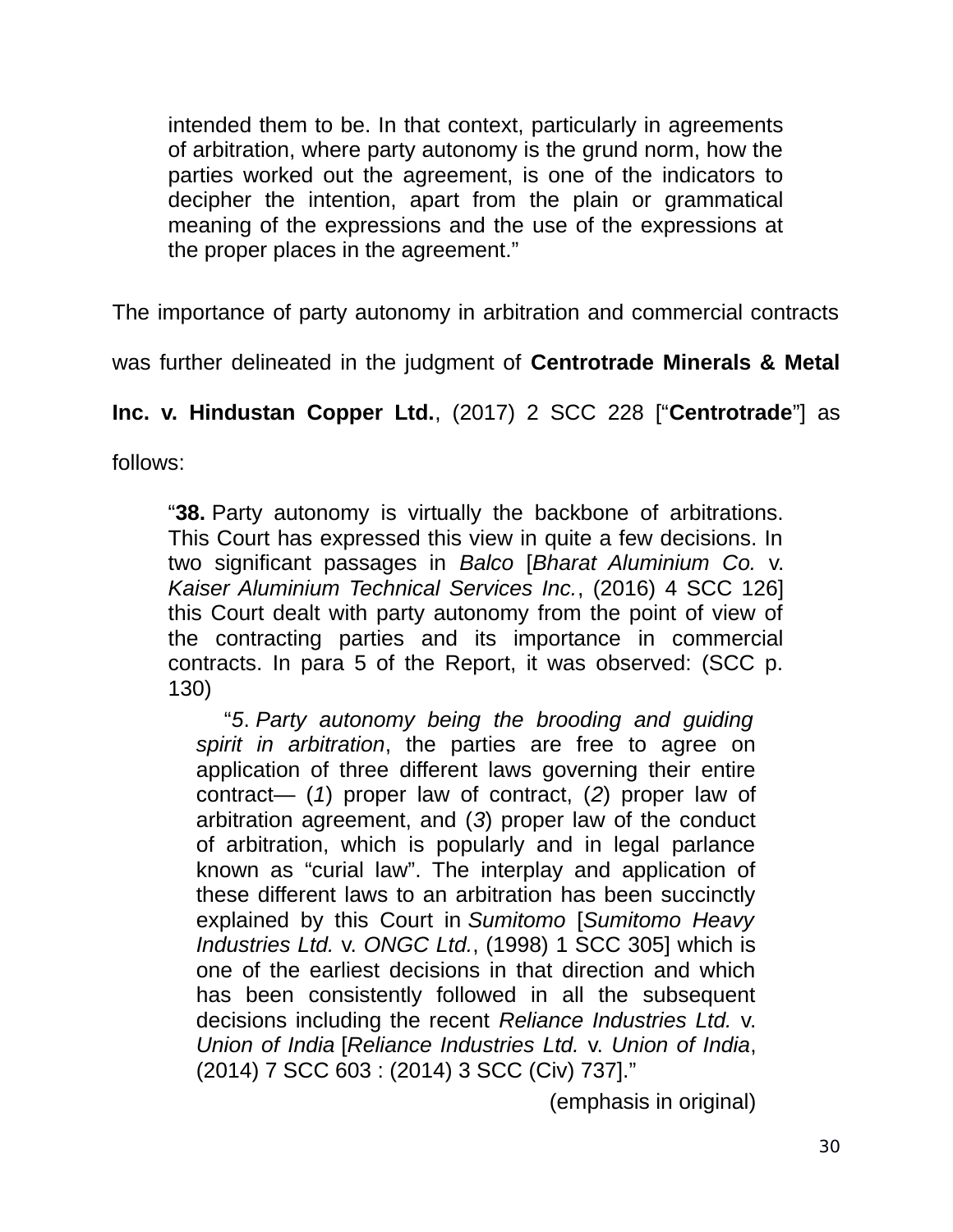> intended them to be. In that context, particularly in agreements of arbitration, where party autonomy is the grund norm, how the parties worked out the agreement, is one of the indicators to decipher the intention, apart from the plain or grammatical meaning of the expressions and the use of the expressions at the proper places in the agreement."

The importance of party autonomy in arbitration and commercial contracts was further delineated in the judgment of **Centrotrade Minerals & Metal Inc. v. Hindustan Copper Ltd.**, (2017) 2 SCC 228 ["**Centrotrade**"] as follows:

> "**38.** Party autonomy is virtually the backbone of arbitrations. This Court has expressed this view in quite a few decisions. In two significant passages in *Balco* [*Bharat Aluminium Co.* v. *Kaiser Aluminium Technical Services Inc.*, (2016) 4 SCC 126] this Court dealt with party autonomy from the point of view of the contracting parties and its importance in commercial contracts. In para 5 of the Report, it was observed: (SCC p. 130)
>
> > "*5*. *Party autonomy being the brooding and guiding spirit in arbitration*, the parties are free to agree on application of three different laws governing their entire contract— (*1*) proper law of contract, (*2*) proper law of arbitration agreement, and (*3*) proper law of the conduct of arbitration, which is popularly and in legal parlance known as "curial law". The interplay and application of these different laws to an arbitration has been succinctly explained by this Court in *Sumitomo* [*Sumitomo Heavy Industries Ltd.* v. *ONGC Ltd.*, (1998) 1 SCC 305] which is one of the earliest decisions in that direction and which has been consistently followed in all the subsequent decisions including the recent *Reliance Industries Ltd.* v. *Union of India* [*Reliance Industries Ltd.* v. *Union of India*, (2014) 7 SCC 603 : (2014) 3 SCC (Civ) 737]."
> >
> > (emphasis in original)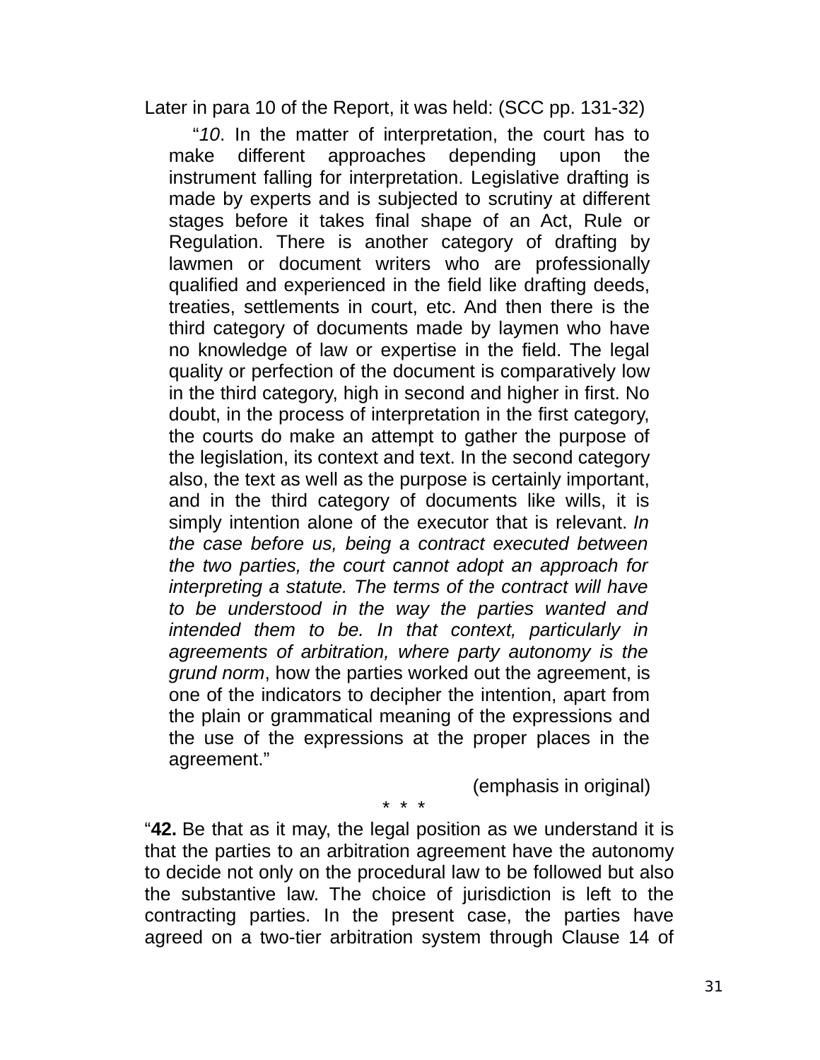Later in para 10 of the Report, it was held: (SCC pp. 131-32)

> "*10*. In the matter of interpretation, the court has to make different approaches depending upon the instrument falling for interpretation. Legislative drafting is made by experts and is subjected to scrutiny at different stages before it takes final shape of an Act, Rule or Regulation. There is another category of drafting by lawmen or document writers who are professionally qualified and experienced in the field like drafting deeds, treaties, settlements in court, etc. And then there is the third category of documents made by laymen who have no knowledge of law or expertise in the field. The legal quality or perfection of the document is comparatively low in the third category, high in second and higher in first. No doubt, in the process of interpretation in the first category, the courts do make an attempt to gather the purpose of the legislation, its context and text. In the second category also, the text as well as the purpose is certainly important, and in the third category of documents like wills, it is simply intention alone of the executor that is relevant. *In the case before us, being a contract executed between the two parties, the court cannot adopt an approach for interpreting a statute. The terms of the contract will have to be understood in the way the parties wanted and intended them to be. In that context, particularly in agreements of arbitration, where party autonomy is the grund norm*, how the parties worked out the agreement, is one of the indicators to decipher the intention, apart from the plain or grammatical meaning of the expressions and the use of the expressions at the proper places in the agreement."
>
> (emphasis in original)

\* \* \*

"**42.** Be that as it may, the legal position as we understand it is that the parties to an arbitration agreement have the autonomy to decide not only on the procedural law to be followed but also the substantive law. The choice of jurisdiction is left to the contracting parties. In the present case, the parties have agreed on a two-tier arbitration system through Clause 14 of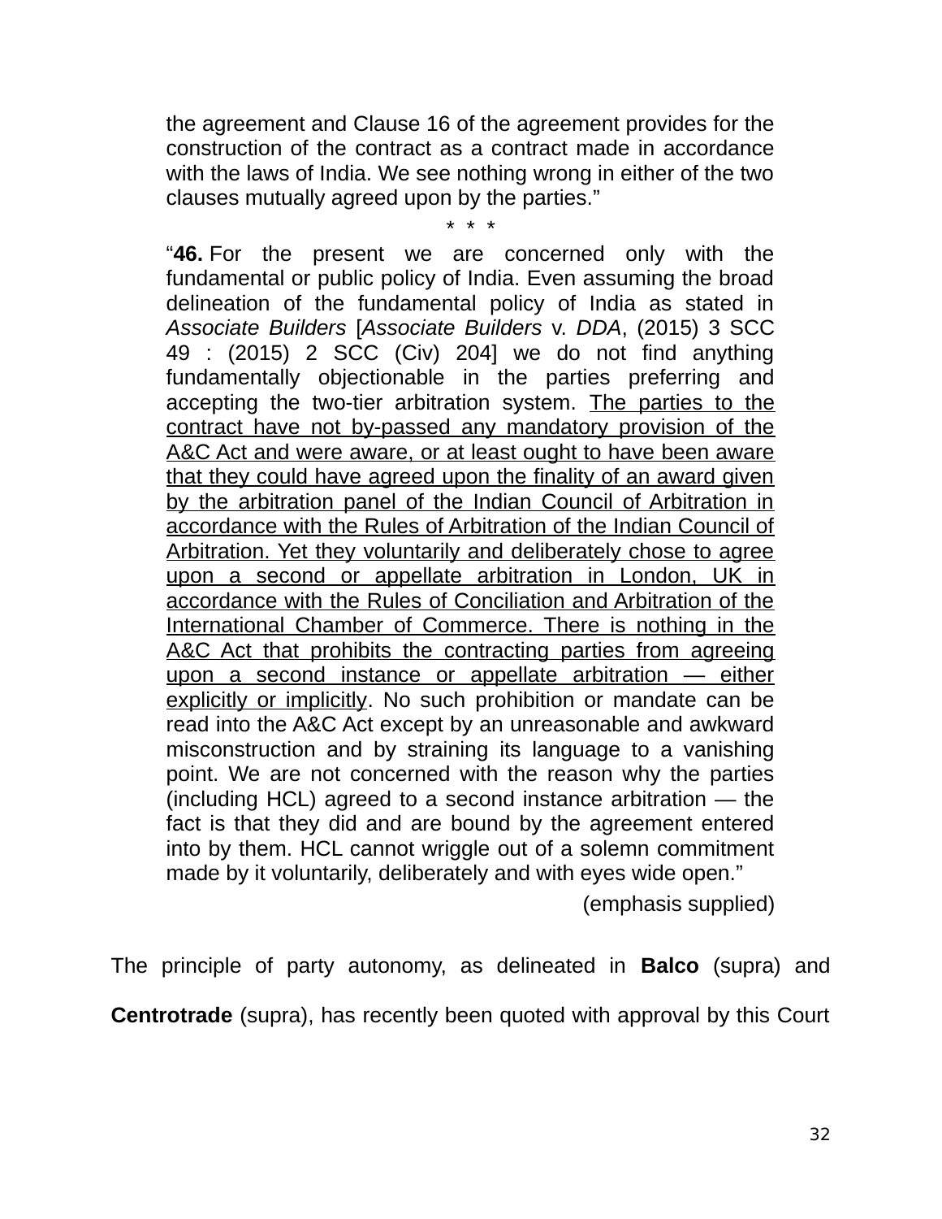> the agreement and Clause 16 of the agreement provides for the construction of the contract as a contract made in accordance with the laws of India. We see nothing wrong in either of the two clauses mutually agreed upon by the parties."
>
> \* \* \*
>
> "**46.** For the present we are concerned only with the fundamental or public policy of India. Even assuming the broad delineation of the fundamental policy of India as stated in *Associate Builders* [*Associate Builders* v. *DDA*, (2015) 3 SCC 49 : (2015) 2 SCC (Civ) 204] we do not find anything fundamentally objectionable in the parties preferring and accepting the two-tier arbitration system. <u>The parties to the contract have not by-passed any mandatory provision of the A&C Act and were aware, or at least ought to have been aware that they could have agreed upon the finality of an award given by the arbitration panel of the Indian Council of Arbitration in accordance with the Rules of Arbitration of the Indian Council of Arbitration. Yet they voluntarily and deliberately chose to agree upon a second or appellate arbitration in London, UK in accordance with the Rules of Conciliation and Arbitration of the International Chamber of Commerce. There is nothing in the A&C Act that prohibits the contracting parties from agreeing upon a second instance or appellate arbitration — either explicitly or implicitly</u>. No such prohibition or mandate can be read into the A&C Act except by an unreasonable and awkward misconstruction and by straining its language to a vanishing point. We are not concerned with the reason why the parties (including HCL) agreed to a second instance arbitration — the fact is that they did and are bound by the agreement entered into by them. HCL cannot wriggle out of a solemn commitment made by it voluntarily, deliberately and with eyes wide open."
>
> (emphasis supplied)

The principle of party autonomy, as delineated in **Balco** (supra) and **Centrotrade** (supra), has recently been quoted with approval by this Court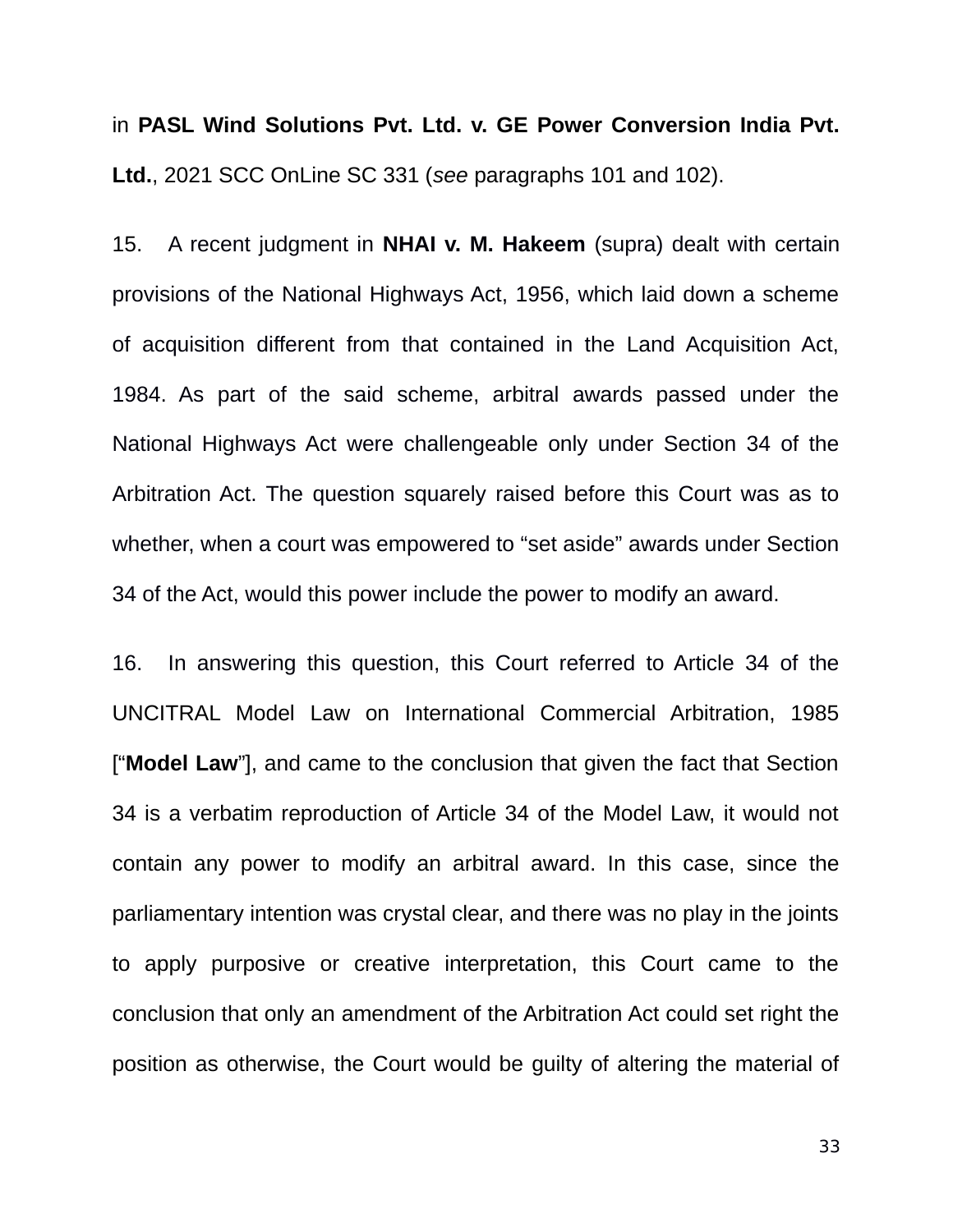in **PASL Wind Solutions Pvt. Ltd. v. GE Power Conversion India Pvt. Ltd.**, 2021 SCC OnLine SC 331 (*see* paragraphs 101 and 102).

15. A recent judgment in **NHAI v. M. Hakeem** (supra) dealt with certain provisions of the National Highways Act, 1956, which laid down a scheme of acquisition different from that contained in the Land Acquisition Act, 1984. As part of the said scheme, arbitral awards passed under the National Highways Act were challengeable only under Section 34 of the Arbitration Act. The question squarely raised before this Court was as to whether, when a court was empowered to "set aside" awards under Section 34 of the Act, would this power include the power to modify an award.

16. In answering this question, this Court referred to Article 34 of the UNCITRAL Model Law on International Commercial Arbitration, 1985 ["**Model Law**"], and came to the conclusion that given the fact that Section 34 is a verbatim reproduction of Article 34 of the Model Law, it would not contain any power to modify an arbitral award. In this case, since the parliamentary intention was crystal clear, and there was no play in the joints to apply purposive or creative interpretation, this Court came to the conclusion that only an amendment of the Arbitration Act could set right the position as otherwise, the Court would be guilty of altering the material of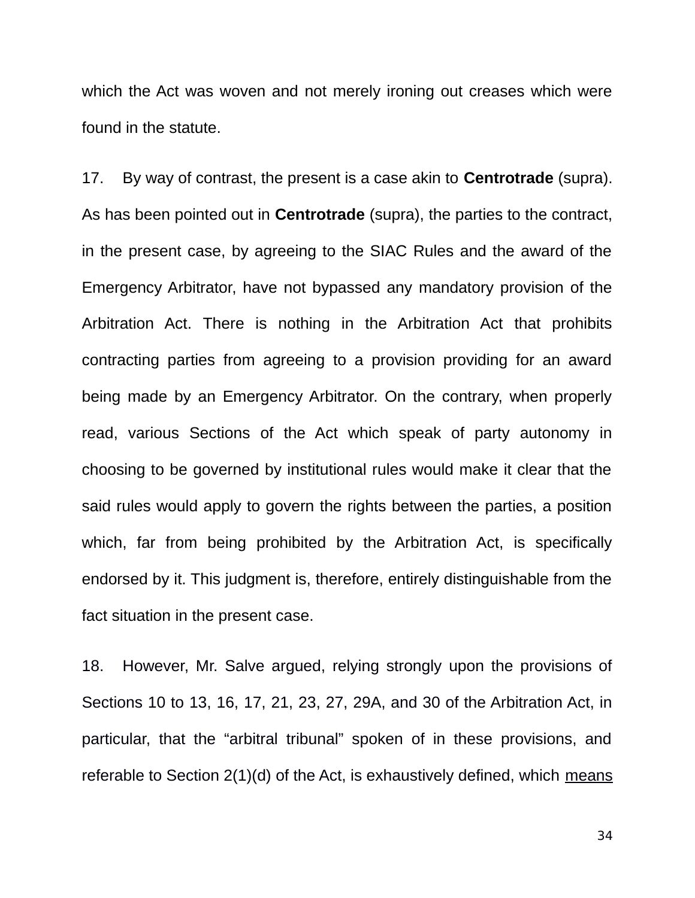which the Act was woven and not merely ironing out creases which were found in the statute.

17. By way of contrast, the present is a case akin to **Centrotrade** (supra). As has been pointed out in **Centrotrade** (supra), the parties to the contract, in the present case, by agreeing to the SIAC Rules and the award of the Emergency Arbitrator, have not bypassed any mandatory provision of the Arbitration Act. There is nothing in the Arbitration Act that prohibits contracting parties from agreeing to a provision providing for an award being made by an Emergency Arbitrator. On the contrary, when properly read, various Sections of the Act which speak of party autonomy in choosing to be governed by institutional rules would make it clear that the said rules would apply to govern the rights between the parties, a position which, far from being prohibited by the Arbitration Act, is specifically endorsed by it. This judgment is, therefore, entirely distinguishable from the fact situation in the present case.

18. However, Mr. Salve argued, relying strongly upon the provisions of Sections 10 to 13, 16, 17, 21, 23, 27, 29A, and 30 of the Arbitration Act, in particular, that the "arbitral tribunal" spoken of in these provisions, and referable to Section 2(1)(d) of the Act, is exhaustively defined, which <u>means</u>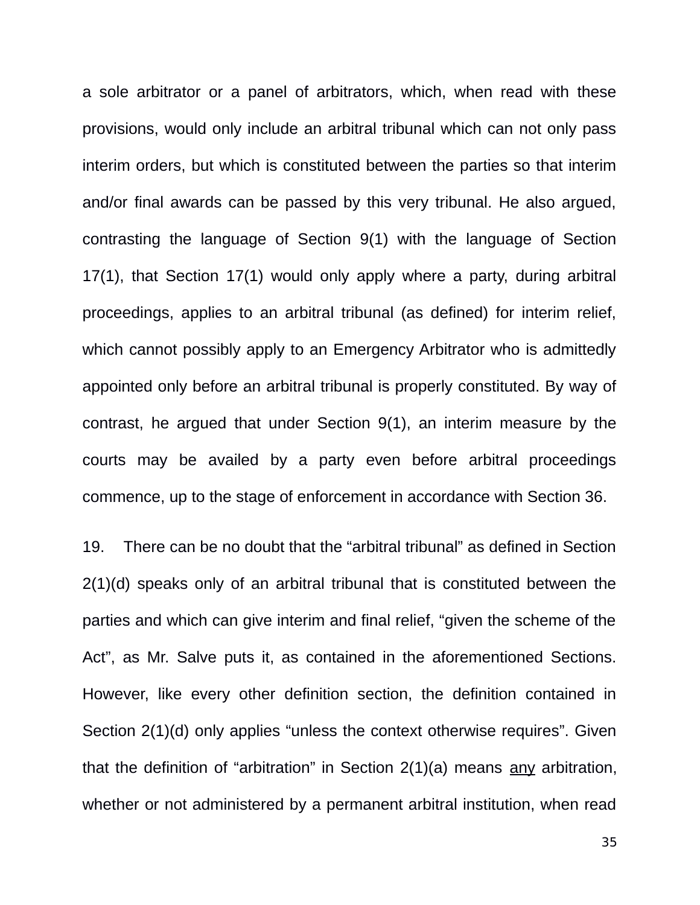a sole arbitrator or a panel of arbitrators, which, when read with these provisions, would only include an arbitral tribunal which can not only pass interim orders, but which is constituted between the parties so that interim and/or final awards can be passed by this very tribunal. He also argued, contrasting the language of Section 9(1) with the language of Section 17(1), that Section 17(1) would only apply where a party, during arbitral proceedings, applies to an arbitral tribunal (as defined) for interim relief, which cannot possibly apply to an Emergency Arbitrator who is admittedly appointed only before an arbitral tribunal is properly constituted. By way of contrast, he argued that under Section 9(1), an interim measure by the courts may be availed by a party even before arbitral proceedings commence, up to the stage of enforcement in accordance with Section 36.

19. There can be no doubt that the “arbitral tribunal” as defined in Section 2(1)(d) speaks only of an arbitral tribunal that is constituted between the parties and which can give interim and final relief, “given the scheme of the Act”, as Mr. Salve puts it, as contained in the aforementioned Sections. However, like every other definition section, the definition contained in Section 2(1)(d) only applies “unless the context otherwise requires”. Given that the definition of “arbitration” in Section 2(1)(a) means <u>any</u> arbitration, whether or not administered by a permanent arbitral institution, when read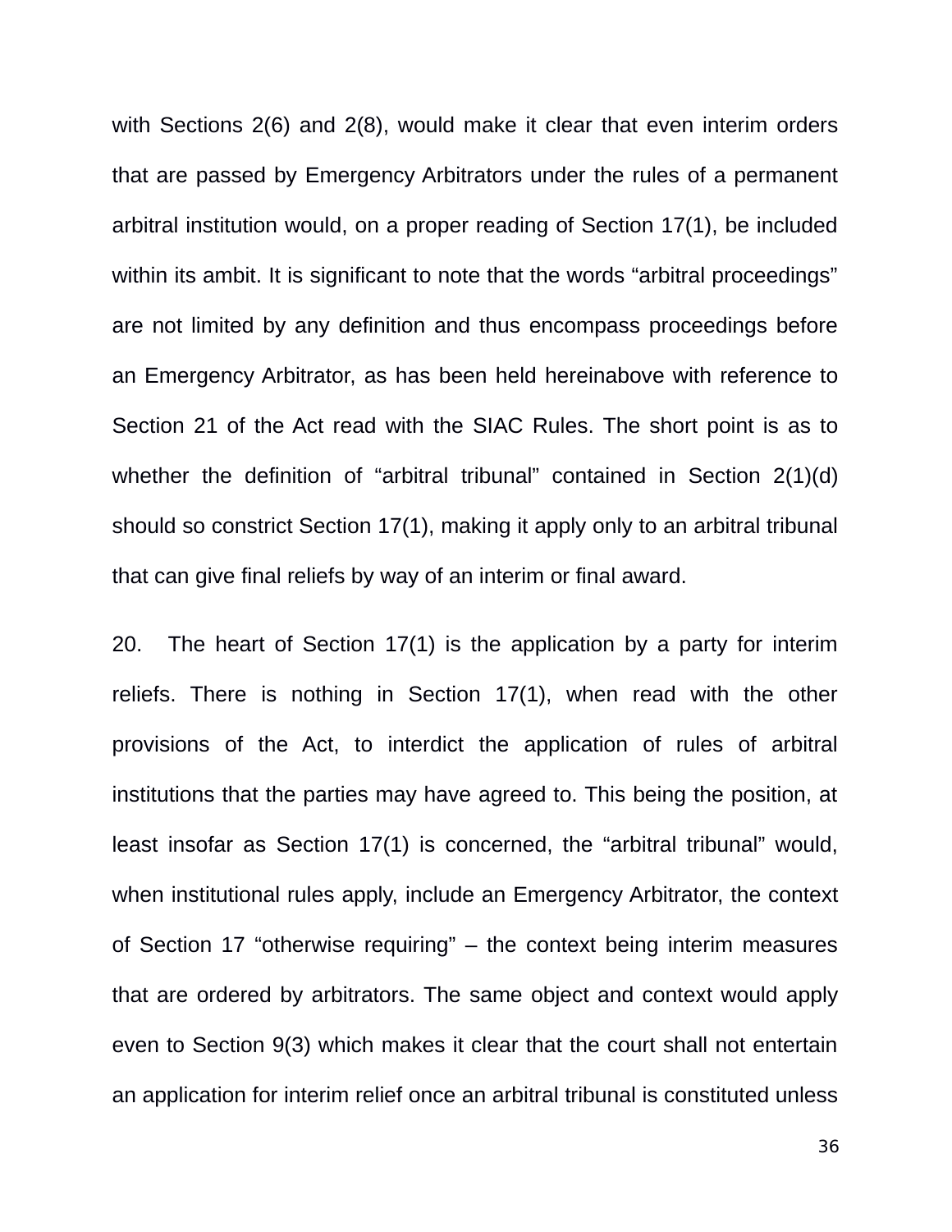with Sections 2(6) and 2(8), would make it clear that even interim orders that are passed by Emergency Arbitrators under the rules of a permanent arbitral institution would, on a proper reading of Section 17(1), be included within its ambit. It is significant to note that the words “arbitral proceedings” are not limited by any definition and thus encompass proceedings before an Emergency Arbitrator, as has been held hereinabove with reference to Section 21 of the Act read with the SIAC Rules. The short point is as to whether the definition of “arbitral tribunal” contained in Section 2(1)(d) should so constrict Section 17(1), making it apply only to an arbitral tribunal that can give final reliefs by way of an interim or final award.

20. The heart of Section 17(1) is the application by a party for interim reliefs. There is nothing in Section 17(1), when read with the other provisions of the Act, to interdict the application of rules of arbitral institutions that the parties may have agreed to. This being the position, at least insofar as Section 17(1) is concerned, the “arbitral tribunal” would, when institutional rules apply, include an Emergency Arbitrator, the context of Section 17 “otherwise requiring” – the context being interim measures that are ordered by arbitrators. The same object and context would apply even to Section 9(3) which makes it clear that the court shall not entertain an application for interim relief once an arbitral tribunal is constituted unless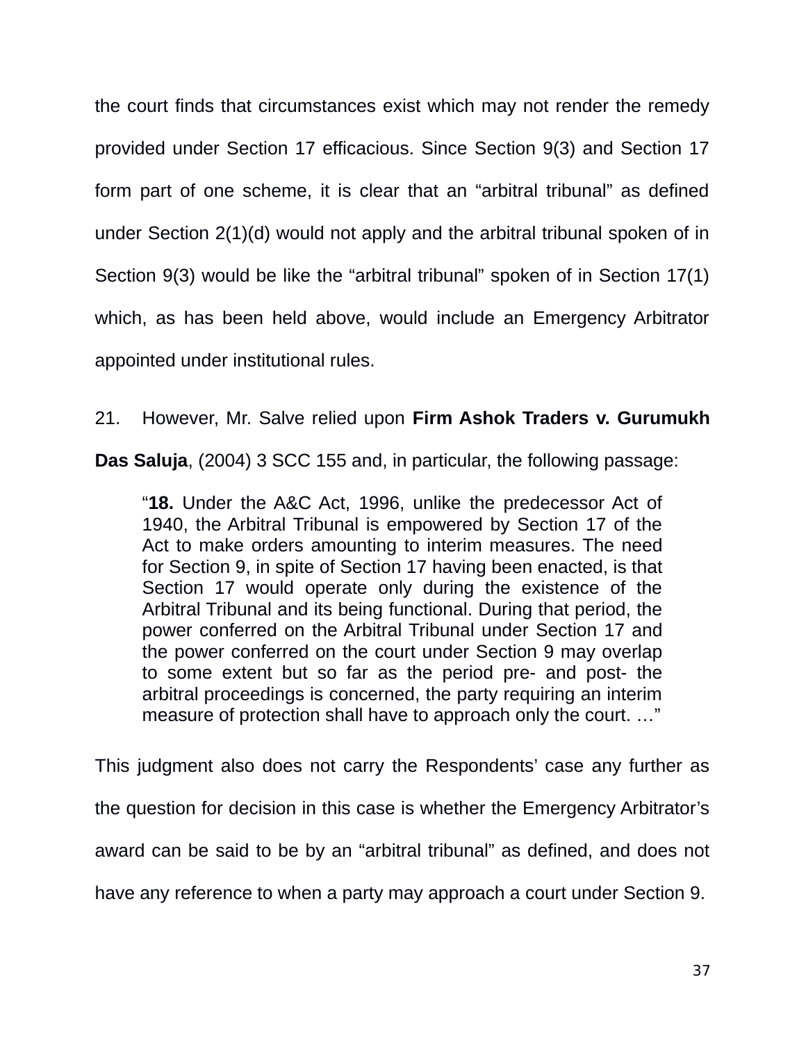the court finds that circumstances exist which may not render the remedy provided under Section 17 efficacious. Since Section 9(3) and Section 17 form part of one scheme, it is clear that an "arbitral tribunal" as defined under Section 2(1)(d) would not apply and the arbitral tribunal spoken of in Section 9(3) would be like the "arbitral tribunal" spoken of in Section 17(1) which, as has been held above, would include an Emergency Arbitrator appointed under institutional rules.

21. However, Mr. Salve relied upon **Firm Ashok Traders v. Gurumukh Das Saluja**, (2004) 3 SCC 155 and, in particular, the following passage:

> "**18.** Under the A&C Act, 1996, unlike the predecessor Act of 1940, the Arbitral Tribunal is empowered by Section 17 of the Act to make orders amounting to interim measures. The need for Section 9, in spite of Section 17 having been enacted, is that Section 17 would operate only during the existence of the Arbitral Tribunal and its being functional. During that period, the power conferred on the Arbitral Tribunal under Section 17 and the power conferred on the court under Section 9 may overlap to some extent but so far as the period pre- and post- the arbitral proceedings is concerned, the party requiring an interim measure of protection shall have to approach only the court. …"

This judgment also does not carry the Respondents' case any further as the question for decision in this case is whether the Emergency Arbitrator's award can be said to be by an "arbitral tribunal" as defined, and does not have any reference to when a party may approach a court under Section 9.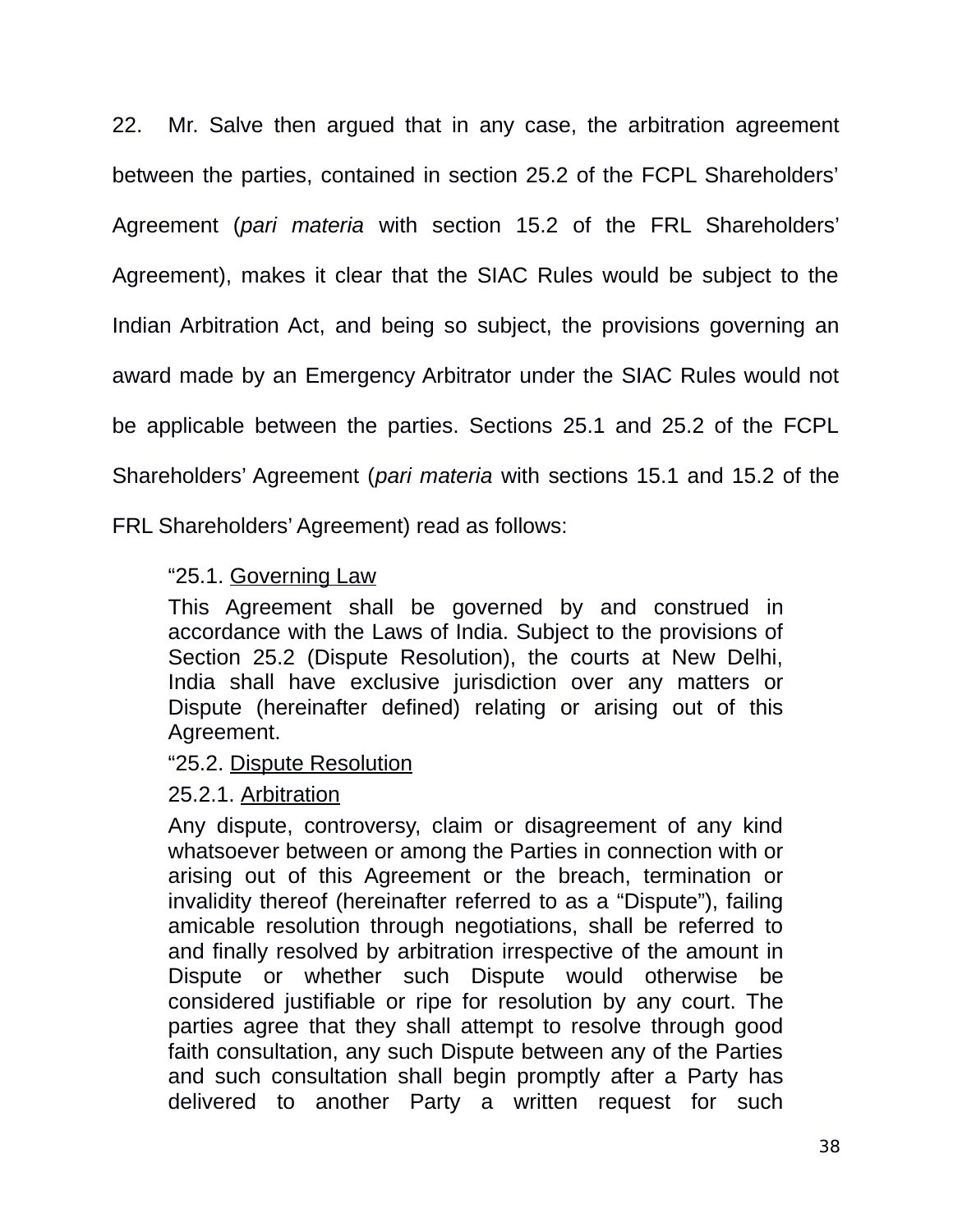22. Mr. Salve then argued that in any case, the arbitration agreement between the parties, contained in section 25.2 of the FCPL Shareholders' Agreement (*pari materia* with section 15.2 of the FRL Shareholders' Agreement), makes it clear that the SIAC Rules would be subject to the Indian Arbitration Act, and being so subject, the provisions governing an award made by an Emergency Arbitrator under the SIAC Rules would not be applicable between the parties. Sections 25.1 and 25.2 of the FCPL Shareholders' Agreement (*pari materia* with sections 15.1 and 15.2 of the FRL Shareholders' Agreement) read as follows:

> "25.1. <u>Governing Law</u>
>
> This Agreement shall be governed by and construed in accordance with the Laws of India. Subject to the provisions of Section 25.2 (Dispute Resolution), the courts at New Delhi, India shall have exclusive jurisdiction over any matters or Dispute (hereinafter defined) relating or arising out of this Agreement.
>
> "25.2. <u>Dispute Resolution</u>
>
> 25.2.1. <u>Arbitration</u>
>
> Any dispute, controversy, claim or disagreement of any kind whatsoever between or among the Parties in connection with or arising out of this Agreement or the breach, termination or invalidity thereof (hereinafter referred to as a "Dispute"), failing amicable resolution through negotiations, shall be referred to and finally resolved by arbitration irrespective of the amount in Dispute or whether such Dispute would otherwise be considered justifiable or ripe for resolution by any court. The parties agree that they shall attempt to resolve through good faith consultation, any such Dispute between any of the Parties and such consultation shall begin promptly after a Party has delivered to another Party a written request for such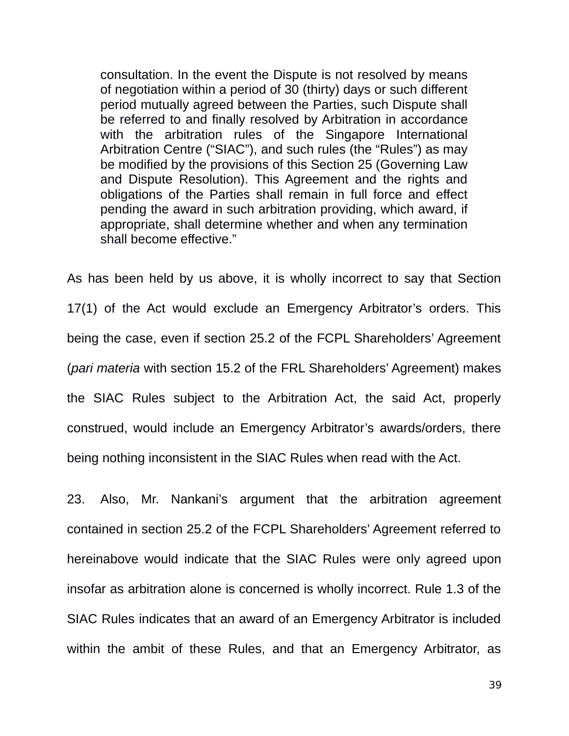> consultation. In the event the Dispute is not resolved by means of negotiation within a period of 30 (thirty) days or such different period mutually agreed between the Parties, such Dispute shall be referred to and finally resolved by Arbitration in accordance with the arbitration rules of the Singapore International Arbitration Centre ("SIAC"), and such rules (the "Rules") as may be modified by the provisions of this Section 25 (Governing Law and Dispute Resolution). This Agreement and the rights and obligations of the Parties shall remain in full force and effect pending the award in such arbitration providing, which award, if appropriate, shall determine whether and when any termination shall become effective."

As has been held by us above, it is wholly incorrect to say that Section 17(1) of the Act would exclude an Emergency Arbitrator's orders. This being the case, even if section 25.2 of the FCPL Shareholders' Agreement (*pari materia* with section 15.2 of the FRL Shareholders' Agreement) makes the SIAC Rules subject to the Arbitration Act, the said Act, properly construed, would include an Emergency Arbitrator's awards/orders, there being nothing inconsistent in the SIAC Rules when read with the Act.

23. Also, Mr. Nankani's argument that the arbitration agreement contained in section 25.2 of the FCPL Shareholders' Agreement referred to hereinabove would indicate that the SIAC Rules were only agreed upon insofar as arbitration alone is concerned is wholly incorrect. Rule 1.3 of the SIAC Rules indicates that an award of an Emergency Arbitrator is included within the ambit of these Rules, and that an Emergency Arbitrator, as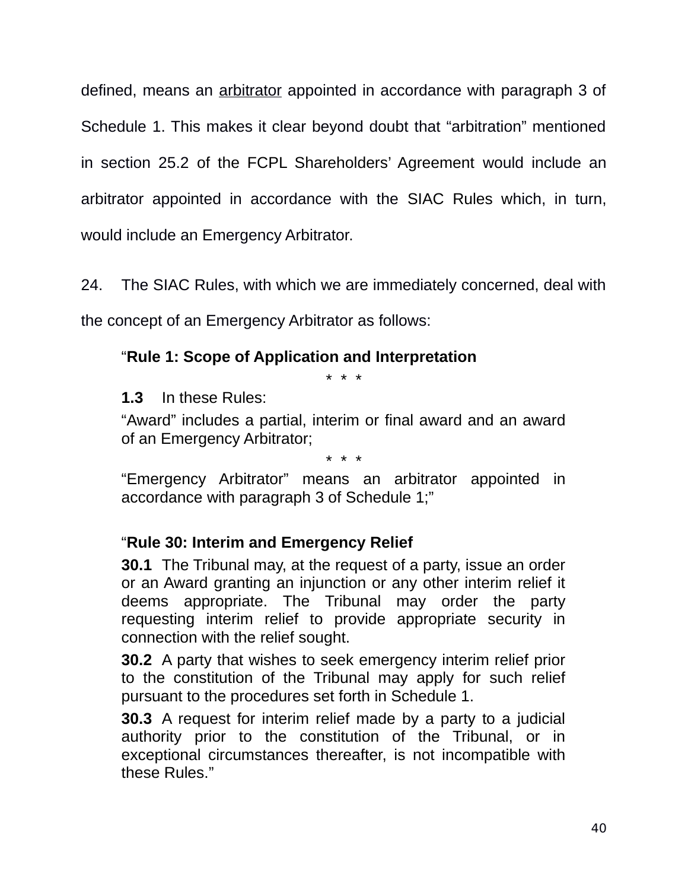defined, means an <u>arbitrator</u> appointed in accordance with paragraph 3 of Schedule 1. This makes it clear beyond doubt that "arbitration" mentioned in section 25.2 of the FCPL Shareholders' Agreement would include an arbitrator appointed in accordance with the SIAC Rules which, in turn, would include an Emergency Arbitrator.

24. The SIAC Rules, with which we are immediately concerned, deal with the concept of an Emergency Arbitrator as follows:

> "**Rule 1: Scope of Application and Interpretation**
>
> \* \* \*
>
> **1.3** In these Rules:
>
> "Award" includes a partial, interim or final award and an award of an Emergency Arbitrator;
>
> \* \* \*
>
> "Emergency Arbitrator" means an arbitrator appointed in accordance with paragraph 3 of Schedule 1;"

> "**Rule 30: Interim and Emergency Relief**
>
> **30.1** The Tribunal may, at the request of a party, issue an order or an Award granting an injunction or any other interim relief it deems appropriate. The Tribunal may order the party requesting interim relief to provide appropriate security in connection with the relief sought.
>
> **30.2** A party that wishes to seek emergency interim relief prior to the constitution of the Tribunal may apply for such relief pursuant to the procedures set forth in Schedule 1.
>
> **30.3** A request for interim relief made by a party to a judicial authority prior to the constitution of the Tribunal, or in exceptional circumstances thereafter, is not incompatible with these Rules."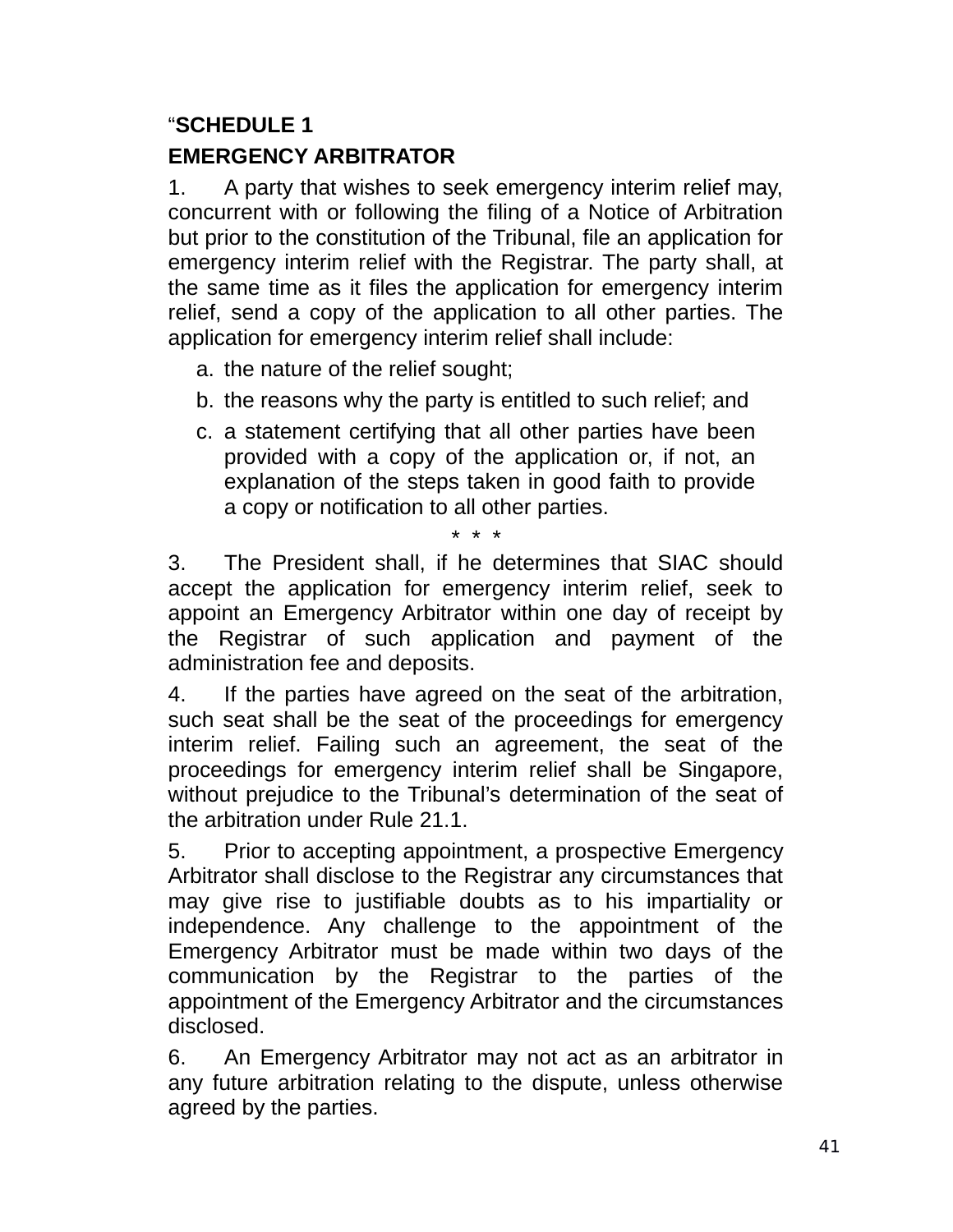"**SCHEDULE 1**

**EMERGENCY ARBITRATOR**

1. A party that wishes to seek emergency interim relief may, concurrent with or following the filing of a Notice of Arbitration but prior to the constitution of the Tribunal, file an application for emergency interim relief with the Registrar. The party shall, at the same time as it files the application for emergency interim relief, send a copy of the application to all other parties. The application for emergency interim relief shall include:

   a. the nature of the relief sought;
   b. the reasons why the party is entitled to such relief; and
   c. a statement certifying that all other parties have been provided with a copy of the application or, if not, an explanation of the steps taken in good faith to provide a copy or notification to all other parties.

\* \* \*

3. The President shall, if he determines that SIAC should accept the application for emergency interim relief, seek to appoint an Emergency Arbitrator within one day of receipt by the Registrar of such application and payment of the administration fee and deposits.

4. If the parties have agreed on the seat of the arbitration, such seat shall be the seat of the proceedings for emergency interim relief. Failing such an agreement, the seat of the proceedings for emergency interim relief shall be Singapore, without prejudice to the Tribunal's determination of the seat of the arbitration under Rule 21.1.

5. Prior to accepting appointment, a prospective Emergency Arbitrator shall disclose to the Registrar any circumstances that may give rise to justifiable doubts as to his impartiality or independence. Any challenge to the appointment of the Emergency Arbitrator must be made within two days of the communication by the Registrar to the parties of the appointment of the Emergency Arbitrator and the circumstances disclosed.

6. An Emergency Arbitrator may not act as an arbitrator in any future arbitration relating to the dispute, unless otherwise agreed by the parties.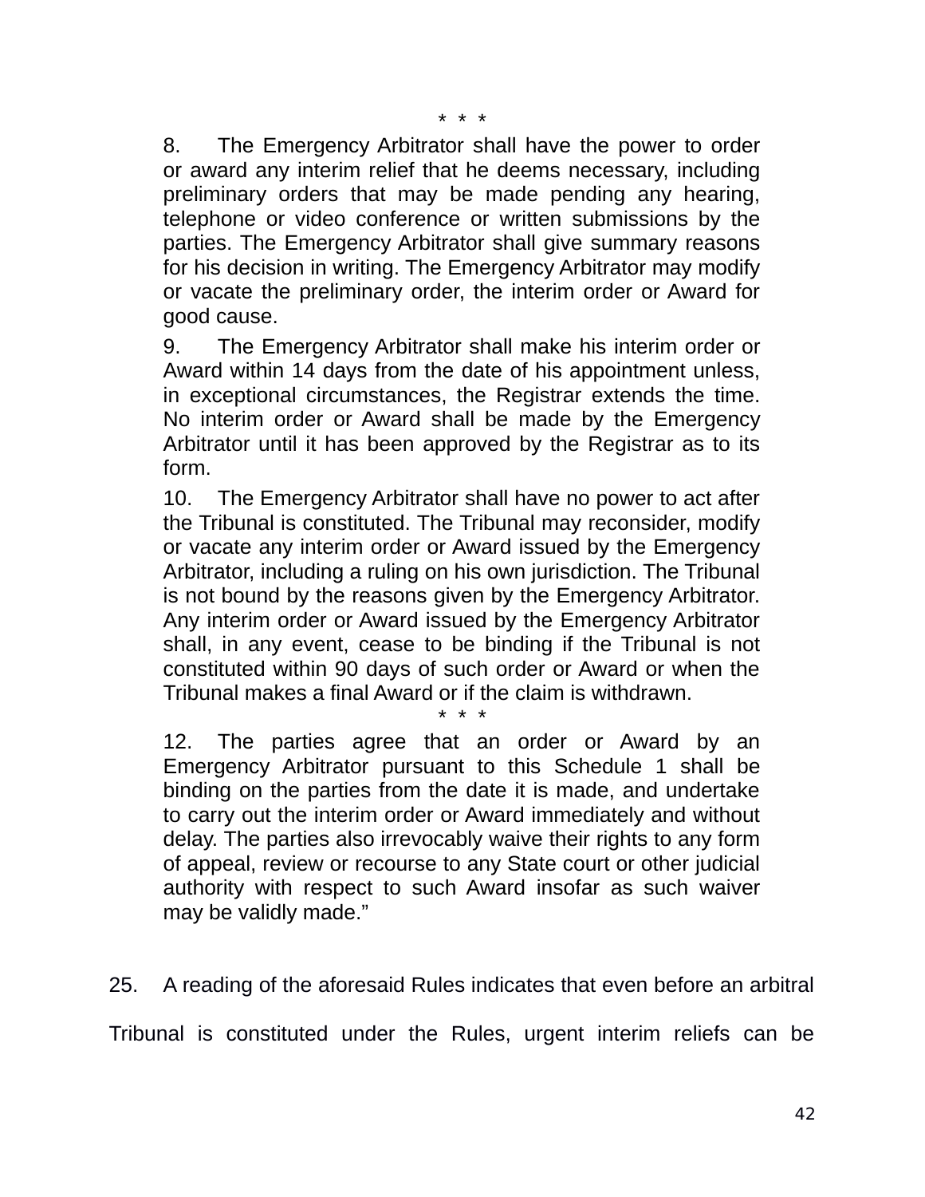\* \* \*

> 8. The Emergency Arbitrator shall have the power to order or award any interim relief that he deems necessary, including preliminary orders that may be made pending any hearing, telephone or video conference or written submissions by the parties. The Emergency Arbitrator shall give summary reasons for his decision in writing. The Emergency Arbitrator may modify or vacate the preliminary order, the interim order or Award for good cause.
>
> 9. The Emergency Arbitrator shall make his interim order or Award within 14 days from the date of his appointment unless, in exceptional circumstances, the Registrar extends the time. No interim order or Award shall be made by the Emergency Arbitrator until it has been approved by the Registrar as to its form.
>
> 10. The Emergency Arbitrator shall have no power to act after the Tribunal is constituted. The Tribunal may reconsider, modify or vacate any interim order or Award issued by the Emergency Arbitrator, including a ruling on his own jurisdiction. The Tribunal is not bound by the reasons given by the Emergency Arbitrator. Any interim order or Award issued by the Emergency Arbitrator shall, in any event, cease to be binding if the Tribunal is not constituted within 90 days of such order or Award or when the Tribunal makes a final Award or if the claim is withdrawn.
>
> \* \* \*
>
> 12. The parties agree that an order or Award by an Emergency Arbitrator pursuant to this Schedule 1 shall be binding on the parties from the date it is made, and undertake to carry out the interim order or Award immediately and without delay. The parties also irrevocably waive their rights to any form of appeal, review or recourse to any State court or other judicial authority with respect to such Award insofar as such waiver may be validly made."

25. A reading of the aforesaid Rules indicates that even before an arbitral Tribunal is constituted under the Rules, urgent interim reliefs can be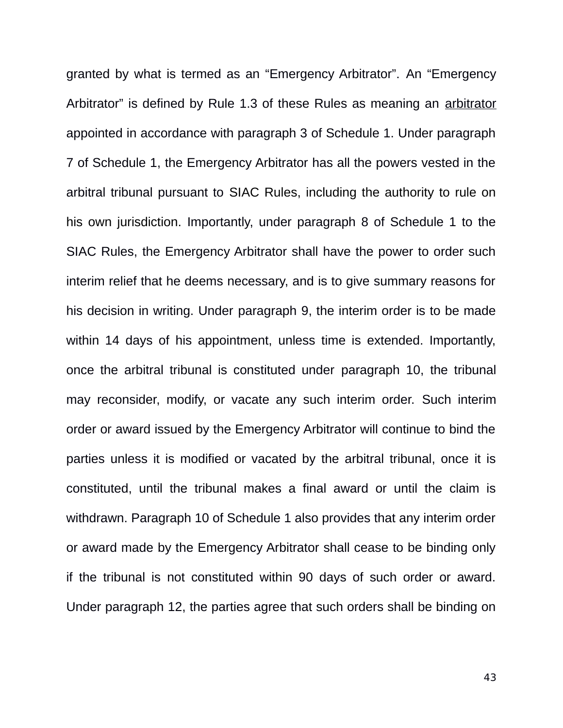granted by what is termed as an “Emergency Arbitrator”. An “Emergency Arbitrator” is defined by Rule 1.3 of these Rules as meaning an arbitrator appointed in accordance with paragraph 3 of Schedule 1. Under paragraph 7 of Schedule 1, the Emergency Arbitrator has all the powers vested in the arbitral tribunal pursuant to SIAC Rules, including the authority to rule on his own jurisdiction. Importantly, under paragraph 8 of Schedule 1 to the SIAC Rules, the Emergency Arbitrator shall have the power to order such interim relief that he deems necessary, and is to give summary reasons for his decision in writing. Under paragraph 9, the interim order is to be made within 14 days of his appointment, unless time is extended. Importantly, once the arbitral tribunal is constituted under paragraph 10, the tribunal may reconsider, modify, or vacate any such interim order. Such interim order or award issued by the Emergency Arbitrator will continue to bind the parties unless it is modified or vacated by the arbitral tribunal, once it is constituted, until the tribunal makes a final award or until the claim is withdrawn. Paragraph 10 of Schedule 1 also provides that any interim order or award made by the Emergency Arbitrator shall cease to be binding only if the tribunal is not constituted within 90 days of such order or award. Under paragraph 12, the parties agree that such orders shall be binding on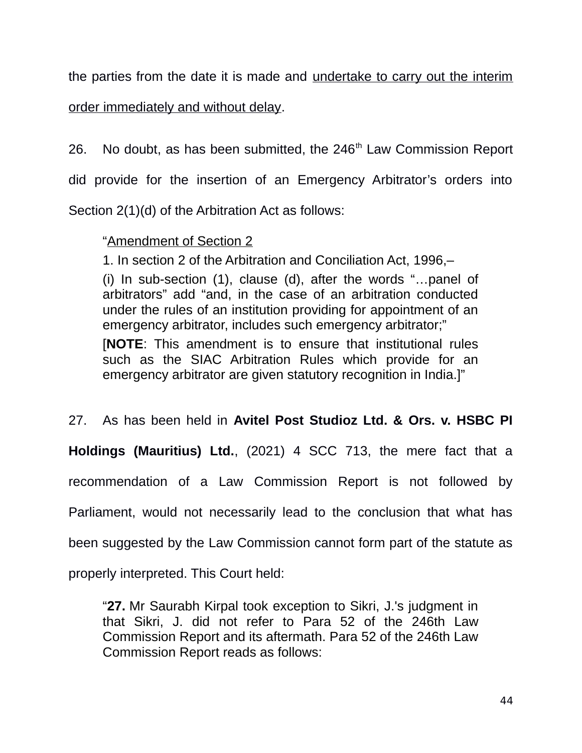the parties from the date it is made and <u>undertake to carry out the interim order immediately and without delay</u>.

26. No doubt, as has been submitted, the 246[th] Law Commission Report did provide for the insertion of an Emergency Arbitrator's orders into Section 2(1)(d) of the Arbitration Act as follows:

> "<u>Amendment of Section 2</u>
>
> 1. In section 2 of the Arbitration and Conciliation Act, 1996,–
>
> (i) In sub-section (1), clause (d), after the words "…panel of arbitrators" add "and, in the case of an arbitration conducted under the rules of an institution providing for appointment of an emergency arbitrator, includes such emergency arbitrator;"
>
> [**NOTE**: This amendment is to ensure that institutional rules such as the SIAC Arbitration Rules which provide for an emergency arbitrator are given statutory recognition in India.]"

27. As has been held in **Avitel Post Studioz Ltd. & Ors. v. HSBC PI Holdings (Mauritius) Ltd.**, (2021) 4 SCC 713, the mere fact that a recommendation of a Law Commission Report is not followed by Parliament, would not necessarily lead to the conclusion that what has been suggested by the Law Commission cannot form part of the statute as properly interpreted. This Court held:

> "**27.** Mr Saurabh Kirpal took exception to Sikri, J.'s judgment in that Sikri, J. did not refer to Para 52 of the 246th Law Commission Report and its aftermath. Para 52 of the 246th Law Commission Report reads as follows: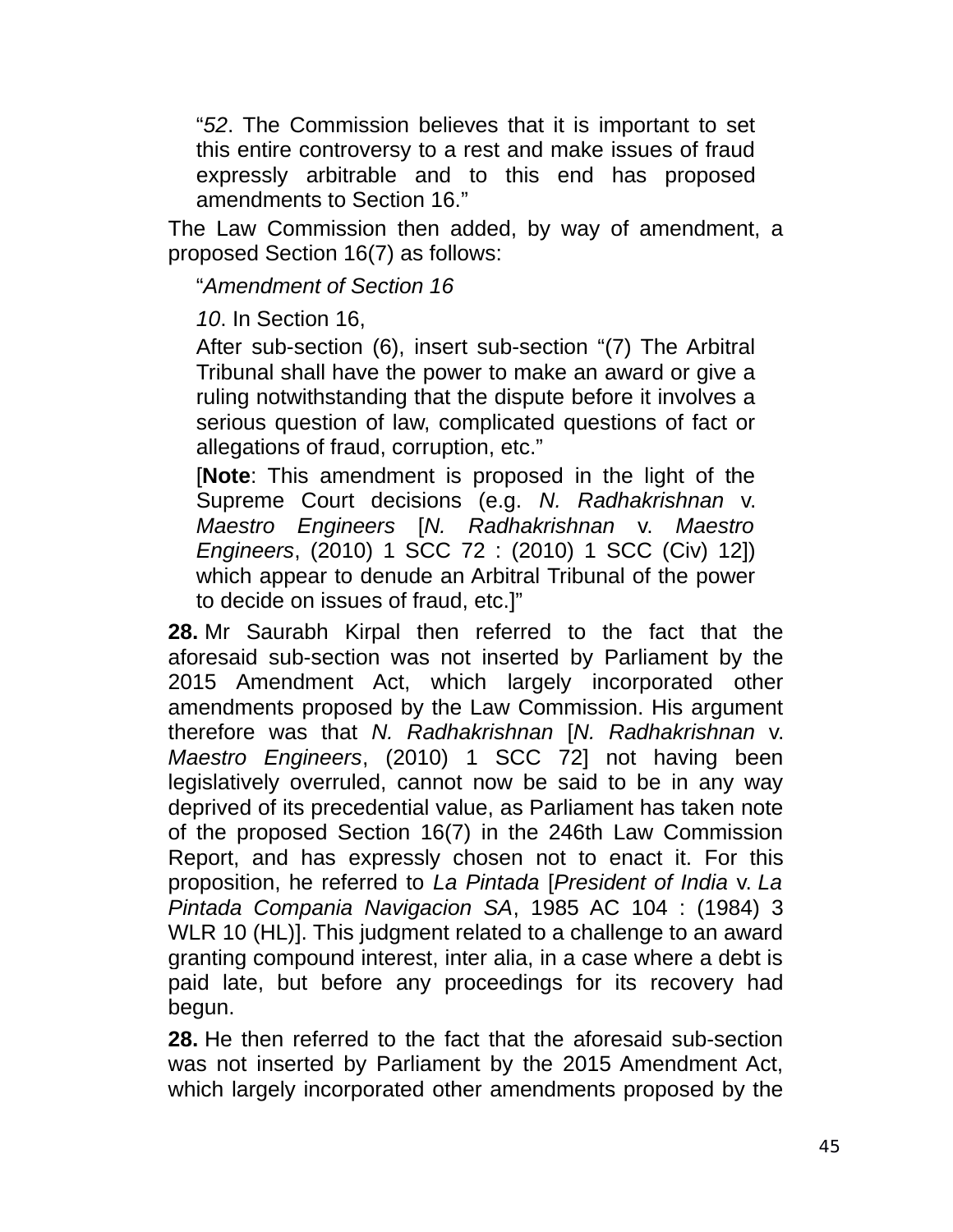> "*52*. The Commission believes that it is important to set this entire controversy to a rest and make issues of fraud expressly arbitrable and to this end has proposed amendments to Section 16."

The Law Commission then added, by way of amendment, a proposed Section 16(7) as follows:

> "*Amendment of Section 16*
>
> *10*. In Section 16,
>
> After sub-section (6), insert sub-section "(7) The Arbitral Tribunal shall have the power to make an award or give a ruling notwithstanding that the dispute before it involves a serious question of law, complicated questions of fact or allegations of fraud, corruption, etc."
>
> [**Note**: This amendment is proposed in the light of the Supreme Court decisions (e.g. *N. Radhakrishnan* v. *Maestro Engineers* [*N. Radhakrishnan* v. *Maestro Engineers*, (2010) 1 SCC 72 : (2010) 1 SCC (Civ) 12]) which appear to denude an Arbitral Tribunal of the power to decide on issues of fraud, etc.]"

**28.** Mr Saurabh Kirpal then referred to the fact that the aforesaid sub-section was not inserted by Parliament by the 2015 Amendment Act, which largely incorporated other amendments proposed by the Law Commission. His argument therefore was that *N. Radhakrishnan* [*N. Radhakrishnan* v. *Maestro Engineers*, (2010) 1 SCC 72] not having been legislatively overruled, cannot now be said to be in any way deprived of its precedential value, as Parliament has taken note of the proposed Section 16(7) in the 246th Law Commission Report, and has expressly chosen not to enact it. For this proposition, he referred to *La Pintada* [*President of India* v. *La Pintada Compania Navigacion SA*, 1985 AC 104 : (1984) 3 WLR 10 (HL)]. This judgment related to a challenge to an award granting compound interest, inter alia, in a case where a debt is paid late, but before any proceedings for its recovery had begun.

**28.** He then referred to the fact that the aforesaid sub-section was not inserted by Parliament by the 2015 Amendment Act, which largely incorporated other amendments proposed by the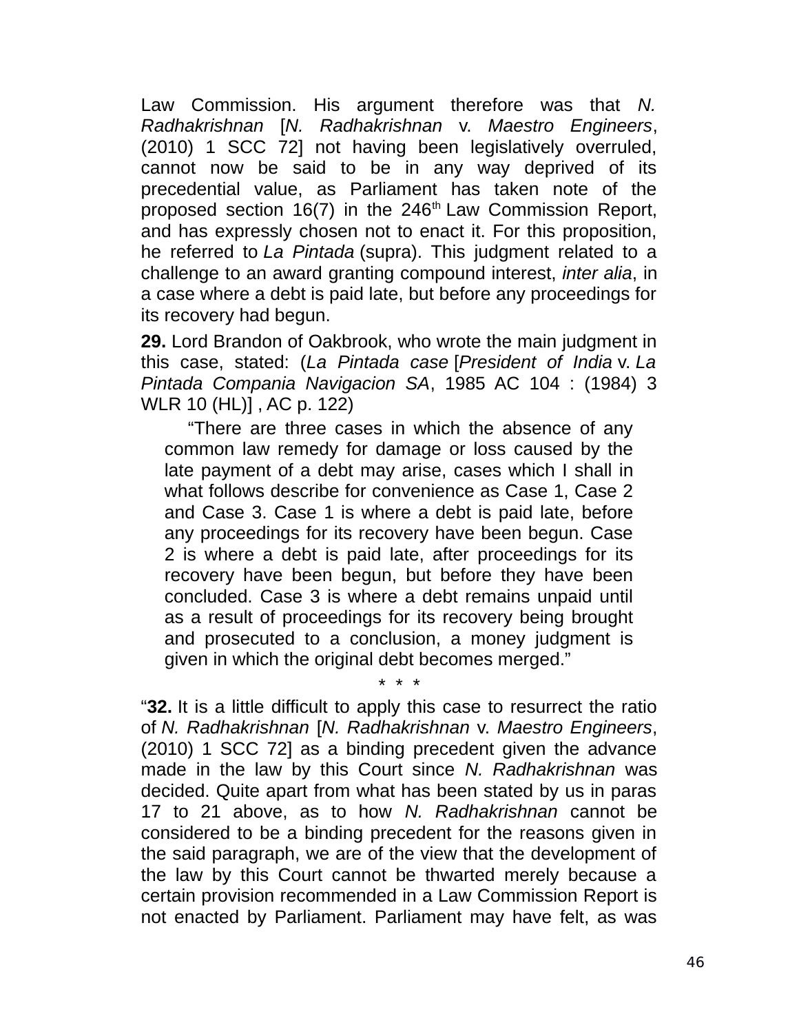Law Commission. His argument therefore was that *N. Radhakrishnan* [*N. Radhakrishnan* v. *Maestro Engineers*, (2010) 1 SCC 72] not having been legislatively overruled, cannot now be said to be in any way deprived of its precedential value, as Parliament has taken note of the proposed section 16(7) in the 246th Law Commission Report, and has expressly chosen not to enact it. For this proposition, he referred to *La Pintada* (supra). This judgment related to a challenge to an award granting compound interest, *inter alia*, in a case where a debt is paid late, but before any proceedings for its recovery had begun.

**29.** Lord Brandon of Oakbrook, who wrote the main judgment in this case, stated: (*La Pintada case* [*President of India* v. *La Pintada Compania Navigacion SA*, 1985 AC 104 : (1984) 3 WLR 10 (HL)] , AC p. 122)

> "There are three cases in which the absence of any common law remedy for damage or loss caused by the late payment of a debt may arise, cases which I shall in what follows describe for convenience as Case 1, Case 2 and Case 3. Case 1 is where a debt is paid late, before any proceedings for its recovery have been begun. Case 2 is where a debt is paid late, after proceedings for its recovery have been begun, but before they have been concluded. Case 3 is where a debt remains unpaid until as a result of proceedings for its recovery being brought and prosecuted to a conclusion, a money judgment is given in which the original debt becomes merged."

\* \* \*

"**32.** It is a little difficult to apply this case to resurrect the ratio of *N. Radhakrishnan* [*N. Radhakrishnan* v. *Maestro Engineers*, (2010) 1 SCC 72] as a binding precedent given the advance made in the law by this Court since *N. Radhakrishnan* was decided. Quite apart from what has been stated by us in paras 17 to 21 above, as to how *N. Radhakrishnan* cannot be considered to be a binding precedent for the reasons given in the said paragraph, we are of the view that the development of the law by this Court cannot be thwarted merely because a certain provision recommended in a Law Commission Report is not enacted by Parliament. Parliament may have felt, as was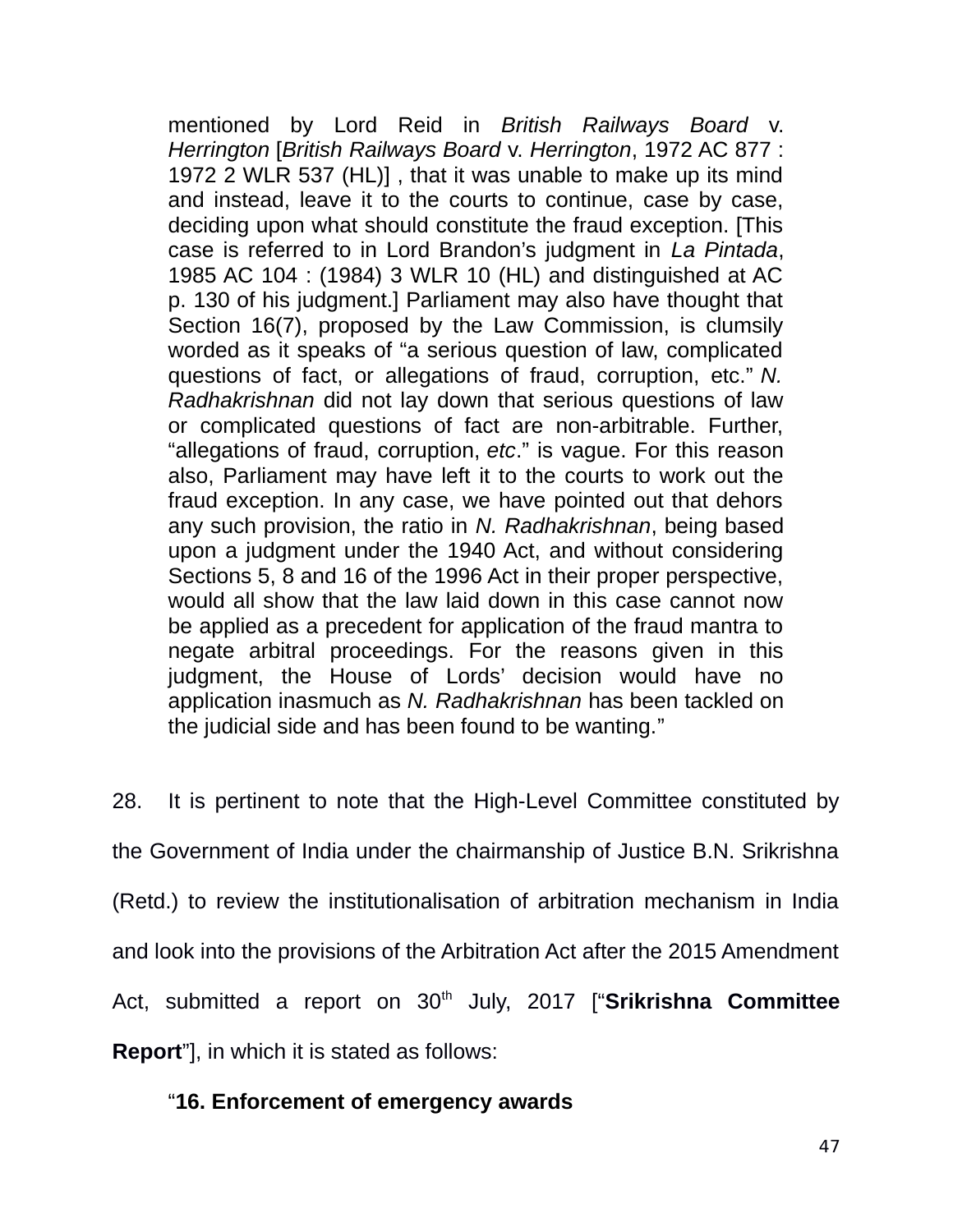> mentioned by Lord Reid in *British Railways Board* v. *Herrington* [*British Railways Board* v. *Herrington*, 1972 AC 877 : 1972 2 WLR 537 (HL)] , that it was unable to make up its mind and instead, leave it to the courts to continue, case by case, deciding upon what should constitute the fraud exception. [This case is referred to in Lord Brandon's judgment in *La Pintada*, 1985 AC 104 : (1984) 3 WLR 10 (HL) and distinguished at AC p. 130 of his judgment.] Parliament may also have thought that Section 16(7), proposed by the Law Commission, is clumsily worded as it speaks of "a serious question of law, complicated questions of fact, or allegations of fraud, corruption, etc." *N. Radhakrishnan* did not lay down that serious questions of law or complicated questions of fact are non-arbitrable. Further, "allegations of fraud, corruption, *etc*." is vague. For this reason also, Parliament may have left it to the courts to work out the fraud exception. In any case, we have pointed out that dehors any such provision, the ratio in *N. Radhakrishnan*, being based upon a judgment under the 1940 Act, and without considering Sections 5, 8 and 16 of the 1996 Act in their proper perspective, would all show that the law laid down in this case cannot now be applied as a precedent for application of the fraud mantra to negate arbitral proceedings. For the reasons given in this judgment, the House of Lords' decision would have no application inasmuch as *N. Radhakrishnan* has been tackled on the judicial side and has been found to be wanting."

28. It is pertinent to note that the High-Level Committee constituted by the Government of India under the chairmanship of Justice B.N. Srikrishna (Retd.) to review the institutionalisation of arbitration mechanism in India and look into the provisions of the Arbitration Act after the 2015 Amendment Act, submitted a report on 30th July, 2017 ["**Srikrishna Committee Report**"], in which it is stated as follows:

> "**16. Enforcement of emergency awards**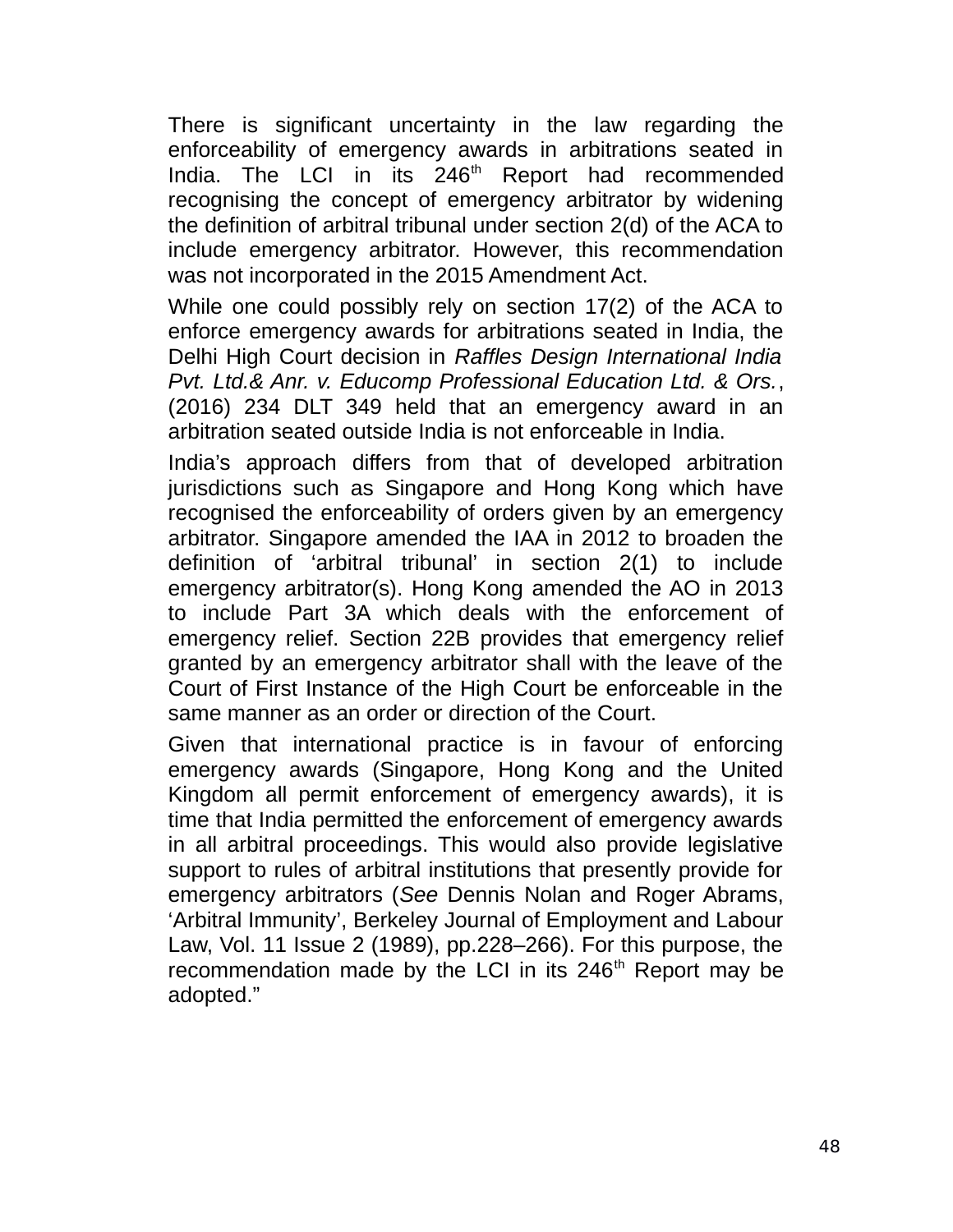There is significant uncertainty in the law regarding the enforceability of emergency awards in arbitrations seated in India. The LCI in its 246th Report had recommended recognising the concept of emergency arbitrator by widening the definition of arbitral tribunal under section 2(d) of the ACA to include emergency arbitrator. However, this recommendation was not incorporated in the 2015 Amendment Act.

While one could possibly rely on section 17(2) of the ACA to enforce emergency awards for arbitrations seated in India, the Delhi High Court decision in *Raffles Design International India Pvt. Ltd.& Anr. v. Educomp Professional Education Ltd. & Ors.*, (2016) 234 DLT 349 held that an emergency award in an arbitration seated outside India is not enforceable in India.

India's approach differs from that of developed arbitration jurisdictions such as Singapore and Hong Kong which have recognised the enforceability of orders given by an emergency arbitrator. Singapore amended the IAA in 2012 to broaden the definition of 'arbitral tribunal' in section 2(1) to include emergency arbitrator(s). Hong Kong amended the AO in 2013 to include Part 3A which deals with the enforcement of emergency relief. Section 22B provides that emergency relief granted by an emergency arbitrator shall with the leave of the Court of First Instance of the High Court be enforceable in the same manner as an order or direction of the Court.

Given that international practice is in favour of enforcing emergency awards (Singapore, Hong Kong and the United Kingdom all permit enforcement of emergency awards), it is time that India permitted the enforcement of emergency awards in all arbitral proceedings. This would also provide legislative support to rules of arbitral institutions that presently provide for emergency arbitrators (*See* Dennis Nolan and Roger Abrams, 'Arbitral Immunity', Berkeley Journal of Employment and Labour Law, Vol. 11 Issue 2 (1989), pp.228–266). For this purpose, the recommendation made by the LCI in its 246th Report may be adopted."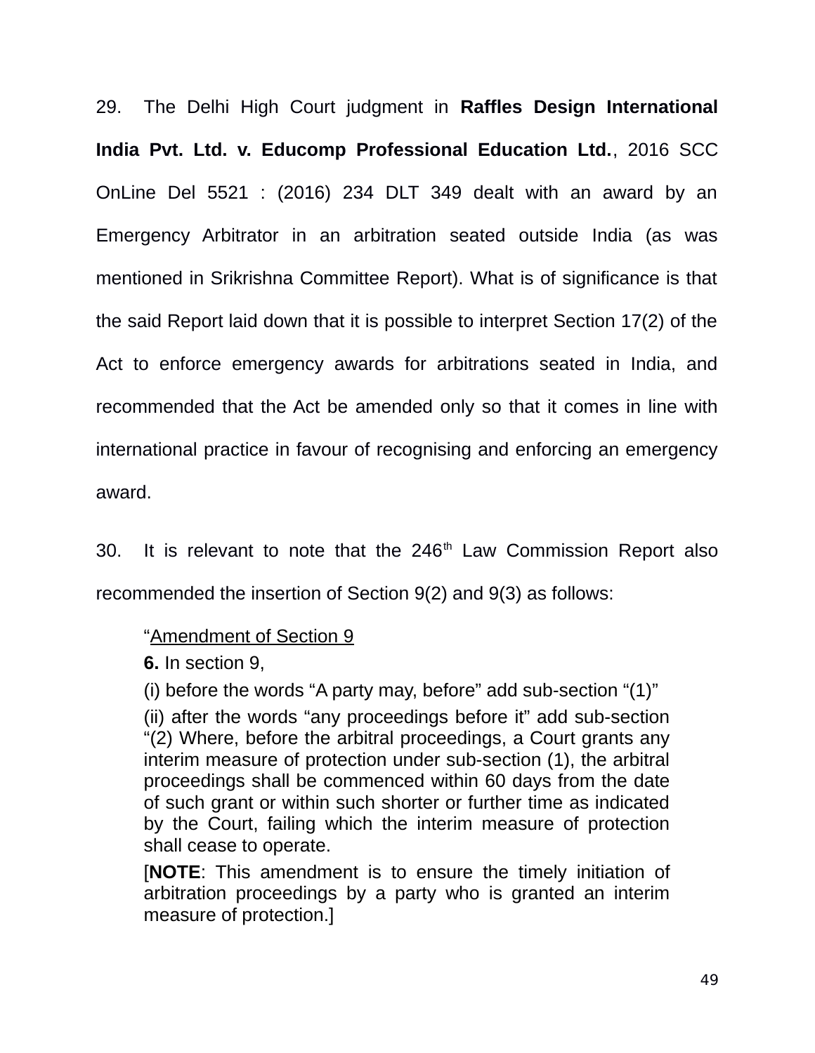29. The Delhi High Court judgment in **Raffles Design International India Pvt. Ltd. v. Educomp Professional Education Ltd.**, 2016 SCC OnLine Del 5521 : (2016) 234 DLT 349 dealt with an award by an Emergency Arbitrator in an arbitration seated outside India (as was mentioned in Srikrishna Committee Report). What is of significance is that the said Report laid down that it is possible to interpret Section 17(2) of the Act to enforce emergency awards for arbitrations seated in India, and recommended that the Act be amended only so that it comes in line with international practice in favour of recognising and enforcing an emergency award.

30. It is relevant to note that the 246th Law Commission Report also recommended the insertion of Section 9(2) and 9(3) as follows:

> "<u>Amendment of Section 9</u>
>
> **6.** In section 9,
>
> (i) before the words "A party may, before" add sub-section "(1)"
>
> (ii) after the words "any proceedings before it" add sub-section "(2) Where, before the arbitral proceedings, a Court grants any interim measure of protection under sub-section (1), the arbitral proceedings shall be commenced within 60 days from the date of such grant or within such shorter or further time as indicated by the Court, failing which the interim measure of protection shall cease to operate.
>
> [**NOTE**: This amendment is to ensure the timely initiation of arbitration proceedings by a party who is granted an interim measure of protection.]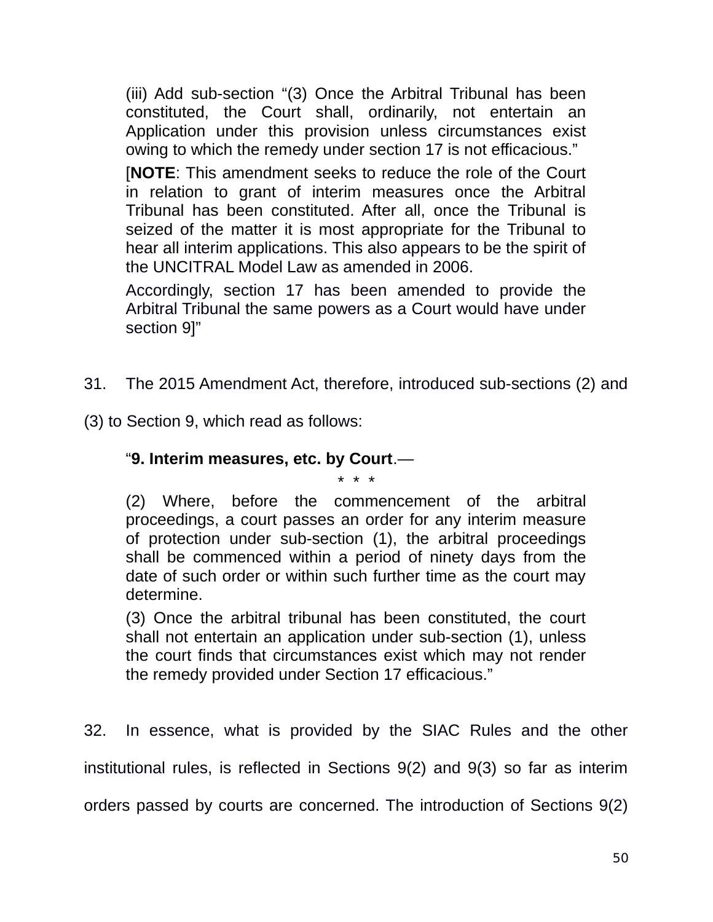> (iii) Add sub-section “(3) Once the Arbitral Tribunal has been constituted, the Court shall, ordinarily, not entertain an Application under this provision unless circumstances exist owing to which the remedy under section 17 is not efficacious.”
>
> [**NOTE**: This amendment seeks to reduce the role of the Court in relation to grant of interim measures once the Arbitral Tribunal has been constituted. After all, once the Tribunal is seized of the matter it is most appropriate for the Tribunal to hear all interim applications. This also appears to be the spirit of the UNCITRAL Model Law as amended in 2006.
>
> Accordingly, section 17 has been amended to provide the Arbitral Tribunal the same powers as a Court would have under section 9]”

31. The 2015 Amendment Act, therefore, introduced sub-sections (2) and (3) to Section 9, which read as follows:

> “**9. Interim measures, etc. by Court**.—
>
> \* \* \*
>
> (2) Where, before the commencement of the arbitral proceedings, a court passes an order for any interim measure of protection under sub-section (1), the arbitral proceedings shall be commenced within a period of ninety days from the date of such order or within such further time as the court may determine.
>
> (3) Once the arbitral tribunal has been constituted, the court shall not entertain an application under sub-section (1), unless the court finds that circumstances exist which may not render the remedy provided under Section 17 efficacious.”

32. In essence, what is provided by the SIAC Rules and the other institutional rules, is reflected in Sections 9(2) and 9(3) so far as interim orders passed by courts are concerned. The introduction of Sections 9(2)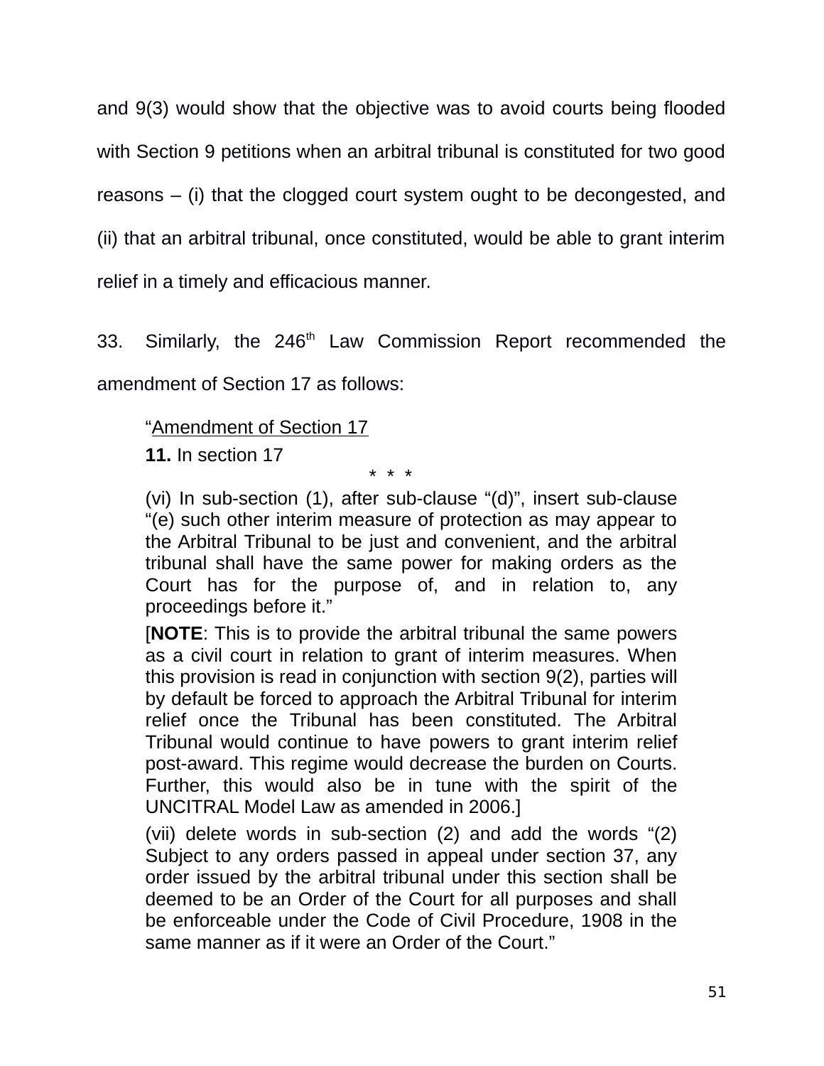and 9(3) would show that the objective was to avoid courts being flooded with Section 9 petitions when an arbitral tribunal is constituted for two good reasons – (i) that the clogged court system ought to be decongested, and (ii) that an arbitral tribunal, once constituted, would be able to grant interim relief in a timely and efficacious manner.

33. Similarly, the 246th Law Commission Report recommended the amendment of Section 17 as follows:

> "Amendment of Section 17
>
> **11.** In section 17
>
> \* \* \*
>
> (vi) In sub-section (1), after sub-clause "(d)", insert sub-clause "(e) such other interim measure of protection as may appear to the Arbitral Tribunal to be just and convenient, and the arbitral tribunal shall have the same power for making orders as the Court has for the purpose of, and in relation to, any proceedings before it."
>
> [**NOTE**: This is to provide the arbitral tribunal the same powers as a civil court in relation to grant of interim measures. When this provision is read in conjunction with section 9(2), parties will by default be forced to approach the Arbitral Tribunal for interim relief once the Tribunal has been constituted. The Arbitral Tribunal would continue to have powers to grant interim relief post-award. This regime would decrease the burden on Courts. Further, this would also be in tune with the spirit of the UNCITRAL Model Law as amended in 2006.]
>
> (vii) delete words in sub-section (2) and add the words "(2) Subject to any orders passed in appeal under section 37, any order issued by the arbitral tribunal under this section shall be deemed to be an Order of the Court for all purposes and shall be enforceable under the Code of Civil Procedure, 1908 in the same manner as if it were an Order of the Court."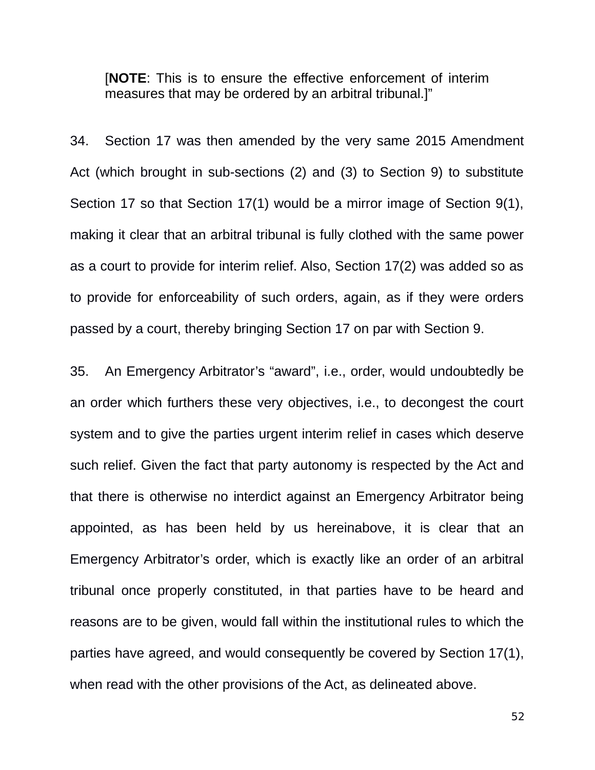> [**NOTE**: This is to ensure the effective enforcement of interim measures that may be ordered by an arbitral tribunal.]"

34. Section 17 was then amended by the very same 2015 Amendment Act (which brought in sub-sections (2) and (3) to Section 9) to substitute Section 17 so that Section 17(1) would be a mirror image of Section 9(1), making it clear that an arbitral tribunal is fully clothed with the same power as a court to provide for interim relief. Also, Section 17(2) was added so as to provide for enforceability of such orders, again, as if they were orders passed by a court, thereby bringing Section 17 on par with Section 9.

35. An Emergency Arbitrator's "award", i.e., order, would undoubtedly be an order which furthers these very objectives, i.e., to decongest the court system and to give the parties urgent interim relief in cases which deserve such relief. Given the fact that party autonomy is respected by the Act and that there is otherwise no interdict against an Emergency Arbitrator being appointed, as has been held by us hereinabove, it is clear that an Emergency Arbitrator's order, which is exactly like an order of an arbitral tribunal once properly constituted, in that parties have to be heard and reasons are to be given, would fall within the institutional rules to which the parties have agreed, and would consequently be covered by Section 17(1), when read with the other provisions of the Act, as delineated above.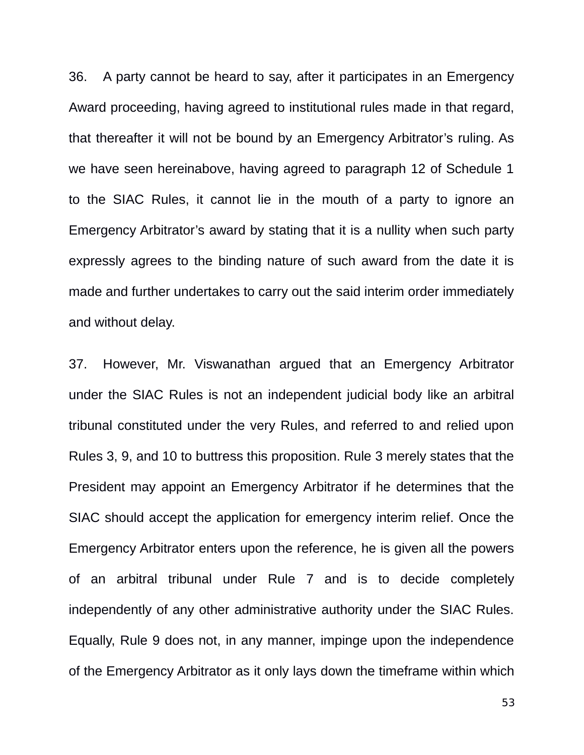36. A party cannot be heard to say, after it participates in an Emergency Award proceeding, having agreed to institutional rules made in that regard, that thereafter it will not be bound by an Emergency Arbitrator's ruling. As we have seen hereinabove, having agreed to paragraph 12 of Schedule 1 to the SIAC Rules, it cannot lie in the mouth of a party to ignore an Emergency Arbitrator's award by stating that it is a nullity when such party expressly agrees to the binding nature of such award from the date it is made and further undertakes to carry out the said interim order immediately and without delay.

37. However, Mr. Viswanathan argued that an Emergency Arbitrator under the SIAC Rules is not an independent judicial body like an arbitral tribunal constituted under the very Rules, and referred to and relied upon Rules 3, 9, and 10 to buttress this proposition. Rule 3 merely states that the President may appoint an Emergency Arbitrator if he determines that the SIAC should accept the application for emergency interim relief. Once the Emergency Arbitrator enters upon the reference, he is given all the powers of an arbitral tribunal under Rule 7 and is to decide completely independently of any other administrative authority under the SIAC Rules. Equally, Rule 9 does not, in any manner, impinge upon the independence of the Emergency Arbitrator as it only lays down the timeframe within which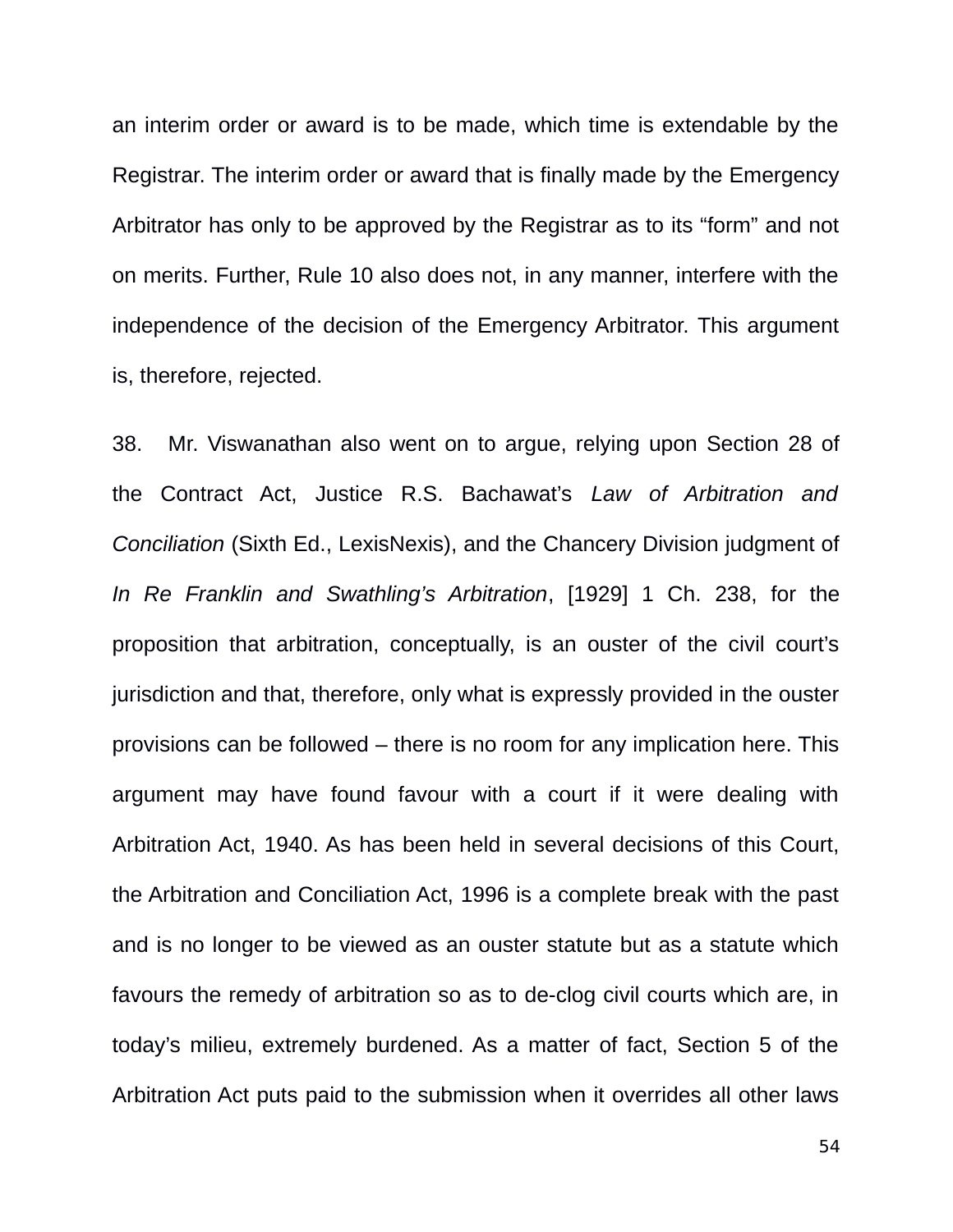an interim order or award is to be made, which time is extendable by the Registrar. The interim order or award that is finally made by the Emergency Arbitrator has only to be approved by the Registrar as to its “form” and not on merits. Further, Rule 10 also does not, in any manner, interfere with the independence of the decision of the Emergency Arbitrator. This argument is, therefore, rejected.

38. Mr. Viswanathan also went on to argue, relying upon Section 28 of the Contract Act, Justice R.S. Bachawat’s *Law of Arbitration and Conciliation* (Sixth Ed., LexisNexis), and the Chancery Division judgment of *In Re Franklin and Swathling’s Arbitration*, [1929] 1 Ch. 238, for the proposition that arbitration, conceptually, is an ouster of the civil court’s jurisdiction and that, therefore, only what is expressly provided in the ouster provisions can be followed – there is no room for any implication here. This argument may have found favour with a court if it were dealing with Arbitration Act, 1940. As has been held in several decisions of this Court, the Arbitration and Conciliation Act, 1996 is a complete break with the past and is no longer to be viewed as an ouster statute but as a statute which favours the remedy of arbitration so as to de-clog civil courts which are, in today’s milieu, extremely burdened. As a matter of fact, Section 5 of the Arbitration Act puts paid to the submission when it overrides all other laws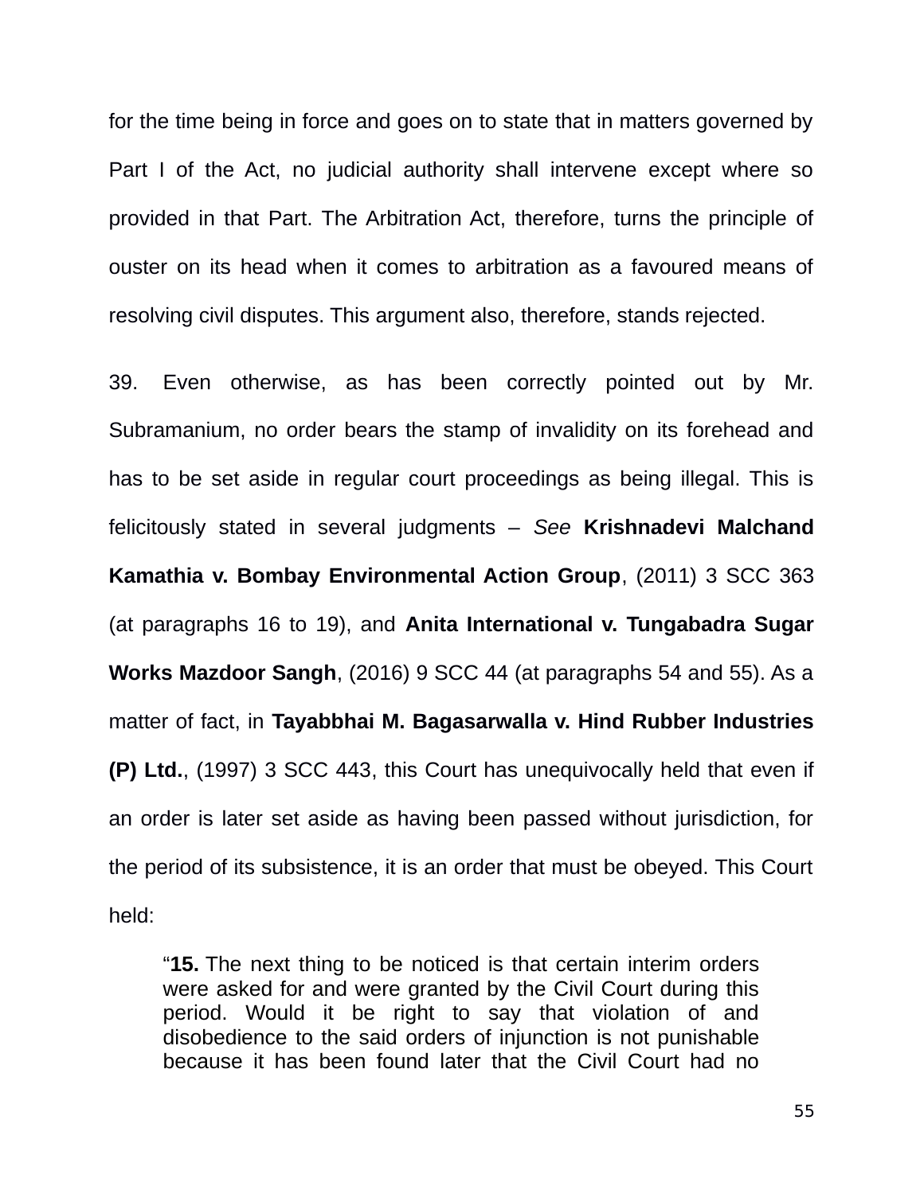for the time being in force and goes on to state that in matters governed by Part I of the Act, no judicial authority shall intervene except where so provided in that Part. The Arbitration Act, therefore, turns the principle of ouster on its head when it comes to arbitration as a favoured means of resolving civil disputes. This argument also, therefore, stands rejected.

39. Even otherwise, as has been correctly pointed out by Mr. Subramanium, no order bears the stamp of invalidity on its forehead and has to be set aside in regular court proceedings as being illegal. This is felicitously stated in several judgments – *See* **Krishnadevi Malchand Kamathia v. Bombay Environmental Action Group**, (2011) 3 SCC 363 (at paragraphs 16 to 19), and **Anita International v. Tungabadra Sugar Works Mazdoor Sangh**, (2016) 9 SCC 44 (at paragraphs 54 and 55). As a matter of fact, in **Tayabbhai M. Bagasarwalla v. Hind Rubber Industries (P) Ltd.**, (1997) 3 SCC 443, this Court has unequivocally held that even if an order is later set aside as having been passed without jurisdiction, for the period of its subsistence, it is an order that must be obeyed. This Court held:

> "**15.** The next thing to be noticed is that certain interim orders were asked for and were granted by the Civil Court during this period. Would it be right to say that violation of and disobedience to the said orders of injunction is not punishable because it has been found later that the Civil Court had no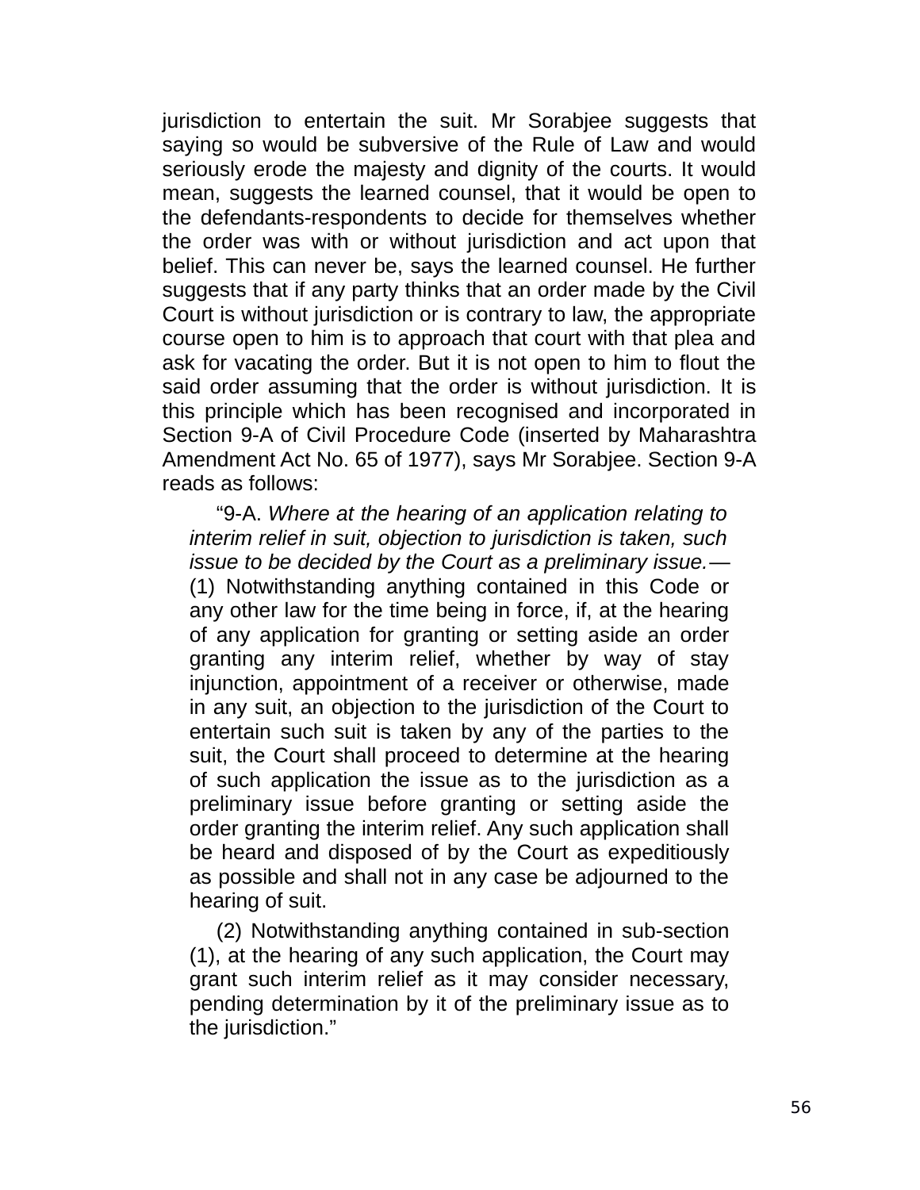jurisdiction to entertain the suit. Mr Sorabjee suggests that saying so would be subversive of the Rule of Law and would seriously erode the majesty and dignity of the courts. It would mean, suggests the learned counsel, that it would be open to the defendants-respondents to decide for themselves whether the order was with or without jurisdiction and act upon that belief. This can never be, says the learned counsel. He further suggests that if any party thinks that an order made by the Civil Court is without jurisdiction or is contrary to law, the appropriate course open to him is to approach that court with that plea and ask for vacating the order. But it is not open to him to flout the said order assuming that the order is without jurisdiction. It is this principle which has been recognised and incorporated in Section 9-A of Civil Procedure Code (inserted by Maharashtra Amendment Act No. 65 of 1977), says Mr Sorabjee. Section 9-A reads as follows:

> "9-A. *Where at the hearing of an application relating to interim relief in suit, objection to jurisdiction is taken, such issue to be decided by the Court as a preliminary issue.*— (1) Notwithstanding anything contained in this Code or any other law for the time being in force, if, at the hearing of any application for granting or setting aside an order granting any interim relief, whether by way of stay injunction, appointment of a receiver or otherwise, made in any suit, an objection to the jurisdiction of the Court to entertain such suit is taken by any of the parties to the suit, the Court shall proceed to determine at the hearing of such application the issue as to the jurisdiction as a preliminary issue before granting or setting aside the order granting the interim relief. Any such application shall be heard and disposed of by the Court as expeditiously as possible and shall not in any case be adjourned to the hearing of suit.
>
> (2) Notwithstanding anything contained in sub-section (1), at the hearing of any such application, the Court may grant such interim relief as it may consider necessary, pending determination by it of the preliminary issue as to the jurisdiction."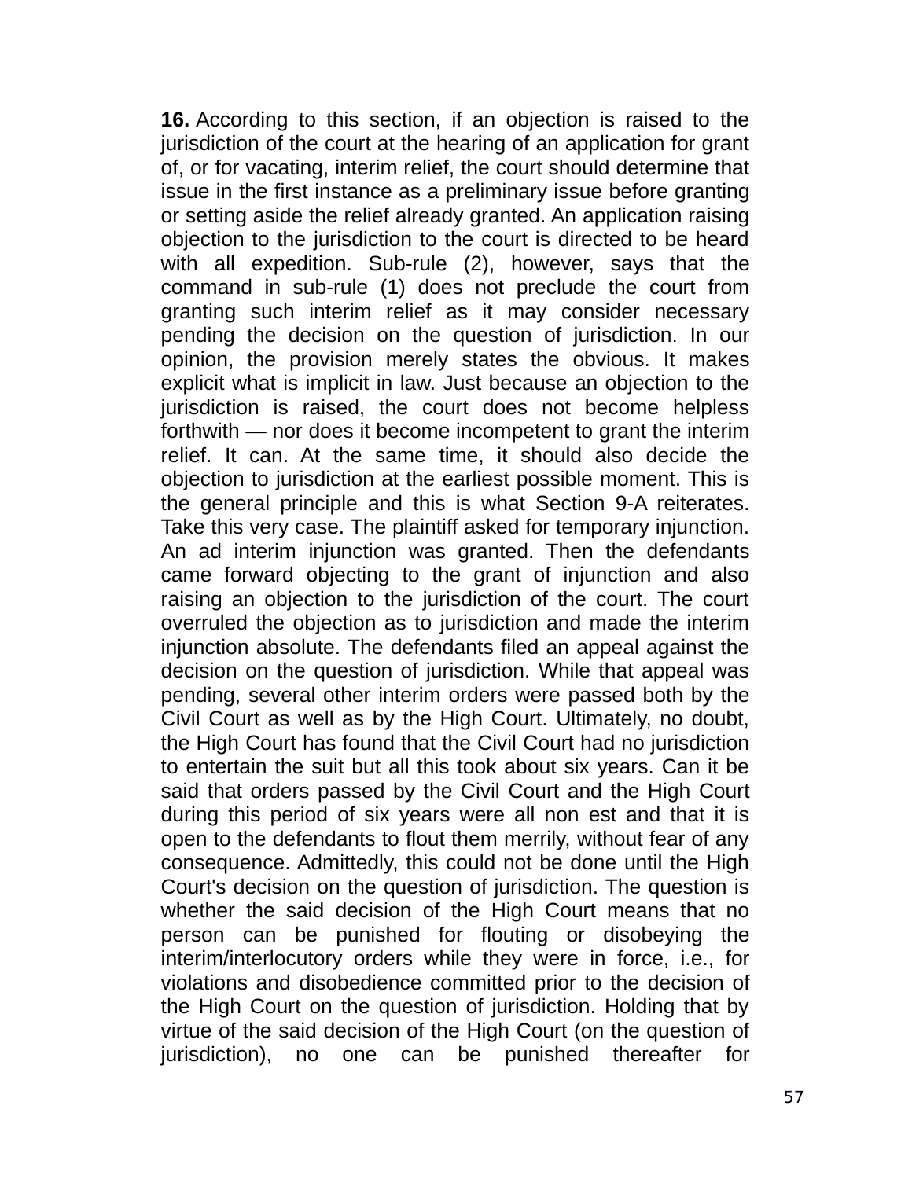**16.** According to this section, if an objection is raised to the jurisdiction of the court at the hearing of an application for grant of, or for vacating, interim relief, the court should determine that issue in the first instance as a preliminary issue before granting or setting aside the relief already granted. An application raising objection to the jurisdiction to the court is directed to be heard with all expedition. Sub-rule (2), however, says that the command in sub-rule (1) does not preclude the court from granting such interim relief as it may consider necessary pending the decision on the question of jurisdiction. In our opinion, the provision merely states the obvious. It makes explicit what is implicit in law. Just because an objection to the jurisdiction is raised, the court does not become helpless forthwith — nor does it become incompetent to grant the interim relief. It can. At the same time, it should also decide the objection to jurisdiction at the earliest possible moment. This is the general principle and this is what Section 9-A reiterates. Take this very case. The plaintiff asked for temporary injunction. An ad interim injunction was granted. Then the defendants came forward objecting to the grant of injunction and also raising an objection to the jurisdiction of the court. The court overruled the objection as to jurisdiction and made the interim injunction absolute. The defendants filed an appeal against the decision on the question of jurisdiction. While that appeal was pending, several other interim orders were passed both by the Civil Court as well as by the High Court. Ultimately, no doubt, the High Court has found that the Civil Court had no jurisdiction to entertain the suit but all this took about six years. Can it be said that orders passed by the Civil Court and the High Court during this period of six years were all non est and that it is open to the defendants to flout them merrily, without fear of any consequence. Admittedly, this could not be done until the High Court's decision on the question of jurisdiction. The question is whether the said decision of the High Court means that no person can be punished for flouting or disobeying the interim/interlocutory orders while they were in force, i.e., for violations and disobedience committed prior to the decision of the High Court on the question of jurisdiction. Holding that by virtue of the said decision of the High Court (on the question of jurisdiction), no one can be punished thereafter for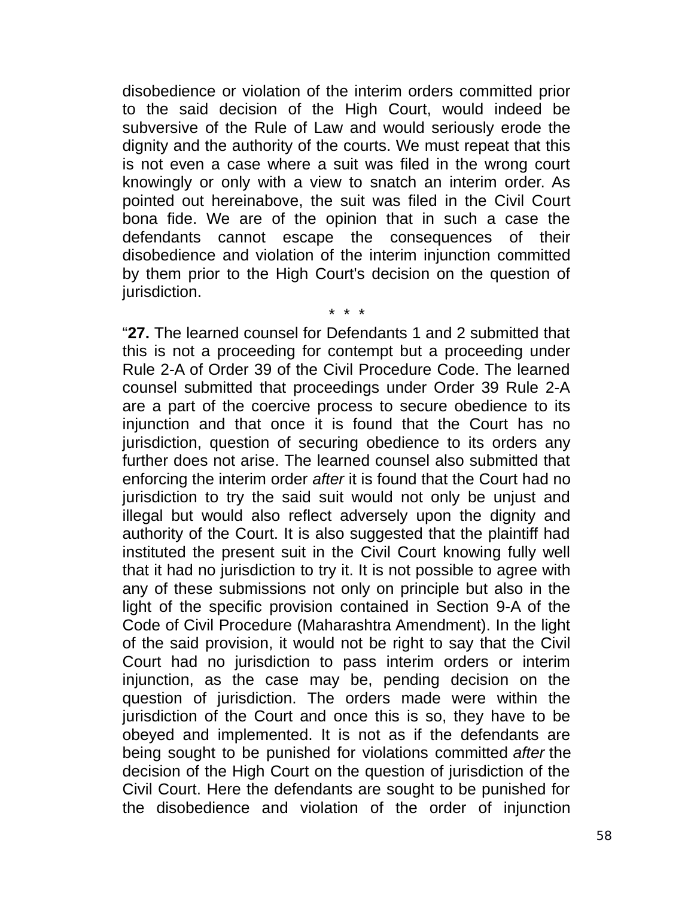disobedience or violation of the interim orders committed prior to the said decision of the High Court, would indeed be subversive of the Rule of Law and would seriously erode the dignity and the authority of the courts. We must repeat that this is not even a case where a suit was filed in the wrong court knowingly or only with a view to snatch an interim order. As pointed out hereinabove, the suit was filed in the Civil Court bona fide. We are of the opinion that in such a case the defendants cannot escape the consequences of their disobedience and violation of the interim injunction committed by them prior to the High Court's decision on the question of jurisdiction.

\* \* \*

"**27.** The learned counsel for Defendants 1 and 2 submitted that this is not a proceeding for contempt but a proceeding under Rule 2-A of Order 39 of the Civil Procedure Code. The learned counsel submitted that proceedings under Order 39 Rule 2-A are a part of the coercive process to secure obedience to its injunction and that once it is found that the Court has no jurisdiction, question of securing obedience to its orders any further does not arise. The learned counsel also submitted that enforcing the interim order *after* it is found that the Court had no jurisdiction to try the said suit would not only be unjust and illegal but would also reflect adversely upon the dignity and authority of the Court. It is also suggested that the plaintiff had instituted the present suit in the Civil Court knowing fully well that it had no jurisdiction to try it. It is not possible to agree with any of these submissions not only on principle but also in the light of the specific provision contained in Section 9-A of the Code of Civil Procedure (Maharashtra Amendment). In the light of the said provision, it would not be right to say that the Civil Court had no jurisdiction to pass interim orders or interim injunction, as the case may be, pending decision on the question of jurisdiction. The orders made were within the jurisdiction of the Court and once this is so, they have to be obeyed and implemented. It is not as if the defendants are being sought to be punished for violations committed *after* the decision of the High Court on the question of jurisdiction of the Civil Court. Here the defendants are sought to be punished for the disobedience and violation of the order of injunction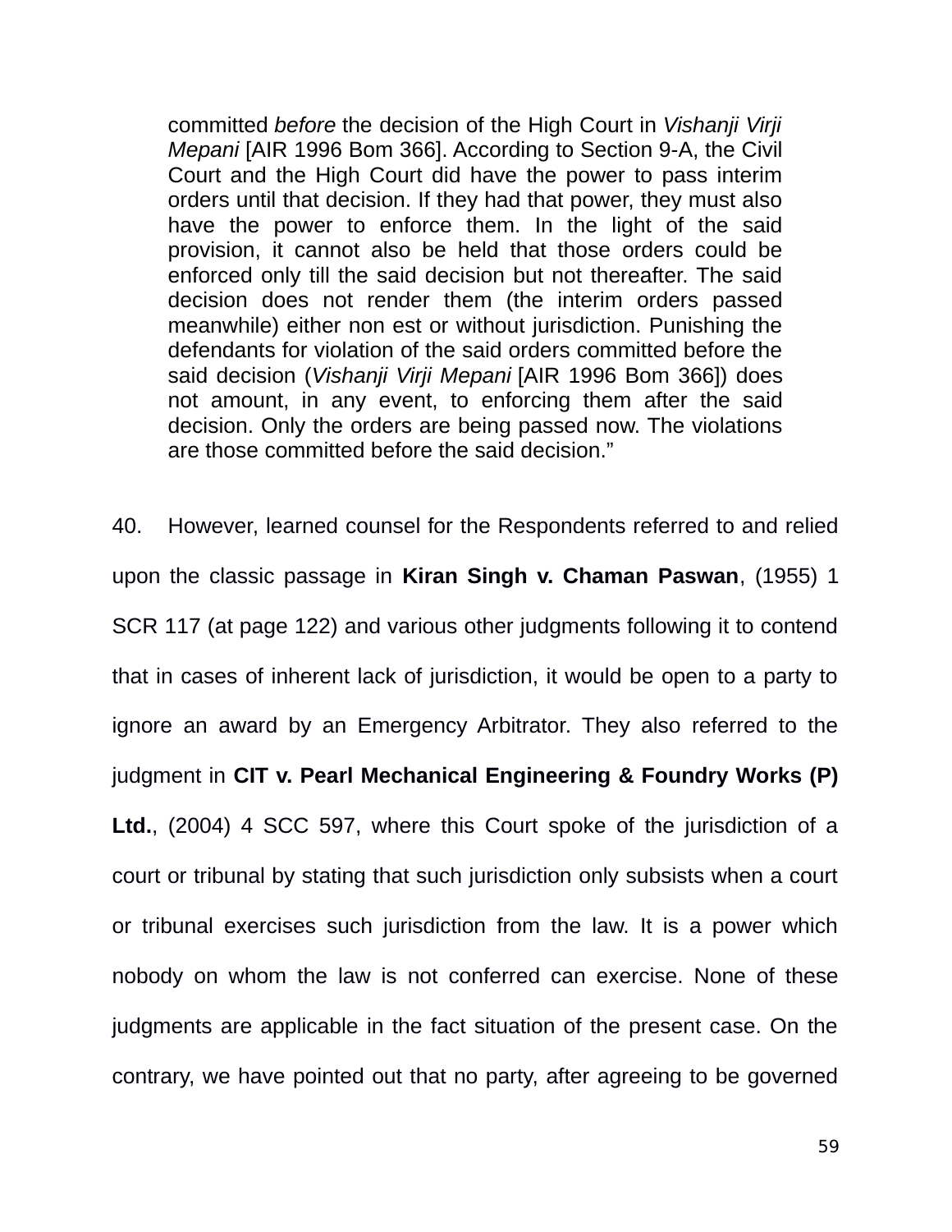> committed *before* the decision of the High Court in *Vishanji Virji Mepani* [AIR 1996 Bom 366]. According to Section 9-A, the Civil Court and the High Court did have the power to pass interim orders until that decision. If they had that power, they must also have the power to enforce them. In the light of the said provision, it cannot also be held that those orders could be enforced only till the said decision but not thereafter. The said decision does not render them (the interim orders passed meanwhile) either non est or without jurisdiction. Punishing the defendants for violation of the said orders committed before the said decision (*Vishanji Virji Mepani* [AIR 1996 Bom 366]) does not amount, in any event, to enforcing them after the said decision. Only the orders are being passed now. The violations are those committed before the said decision."

40. However, learned counsel for the Respondents referred to and relied upon the classic passage in **Kiran Singh v. Chaman Paswan**, (1955) 1 SCR 117 (at page 122) and various other judgments following it to contend that in cases of inherent lack of jurisdiction, it would be open to a party to ignore an award by an Emergency Arbitrator. They also referred to the judgment in **CIT v. Pearl Mechanical Engineering & Foundry Works (P) Ltd.**, (2004) 4 SCC 597, where this Court spoke of the jurisdiction of a court or tribunal by stating that such jurisdiction only subsists when a court or tribunal exercises such jurisdiction from the law. It is a power which nobody on whom the law is not conferred can exercise. None of these judgments are applicable in the fact situation of the present case. On the contrary, we have pointed out that no party, after agreeing to be governed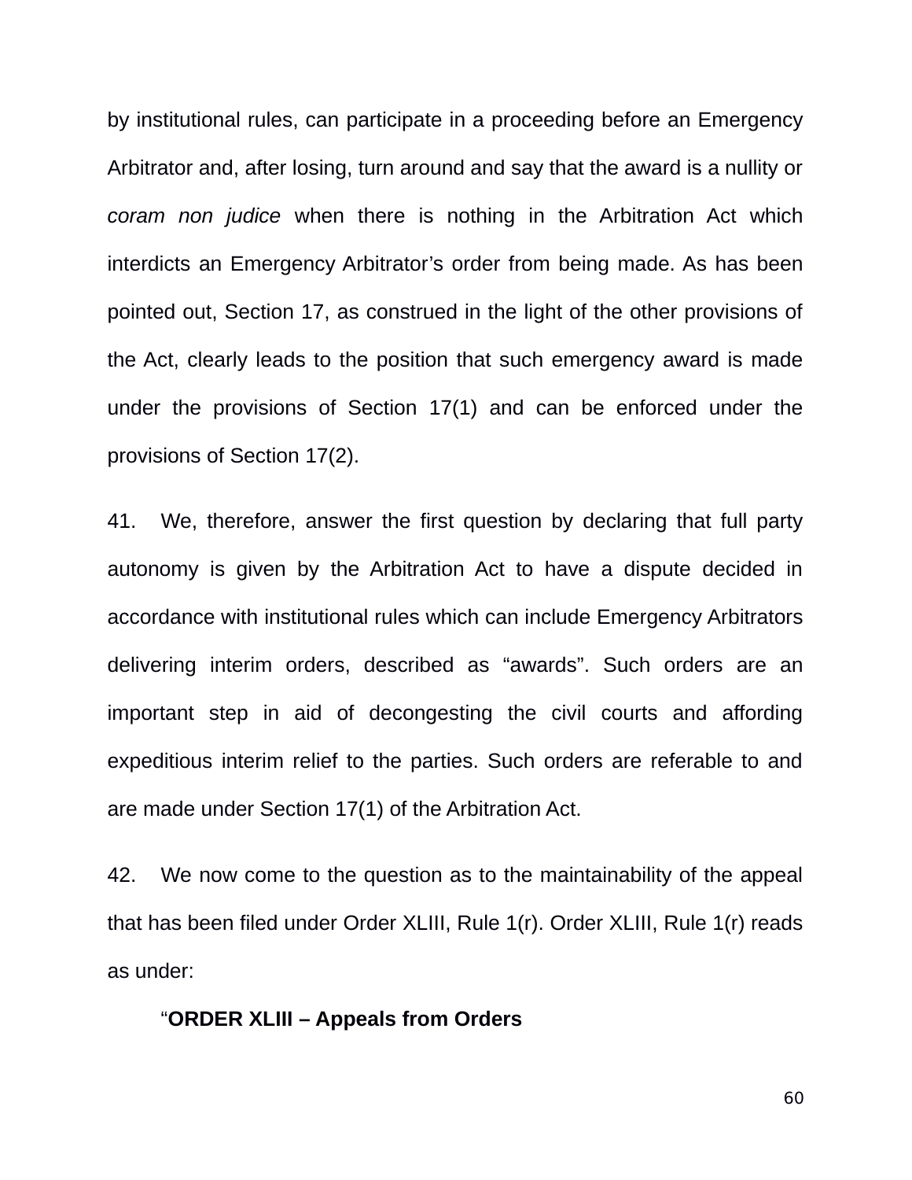by institutional rules, can participate in a proceeding before an Emergency Arbitrator and, after losing, turn around and say that the award is a nullity or *coram non judice* when there is nothing in the Arbitration Act which interdicts an Emergency Arbitrator's order from being made. As has been pointed out, Section 17, as construed in the light of the other provisions of the Act, clearly leads to the position that such emergency award is made under the provisions of Section 17(1) and can be enforced under the provisions of Section 17(2).

41. We, therefore, answer the first question by declaring that full party autonomy is given by the Arbitration Act to have a dispute decided in accordance with institutional rules which can include Emergency Arbitrators delivering interim orders, described as "awards". Such orders are an important step in aid of decongesting the civil courts and affording expeditious interim relief to the parties. Such orders are referable to and are made under Section 17(1) of the Arbitration Act.

42. We now come to the question as to the maintainability of the appeal that has been filed under Order XLIII, Rule 1(r). Order XLIII, Rule 1(r) reads as under:

> "**ORDER XLIII – Appeals from Orders**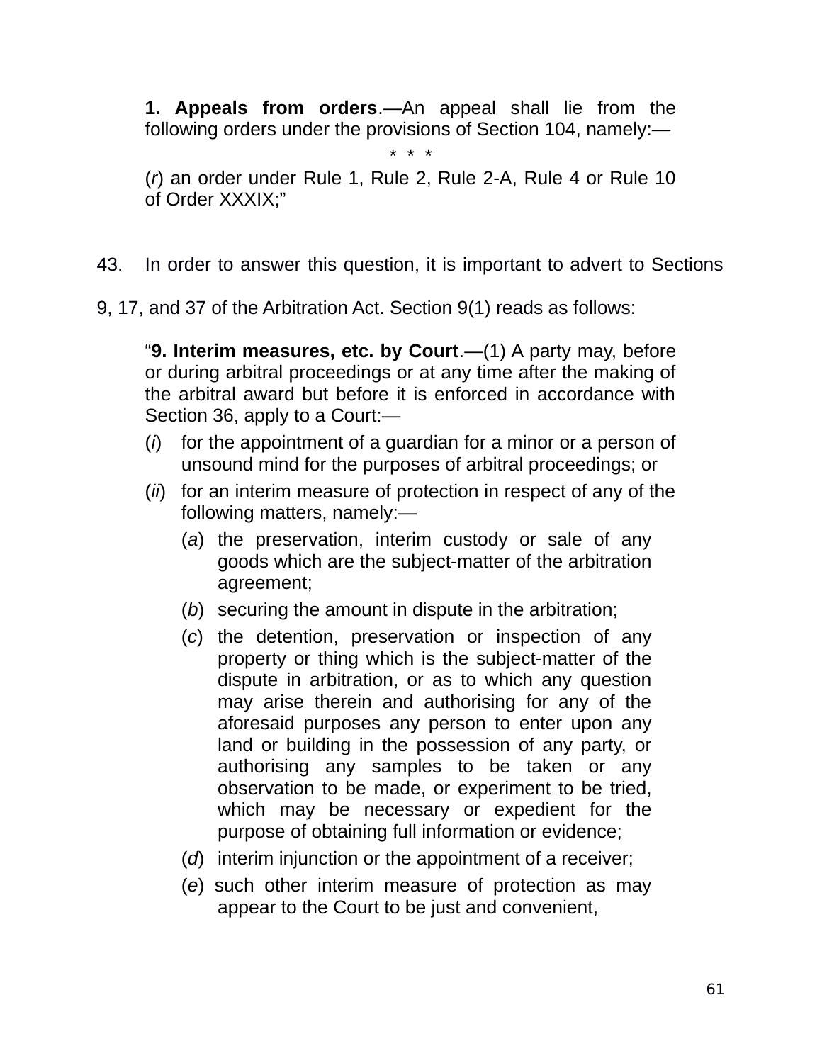> **1. Appeals from orders**.—An appeal shall lie from the following orders under the provisions of Section 104, namely:—
>
> \* \* \*
>
> (*r*) an order under Rule 1, Rule 2, Rule 2-A, Rule 4 or Rule 10 of Order XXXIX;"

43. In order to answer this question, it is important to advert to Sections 9, 17, and 37 of the Arbitration Act. Section 9(1) reads as follows:

> "**9. Interim measures, etc. by Court**.—(1) A party may, before or during arbitral proceedings or at any time after the making of the arbitral award but before it is enforced in accordance with Section 36, apply to a Court:—
>
> (*i*) for the appointment of a guardian for a minor or a person of unsound mind for the purposes of arbitral proceedings; or
>
> (*ii*) for an interim measure of protection in respect of any of the following matters, namely:—
>
> (*a*) the preservation, interim custody or sale of any goods which are the subject-matter of the arbitration agreement;
>
> (*b*) securing the amount in dispute in the arbitration;
>
> (*c*) the detention, preservation or inspection of any property or thing which is the subject-matter of the dispute in arbitration, or as to which any question may arise therein and authorising for any of the aforesaid purposes any person to enter upon any land or building in the possession of any party, or authorising any samples to be taken or any observation to be made, or experiment to be tried, which may be necessary or expedient for the purpose of obtaining full information or evidence;
>
> (*d*) interim injunction or the appointment of a receiver;
>
> (*e*) such other interim measure of protection as may appear to the Court to be just and convenient,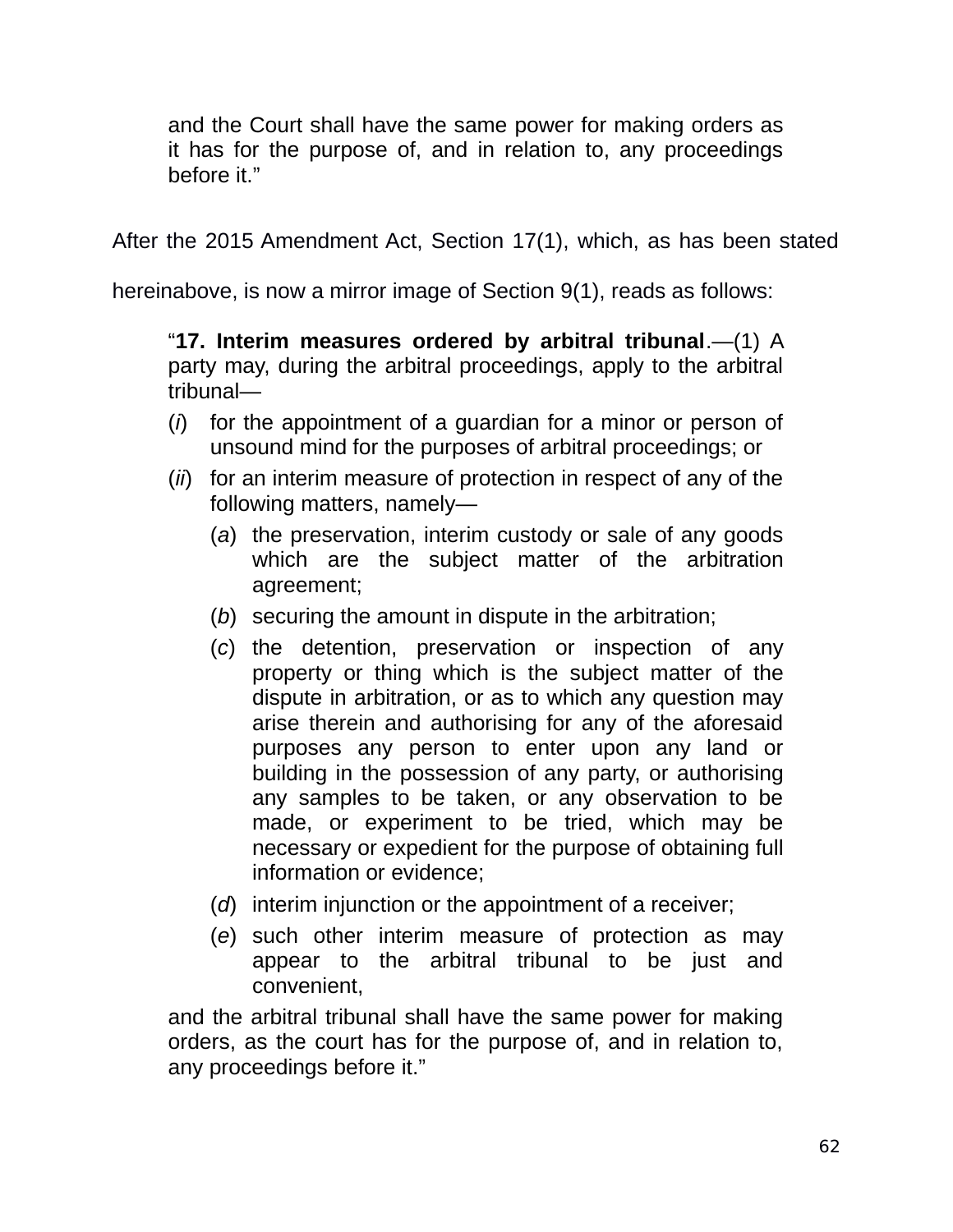> and the Court shall have the same power for making orders as it has for the purpose of, and in relation to, any proceedings before it."

After the 2015 Amendment Act, Section 17(1), which, as has been stated hereinabove, is now a mirror image of Section 9(1), reads as follows:

> "**17. Interim measures ordered by arbitral tribunal**.—(1) A party may, during the arbitral proceedings, apply to the arbitral tribunal—
>
> (*i*) for the appointment of a guardian for a minor or person of unsound mind for the purposes of arbitral proceedings; or
>
> (*ii*) for an interim measure of protection in respect of any of the following matters, namely—
>
> > (*a*) the preservation, interim custody or sale of any goods which are the subject matter of the arbitration agreement;
> >
> > (*b*) securing the amount in dispute in the arbitration;
> >
> > (*c*) the detention, preservation or inspection of any property or thing which is the subject matter of the dispute in arbitration, or as to which any question may arise therein and authorising for any of the aforesaid purposes any person to enter upon any land or building in the possession of any party, or authorising any samples to be taken, or any observation to be made, or experiment to be tried, which may be necessary or expedient for the purpose of obtaining full information or evidence;
> >
> > (*d*) interim injunction or the appointment of a receiver;
> >
> > (*e*) such other interim measure of protection as may appear to the arbitral tribunal to be just and convenient,
>
> and the arbitral tribunal shall have the same power for making orders, as the court has for the purpose of, and in relation to, any proceedings before it."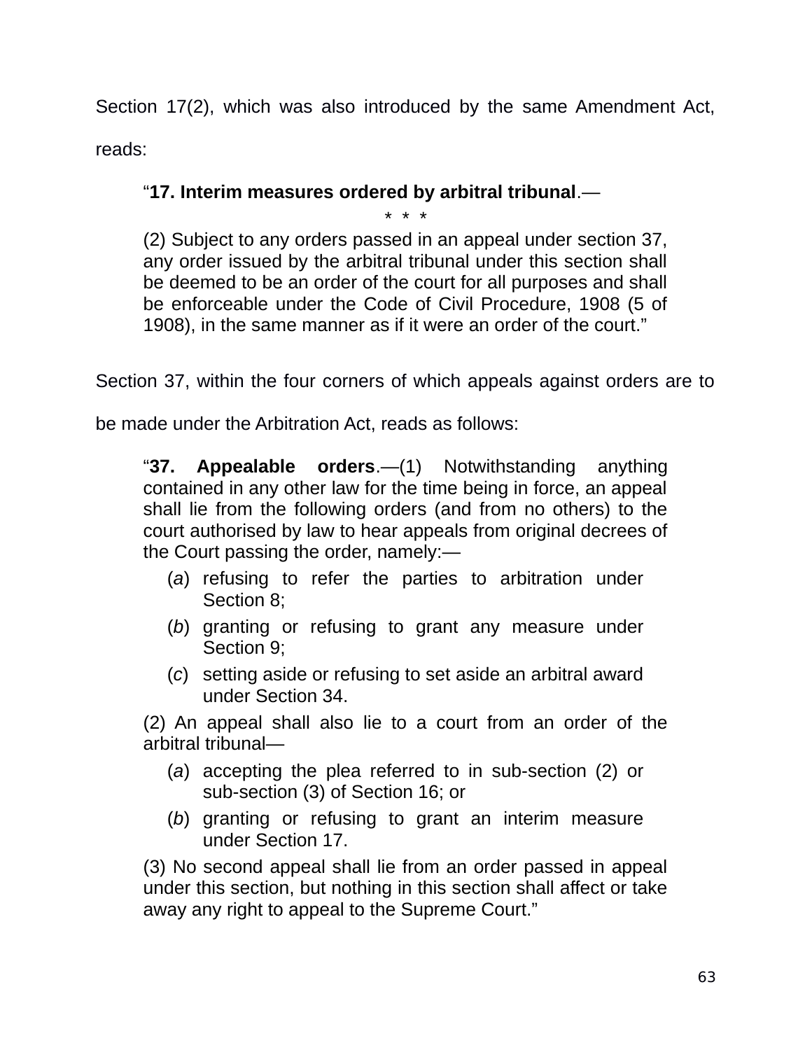Section 17(2), which was also introduced by the same Amendment Act, reads:

> "**17. Interim measures ordered by arbitral tribunal**.—
>
> * * *
>
> (2) Subject to any orders passed in an appeal under section 37, any order issued by the arbitral tribunal under this section shall be deemed to be an order of the court for all purposes and shall be enforceable under the Code of Civil Procedure, 1908 (5 of 1908), in the same manner as if it were an order of the court."

Section 37, within the four corners of which appeals against orders are to be made under the Arbitration Act, reads as follows:

> "**37. Appealable orders**.—(1) Notwithstanding anything contained in any other law for the time being in force, an appeal shall lie from the following orders (and from no others) to the court authorised by law to hear appeals from original decrees of the Court passing the order, namely:—
>
> (*a*) refusing to refer the parties to arbitration under Section 8;
>
> (*b*) granting or refusing to grant any measure under Section 9;
>
> (*c*) setting aside or refusing to set aside an arbitral award under Section 34.
>
> (2) An appeal shall also lie to a court from an order of the arbitral tribunal—
>
> (*a*) accepting the plea referred to in sub-section (2) or sub-section (3) of Section 16; or
>
> (*b*) granting or refusing to grant an interim measure under Section 17.
>
> (3) No second appeal shall lie from an order passed in appeal under this section, but nothing in this section shall affect or take away any right to appeal to the Supreme Court."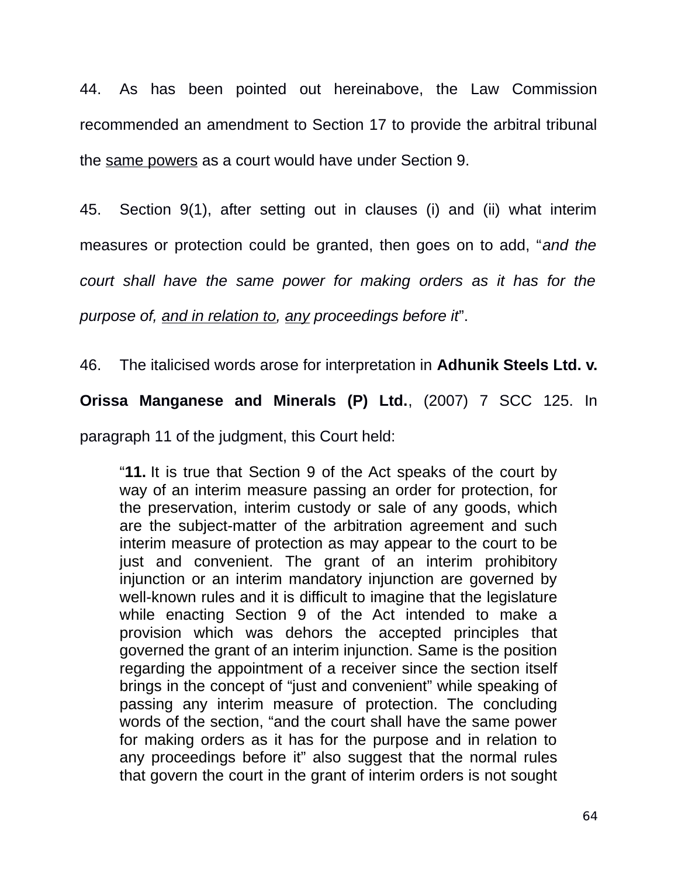44. As has been pointed out hereinabove, the Law Commission recommended an amendment to Section 17 to provide the arbitral tribunal the <u>same powers</u> as a court would have under Section 9.

45. Section 9(1), after setting out in clauses (i) and (ii) what interim measures or protection could be granted, then goes on to add, "*and the court shall have the same power for making orders as it has for the purpose of, <u>and in relation to</u>, <u>any</u> proceedings before it*".

46. The italicised words arose for interpretation in **Adhunik Steels Ltd. v. Orissa Manganese and Minerals (P) Ltd.**, (2007) 7 SCC 125. In paragraph 11 of the judgment, this Court held:

> "**11.** It is true that Section 9 of the Act speaks of the court by way of an interim measure passing an order for protection, for the preservation, interim custody or sale of any goods, which are the subject-matter of the arbitration agreement and such interim measure of protection as may appear to the court to be just and convenient. The grant of an interim prohibitory injunction or an interim mandatory injunction are governed by well-known rules and it is difficult to imagine that the legislature while enacting Section 9 of the Act intended to make a provision which was dehors the accepted principles that governed the grant of an interim injunction. Same is the position regarding the appointment of a receiver since the section itself brings in the concept of "just and convenient" while speaking of passing any interim measure of protection. The concluding words of the section, "and the court shall have the same power for making orders as it has for the purpose and in relation to any proceedings before it" also suggest that the normal rules that govern the court in the grant of interim orders is not sought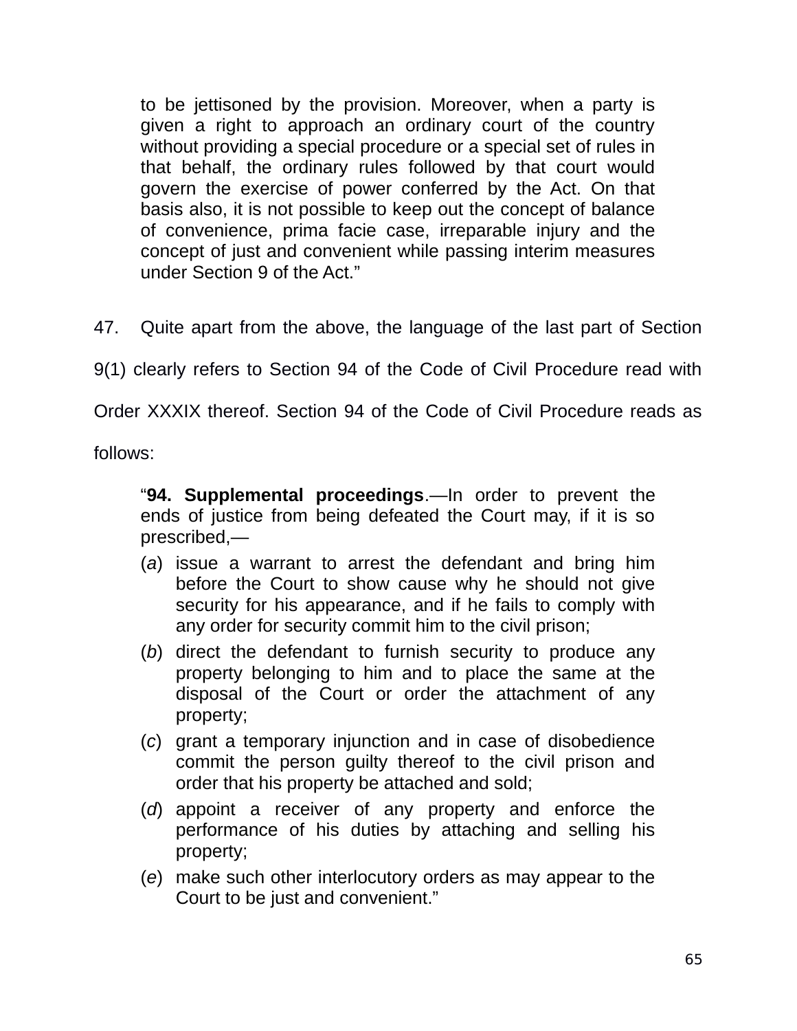> to be jettisoned by the provision. Moreover, when a party is given a right to approach an ordinary court of the country without providing a special procedure or a special set of rules in that behalf, the ordinary rules followed by that court would govern the exercise of power conferred by the Act. On that basis also, it is not possible to keep out the concept of balance of convenience, prima facie case, irreparable injury and the concept of just and convenient while passing interim measures under Section 9 of the Act."

47. Quite apart from the above, the language of the last part of Section 9(1) clearly refers to Section 94 of the Code of Civil Procedure read with Order XXXIX thereof. Section 94 of the Code of Civil Procedure reads as follows:

> "**94. Supplemental proceedings**.—In order to prevent the ends of justice from being defeated the Court may, if it is so prescribed,—
>
> (*a*) issue a warrant to arrest the defendant and bring him before the Court to show cause why he should not give security for his appearance, and if he fails to comply with any order for security commit him to the civil prison;
>
> (*b*) direct the defendant to furnish security to produce any property belonging to him and to place the same at the disposal of the Court or order the attachment of any property;
>
> (*c*) grant a temporary injunction and in case of disobedience commit the person guilty thereof to the civil prison and order that his property be attached and sold;
>
> (*d*) appoint a receiver of any property and enforce the performance of his duties by attaching and selling his property;
>
> (*e*) make such other interlocutory orders as may appear to the Court to be just and convenient."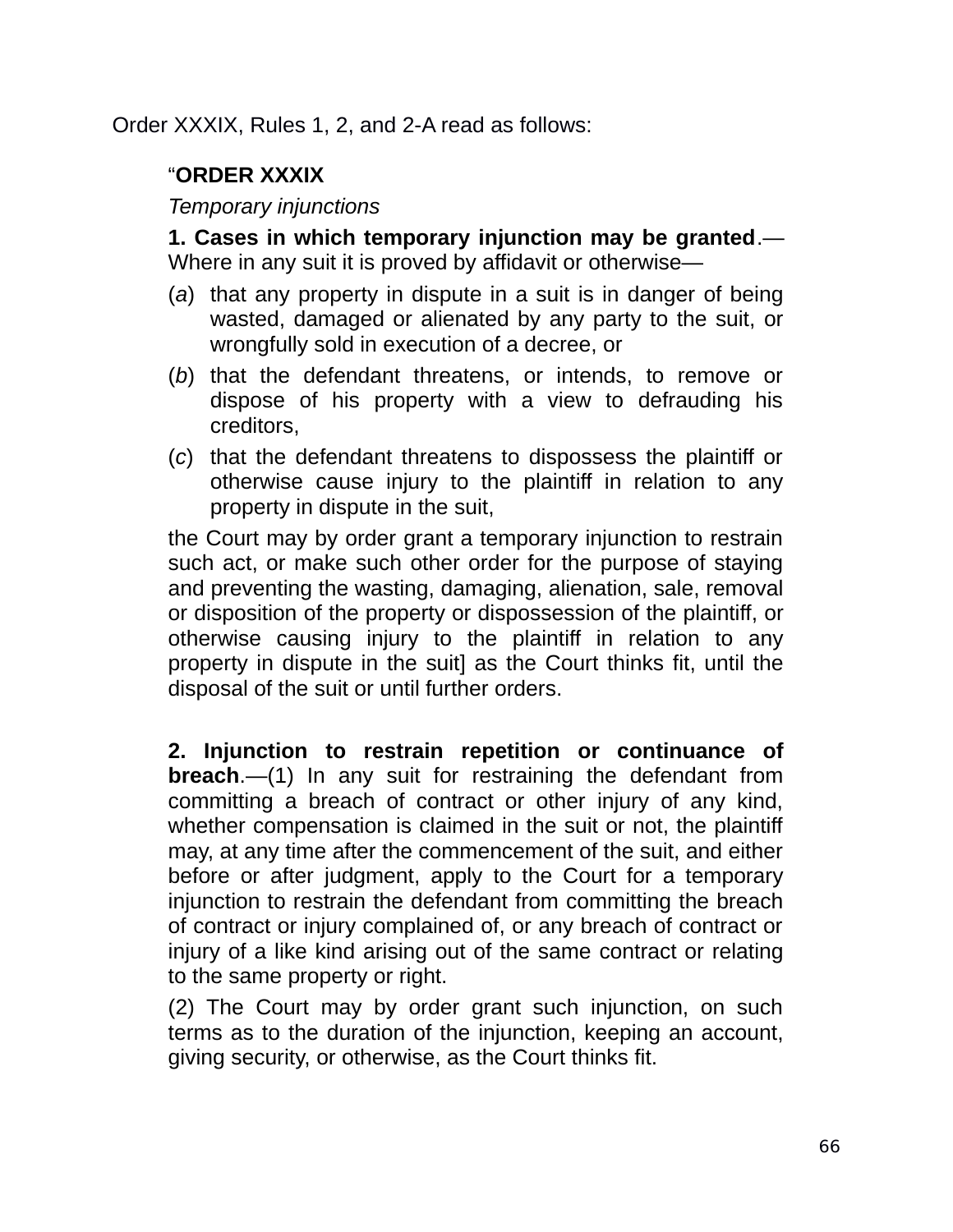Order XXXIX, Rules 1, 2, and 2-A read as follows:

> "**ORDER XXXIX**
>
> *Temporary injunctions*
>
> **1. Cases in which temporary injunction may be granted**.—Where in any suit it is proved by affidavit or otherwise—
>
> (*a*) that any property in dispute in a suit is in danger of being wasted, damaged or alienated by any party to the suit, or wrongfully sold in execution of a decree, or
>
> (*b*) that the defendant threatens, or intends, to remove or dispose of his property with a view to defrauding his creditors,
>
> (*c*) that the defendant threatens to dispossess the plaintiff or otherwise cause injury to the plaintiff in relation to any property in dispute in the suit,
>
> the Court may by order grant a temporary injunction to restrain such act, or make such other order for the purpose of staying and preventing the wasting, damaging, alienation, sale, removal or disposition of the property or dispossession of the plaintiff, or otherwise causing injury to the plaintiff in relation to any property in dispute in the suit] as the Court thinks fit, until the disposal of the suit or until further orders.
>
> **2. Injunction to restrain repetition or continuance of breach**.—(1) In any suit for restraining the defendant from committing a breach of contract or other injury of any kind, whether compensation is claimed in the suit or not, the plaintiff may, at any time after the commencement of the suit, and either before or after judgment, apply to the Court for a temporary injunction to restrain the defendant from committing the breach of contract or injury complained of, or any breach of contract or injury of a like kind arising out of the same contract or relating to the same property or right.
>
> (2) The Court may by order grant such injunction, on such terms as to the duration of the injunction, keeping an account, giving security, or otherwise, as the Court thinks fit.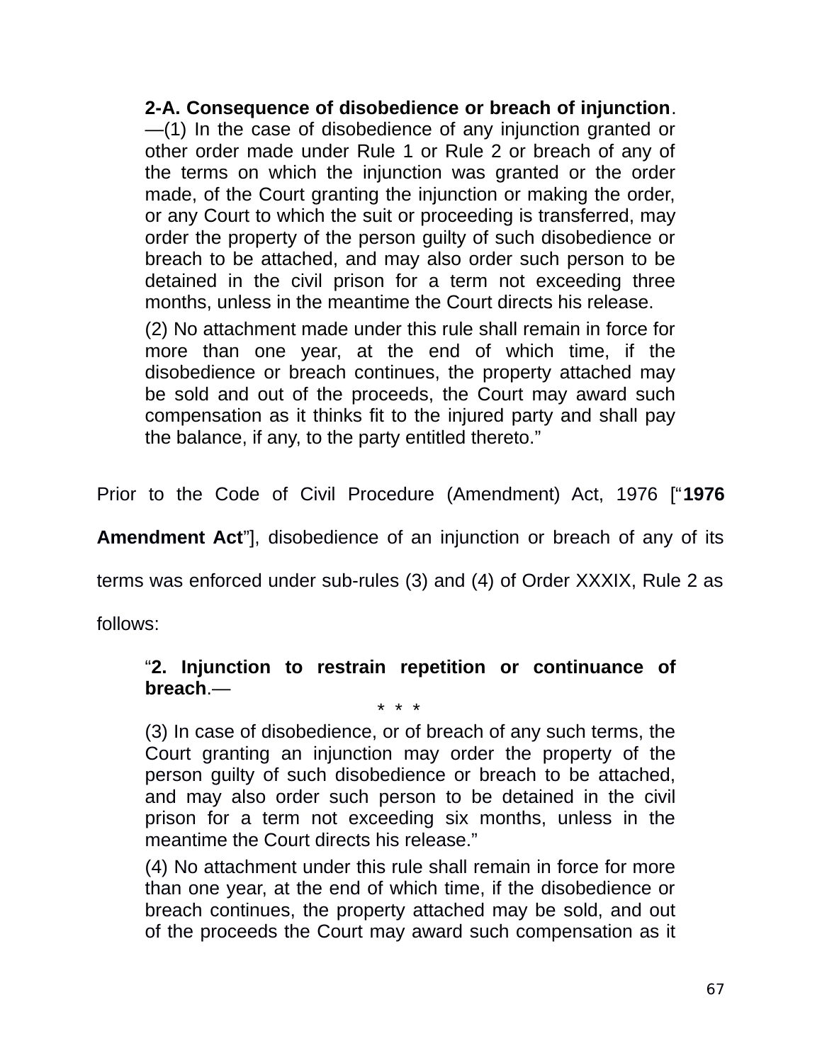> **2-A. Consequence of disobedience or breach of injunction**.—(1) In the case of disobedience of any injunction granted or other order made under Rule 1 or Rule 2 or breach of any of the terms on which the injunction was granted or the order made, of the Court granting the injunction or making the order, or any Court to which the suit or proceeding is transferred, may order the property of the person guilty of such disobedience or breach to be attached, and may also order such person to be detained in the civil prison for a term not exceeding three months, unless in the meantime the Court directs his release.
>
> (2) No attachment made under this rule shall remain in force for more than one year, at the end of which time, if the disobedience or breach continues, the property attached may be sold and out of the proceeds, the Court may award such compensation as it thinks fit to the injured party and shall pay the balance, if any, to the party entitled thereto."

Prior to the Code of Civil Procedure (Amendment) Act, 1976 ["**1976 Amendment Act**"], disobedience of an injunction or breach of any of its terms was enforced under sub-rules (3) and (4) of Order XXXIX, Rule 2 as follows:

> "**2. Injunction to restrain repetition or continuance of breach**.—
>
> \* \* \*
>
> (3) In case of disobedience, or of breach of any such terms, the Court granting an injunction may order the property of the person guilty of such disobedience or breach to be attached, and may also order such person to be detained in the civil prison for a term not exceeding six months, unless in the meantime the Court directs his release."
>
> (4) No attachment under this rule shall remain in force for more than one year, at the end of which time, if the disobedience or breach continues, the property attached may be sold, and out of the proceeds the Court may award such compensation as it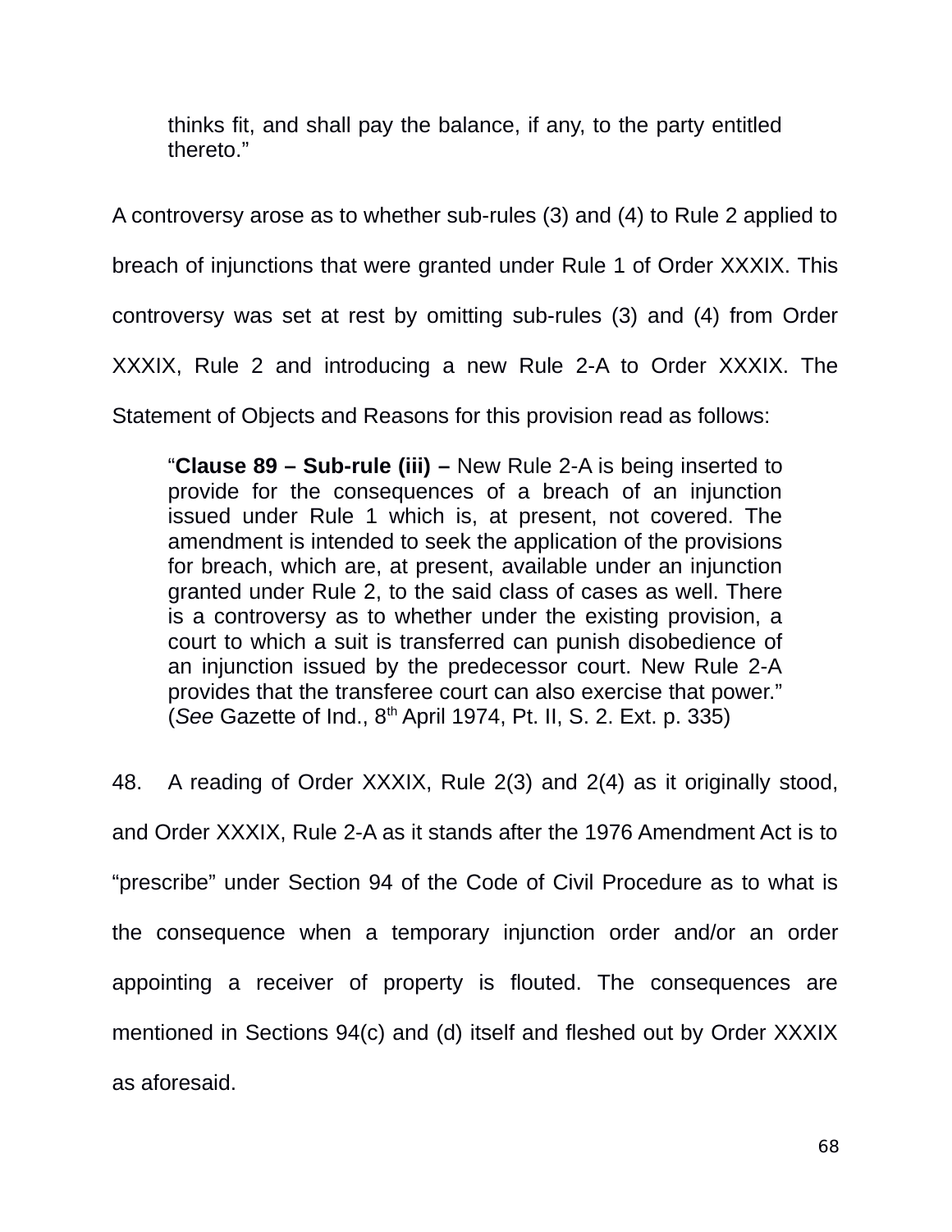> thinks fit, and shall pay the balance, if any, to the party entitled thereto."

A controversy arose as to whether sub-rules (3) and (4) to Rule 2 applied to breach of injunctions that were granted under Rule 1 of Order XXXIX. This controversy was set at rest by omitting sub-rules (3) and (4) from Order XXXIX, Rule 2 and introducing a new Rule 2-A to Order XXXIX. The Statement of Objects and Reasons for this provision read as follows:

> "**Clause 89 – Sub-rule (iii) –** New Rule 2-A is being inserted to provide for the consequences of a breach of an injunction issued under Rule 1 which is, at present, not covered. The amendment is intended to seek the application of the provisions for breach, which are, at present, available under an injunction granted under Rule 2, to the said class of cases as well. There is a controversy as to whether under the existing provision, a court to which a suit is transferred can punish disobedience of an injunction issued by the predecessor court. New Rule 2-A provides that the transferee court can also exercise that power."
> (*See* Gazette of Ind., 8th April 1974, Pt. II, S. 2. Ext. p. 335)

48. A reading of Order XXXIX, Rule 2(3) and 2(4) as it originally stood, and Order XXXIX, Rule 2-A as it stands after the 1976 Amendment Act is to "prescribe" under Section 94 of the Code of Civil Procedure as to what is the consequence when a temporary injunction order and/or an order appointing a receiver of property is flouted. The consequences are mentioned in Sections 94(c) and (d) itself and fleshed out by Order XXXIX as aforesaid.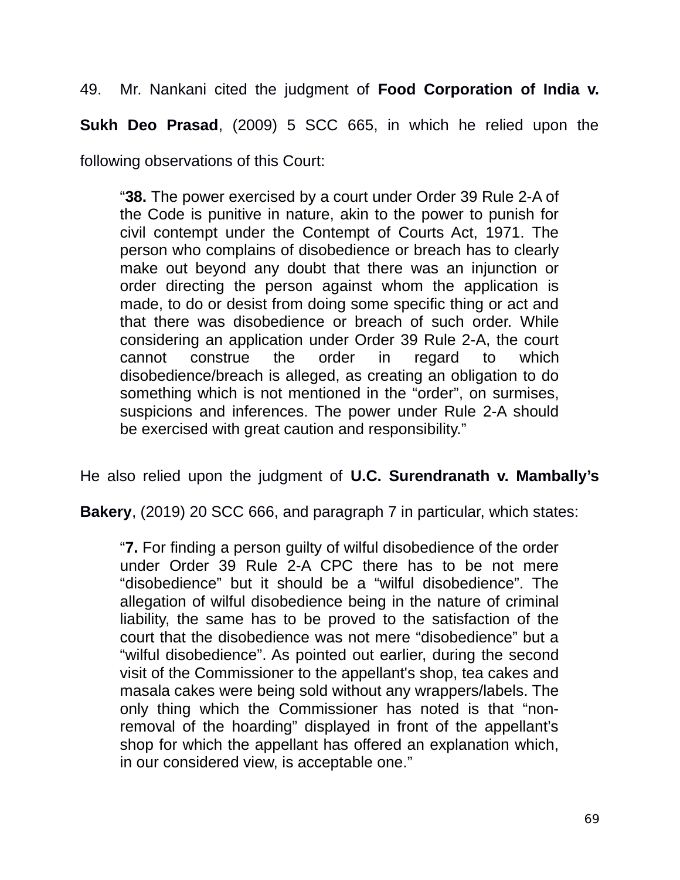49. Mr. Nankani cited the judgment of **Food Corporation of India v. Sukh Deo Prasad**, (2009) 5 SCC 665, in which he relied upon the following observations of this Court:

> "**38.** The power exercised by a court under Order 39 Rule 2-A of the Code is punitive in nature, akin to the power to punish for civil contempt under the Contempt of Courts Act, 1971. The person who complains of disobedience or breach has to clearly make out beyond any doubt that there was an injunction or order directing the person against whom the application is made, to do or desist from doing some specific thing or act and that there was disobedience or breach of such order. While considering an application under Order 39 Rule 2-A, the court cannot construe the order in regard to which disobedience/breach is alleged, as creating an obligation to do something which is not mentioned in the "order", on surmises, suspicions and inferences. The power under Rule 2-A should be exercised with great caution and responsibility."

He also relied upon the judgment of **U.C. Surendranath v. Mambally's Bakery**, (2019) 20 SCC 666, and paragraph 7 in particular, which states:

> "**7.** For finding a person guilty of wilful disobedience of the order under Order 39 Rule 2-A CPC there has to be not mere "disobedience" but it should be a "wilful disobedience". The allegation of wilful disobedience being in the nature of criminal liability, the same has to be proved to the satisfaction of the court that the disobedience was not mere "disobedience" but a "wilful disobedience". As pointed out earlier, during the second visit of the Commissioner to the appellant's shop, tea cakes and masala cakes were being sold without any wrappers/labels. The only thing which the Commissioner has noted is that "non-removal of the hoarding" displayed in front of the appellant's shop for which the appellant has offered an explanation which, in our considered view, is acceptable one."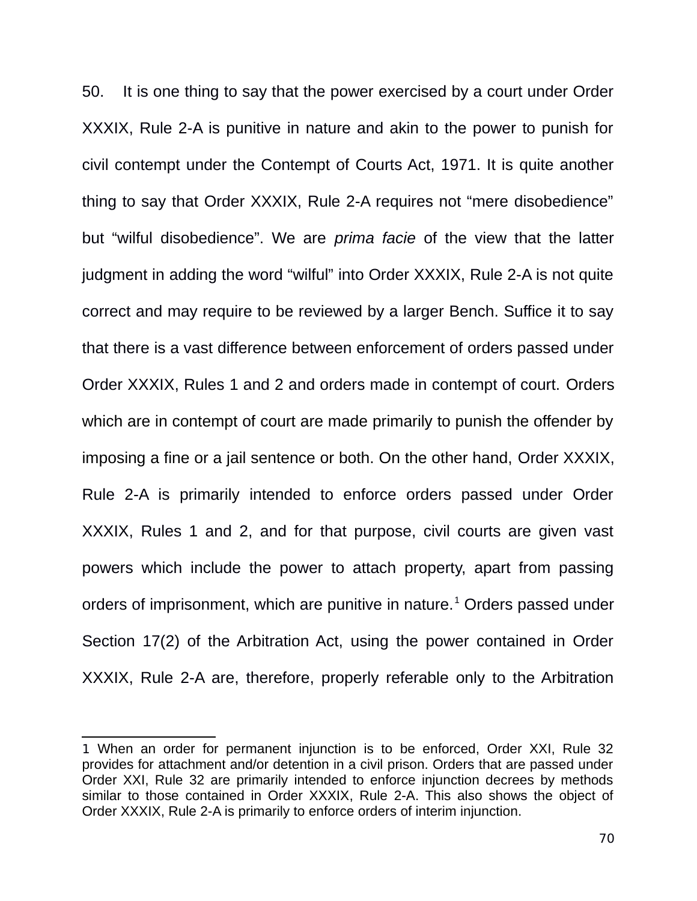50. It is one thing to say that the power exercised by a court under Order XXXIX, Rule 2-A is punitive in nature and akin to the power to punish for civil contempt under the Contempt of Courts Act, 1971. It is quite another thing to say that Order XXXIX, Rule 2-A requires not "mere disobedience" but "wilful disobedience". We are *prima facie* of the view that the latter judgment in adding the word "wilful" into Order XXXIX, Rule 2-A is not quite correct and may require to be reviewed by a larger Bench. Suffice it to say that there is a vast difference between enforcement of orders passed under Order XXXIX, Rules 1 and 2 and orders made in contempt of court. Orders which are in contempt of court are made primarily to punish the offender by imposing a fine or a jail sentence or both. On the other hand, Order XXXIX, Rule 2-A is primarily intended to enforce orders passed under Order XXXIX, Rules 1 and 2, and for that purpose, civil courts are given vast powers which include the power to attach property, apart from passing orders of imprisonment, which are punitive in nature.[1] Orders passed under Section 17(2) of the Arbitration Act, using the power contained in Order XXXIX, Rule 2-A are, therefore, properly referable only to the Arbitration

---

1 When an order for permanent injunction is to be enforced, Order XXI, Rule 32 provides for attachment and/or detention in a civil prison. Orders that are passed under Order XXI, Rule 32 are primarily intended to enforce injunction decrees by methods similar to those contained in Order XXXIX, Rule 2-A. This also shows the object of Order XXXIX, Rule 2-A is primarily to enforce orders of interim injunction.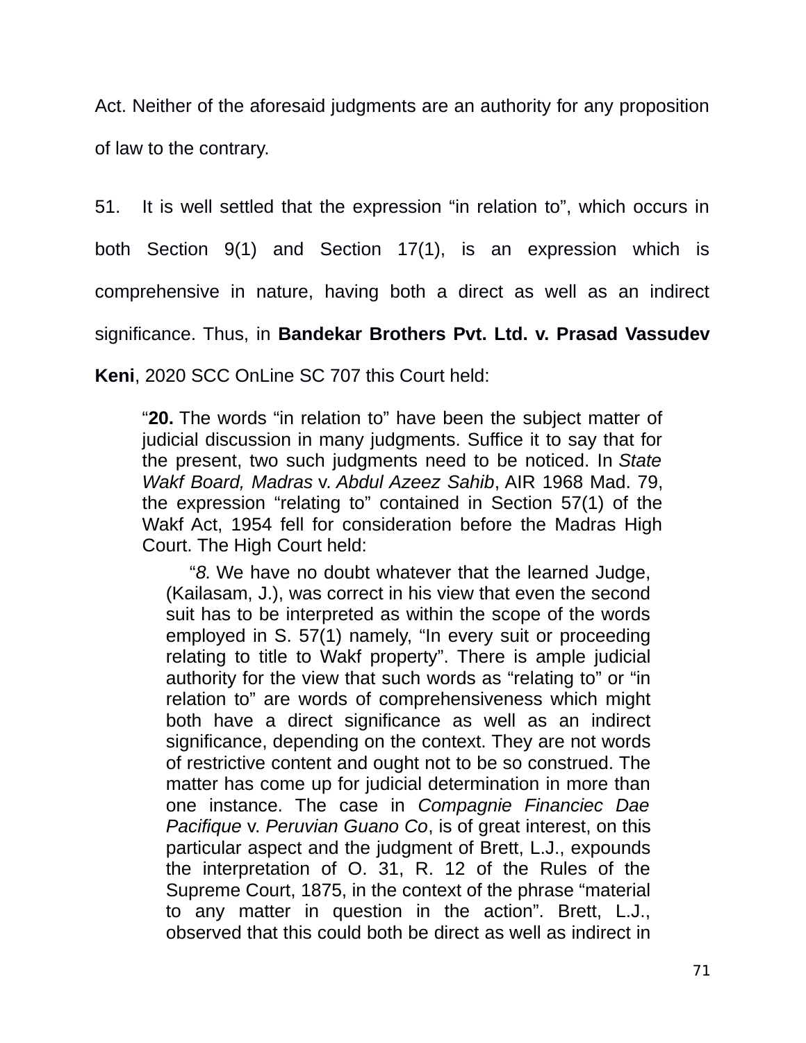Act. Neither of the aforesaid judgments are an authority for any proposition of law to the contrary.

51. It is well settled that the expression "in relation to", which occurs in both Section 9(1) and Section 17(1), is an expression which is comprehensive in nature, having both a direct as well as an indirect significance. Thus, in **Bandekar Brothers Pvt. Ltd. v. Prasad Vassudev Keni**, 2020 SCC OnLine SC 707 this Court held:

> "**20.** The words "in relation to" have been the subject matter of judicial discussion in many judgments. Suffice it to say that for the present, two such judgments need to be noticed. In *State Wakf Board, Madras* v. *Abdul Azeez Sahib*, AIR 1968 Mad. 79, the expression "relating to" contained in Section 57(1) of the Wakf Act, 1954 fell for consideration before the Madras High Court. The High Court held:
>
> > "*8.* We have no doubt whatever that the learned Judge, (Kailasam, J.), was correct in his view that even the second suit has to be interpreted as within the scope of the words employed in S. 57(1) namely, "In every suit or proceeding relating to title to Wakf property". There is ample judicial authority for the view that such words as "relating to" or "in relation to" are words of comprehensiveness which might both have a direct significance as well as an indirect significance, depending on the context. They are not words of restrictive content and ought not to be so construed. The matter has come up for judicial determination in more than one instance. The case in *Compagnie Financiec Dae Pacifique* v. *Peruvian Guano Co*, is of great interest, on this particular aspect and the judgment of Brett, L.J., expounds the interpretation of O. 31, R. 12 of the Rules of the Supreme Court, 1875, in the context of the phrase "material to any matter in question in the action". Brett, L.J., observed that this could both be direct as well as indirect in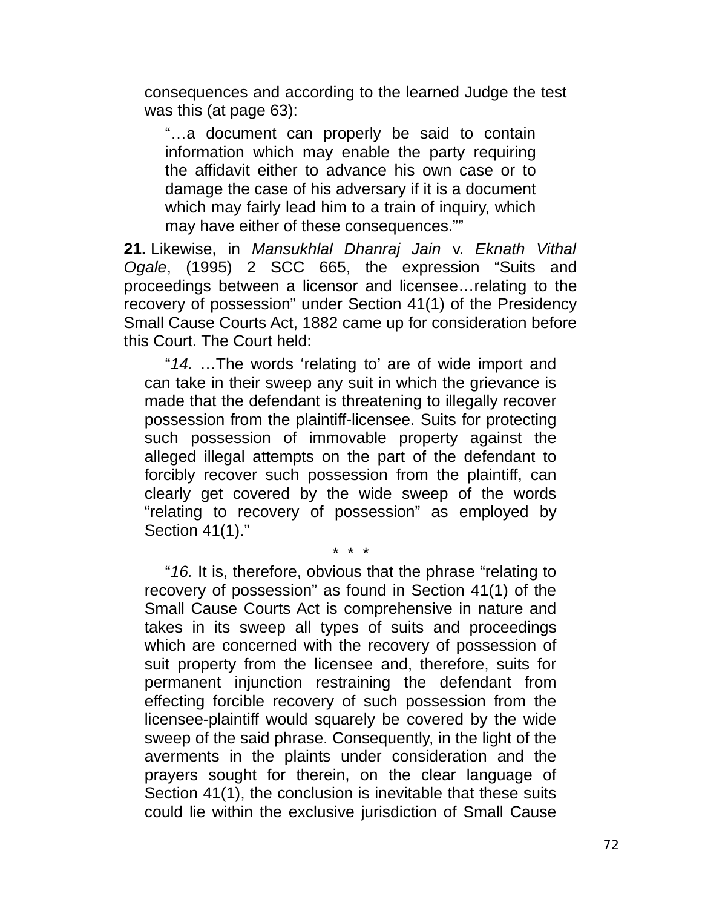consequences and according to the learned Judge the test was this (at page 63):

> "…a document can properly be said to contain information which may enable the party requiring the affidavit either to advance his own case or to damage the case of his adversary if it is a document which may fairly lead him to a train of inquiry, which may have either of these consequences.""

**21.** Likewise, in *Mansukhlal Dhanraj Jain* v. *Eknath Vithal Ogale*, (1995) 2 SCC 665, the expression "Suits and proceedings between a licensor and licensee…relating to the recovery of possession" under Section 41(1) of the Presidency Small Cause Courts Act, 1882 came up for consideration before this Court. The Court held:

> "*14.* …The words 'relating to' are of wide import and can take in their sweep any suit in which the grievance is made that the defendant is threatening to illegally recover possession from the plaintiff-licensee. Suits for protecting such possession of immovable property against the alleged illegal attempts on the part of the defendant to forcibly recover such possession from the plaintiff, can clearly get covered by the wide sweep of the words "relating to recovery of possession" as employed by Section 41(1)."
>
> \* \* \*
>
> "*16.* It is, therefore, obvious that the phrase "relating to recovery of possession" as found in Section 41(1) of the Small Cause Courts Act is comprehensive in nature and takes in its sweep all types of suits and proceedings which are concerned with the recovery of possession of suit property from the licensee and, therefore, suits for permanent injunction restraining the defendant from effecting forcible recovery of such possession from the licensee-plaintiff would squarely be covered by the wide sweep of the said phrase. Consequently, in the light of the averments in the plaints under consideration and the prayers sought for therein, on the clear language of Section 41(1), the conclusion is inevitable that these suits could lie within the exclusive jurisdiction of Small Cause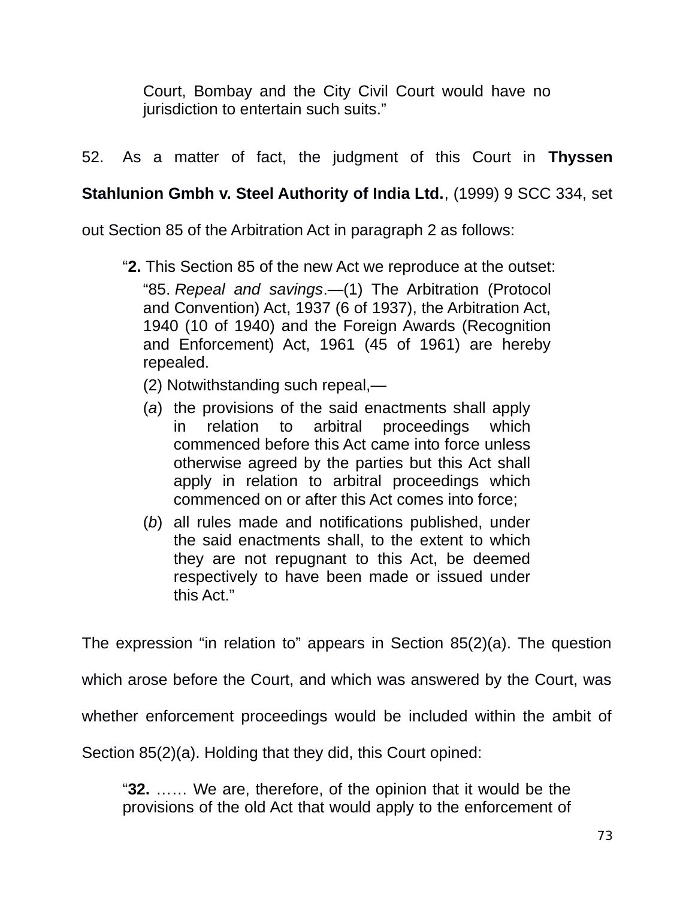> Court, Bombay and the City Civil Court would have no jurisdiction to entertain such suits."

52. As a matter of fact, the judgment of this Court in **Thyssen Stahlunion Gmbh v. Steel Authority of India Ltd.**, (1999) 9 SCC 334, set out Section 85 of the Arbitration Act in paragraph 2 as follows:

> "**2.** This Section 85 of the new Act we reproduce at the outset:
>
> > "85. *Repeal and savings*.—(1) The Arbitration (Protocol and Convention) Act, 1937 (6 of 1937), the Arbitration Act, 1940 (10 of 1940) and the Foreign Awards (Recognition and Enforcement) Act, 1961 (45 of 1961) are hereby repealed.
> >
> > (2) Notwithstanding such repeal,—
> >
> > (*a*) the provisions of the said enactments shall apply in relation to arbitral proceedings which commenced before this Act came into force unless otherwise agreed by the parties but this Act shall apply in relation to arbitral proceedings which commenced on or after this Act comes into force;
> >
> > (*b*) all rules made and notifications published, under the said enactments shall, to the extent to which they are not repugnant to this Act, be deemed respectively to have been made or issued under this Act."

The expression "in relation to" appears in Section 85(2)(a). The question which arose before the Court, and which was answered by the Court, was whether enforcement proceedings would be included within the ambit of Section 85(2)(a). Holding that they did, this Court opined:

> "**32.** …… We are, therefore, of the opinion that it would be the provisions of the old Act that would apply to the enforcement of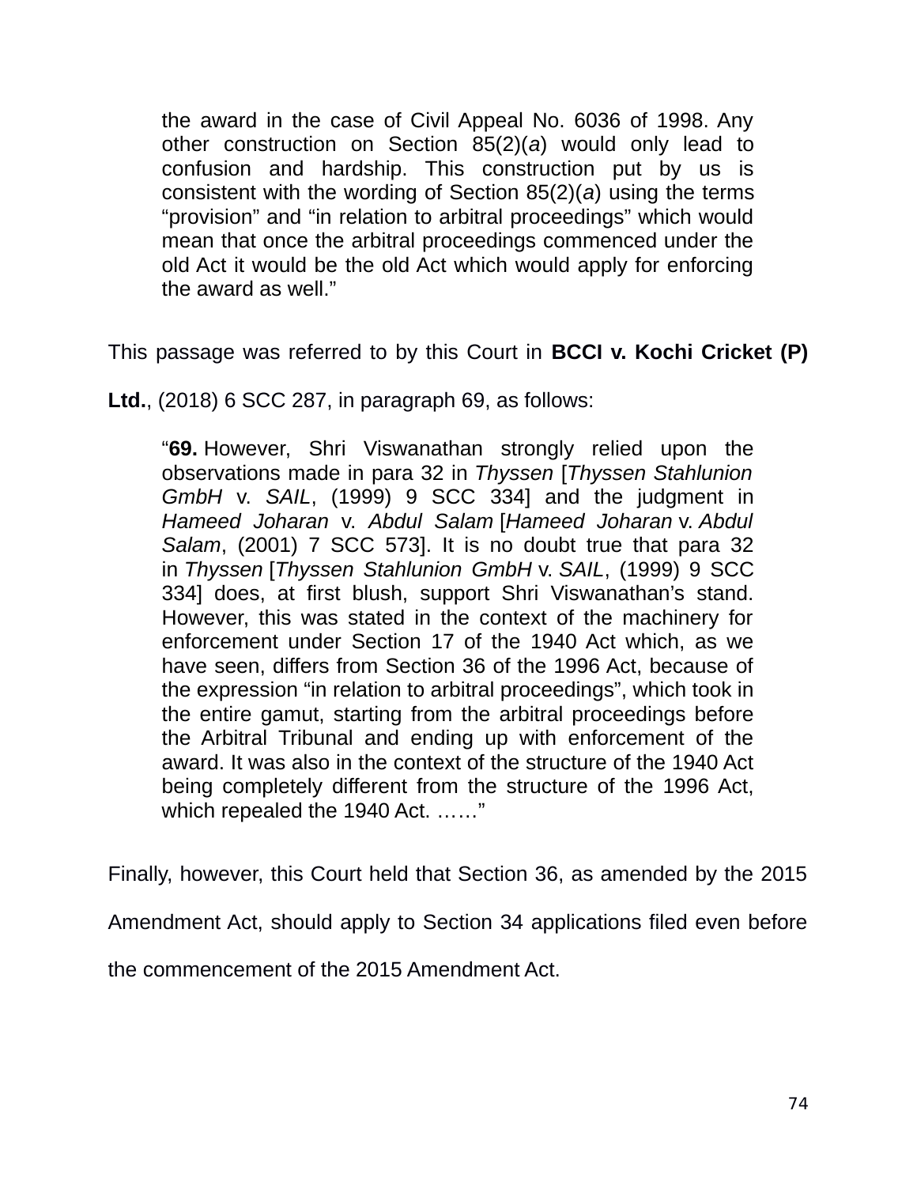> the award in the case of Civil Appeal No. 6036 of 1998. Any other construction on Section 85(2)(*a*) would only lead to confusion and hardship. This construction put by us is consistent with the wording of Section 85(2)(*a*) using the terms "provision" and "in relation to arbitral proceedings" which would mean that once the arbitral proceedings commenced under the old Act it would be the old Act which would apply for enforcing the award as well."

This passage was referred to by this Court in **BCCI v. Kochi Cricket (P) Ltd.**, (2018) 6 SCC 287, in paragraph 69, as follows:

> "**69.** However, Shri Viswanathan strongly relied upon the observations made in para 32 in *Thyssen* [*Thyssen Stahlunion GmbH* v. *SAIL*, (1999) 9 SCC 334] and the judgment in *Hameed Joharan* v. *Abdul Salam* [*Hameed Joharan* v. *Abdul Salam*, (2001) 7 SCC 573]. It is no doubt true that para 32 in *Thyssen* [*Thyssen Stahlunion GmbH* v. *SAIL*, (1999) 9 SCC 334] does, at first blush, support Shri Viswanathan's stand. However, this was stated in the context of the machinery for enforcement under Section 17 of the 1940 Act which, as we have seen, differs from Section 36 of the 1996 Act, because of the expression "in relation to arbitral proceedings", which took in the entire gamut, starting from the arbitral proceedings before the Arbitral Tribunal and ending up with enforcement of the award. It was also in the context of the structure of the 1940 Act being completely different from the structure of the 1996 Act, which repealed the 1940 Act. ……"

Finally, however, this Court held that Section 36, as amended by the 2015 Amendment Act, should apply to Section 34 applications filed even before the commencement of the 2015 Amendment Act.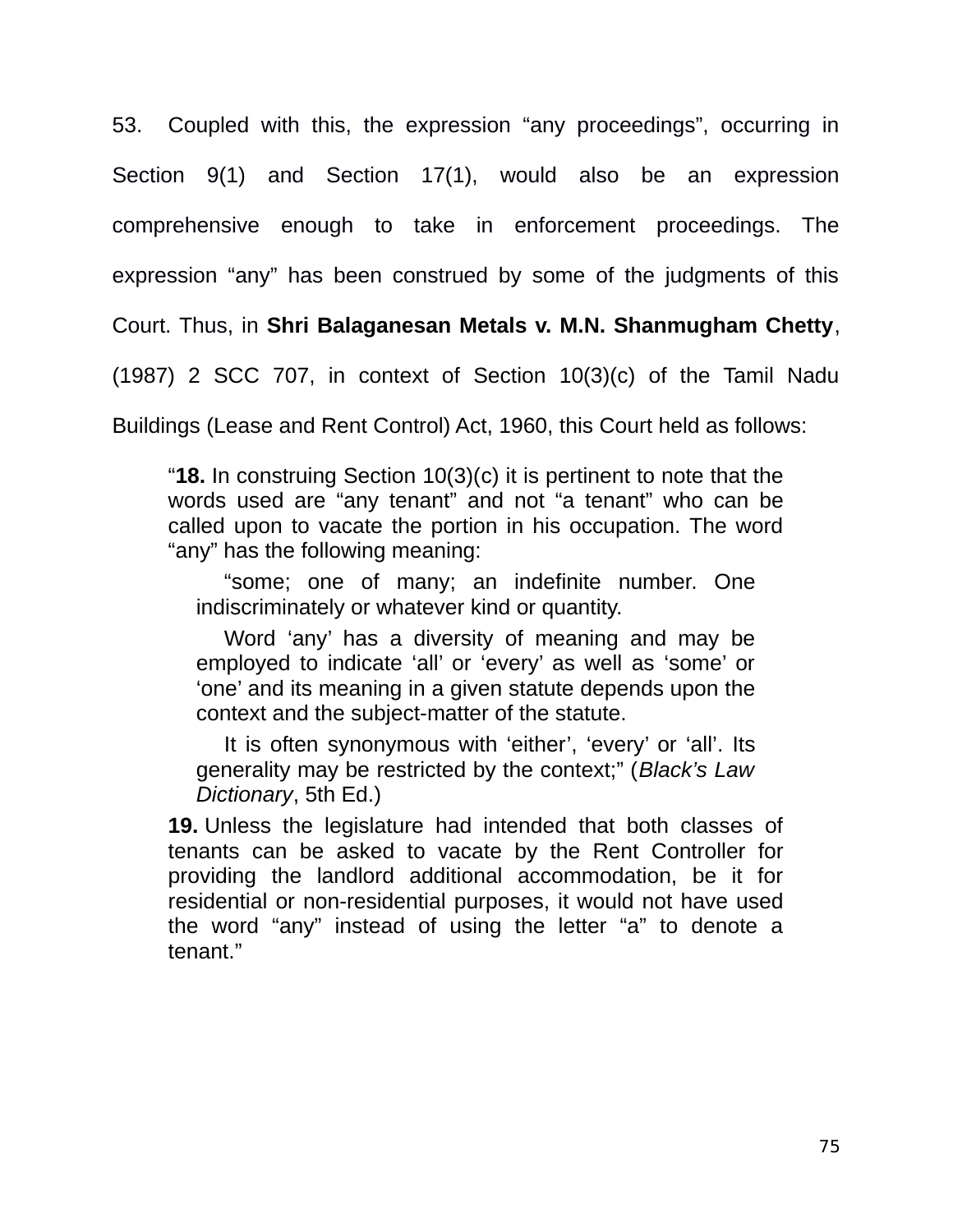53. Coupled with this, the expression "any proceedings", occurring in Section 9(1) and Section 17(1), would also be an expression comprehensive enough to take in enforcement proceedings. The expression "any" has been construed by some of the judgments of this Court. Thus, in **Shri Balaganesan Metals v. M.N. Shanmugham Chetty**, (1987) 2 SCC 707, in context of Section 10(3)(c) of the Tamil Nadu Buildings (Lease and Rent Control) Act, 1960, this Court held as follows:

> "**18.** In construing Section 10(3)(c) it is pertinent to note that the words used are "any tenant" and not "a tenant" who can be called upon to vacate the portion in his occupation. The word "any" has the following meaning:
>
> > "some; one of many; an indefinite number. One indiscriminately or whatever kind or quantity.
> >
> > Word 'any' has a diversity of meaning and may be employed to indicate 'all' or 'every' as well as 'some' or 'one' and its meaning in a given statute depends upon the context and the subject-matter of the statute.
> >
> > It is often synonymous with 'either', 'every' or 'all'. Its generality may be restricted by the context;" (*Black's Law Dictionary*, 5th Ed.)
>
> **19.** Unless the legislature had intended that both classes of tenants can be asked to vacate by the Rent Controller for providing the landlord additional accommodation, be it for residential or non-residential purposes, it would not have used the word "any" instead of using the letter "a" to denote a tenant."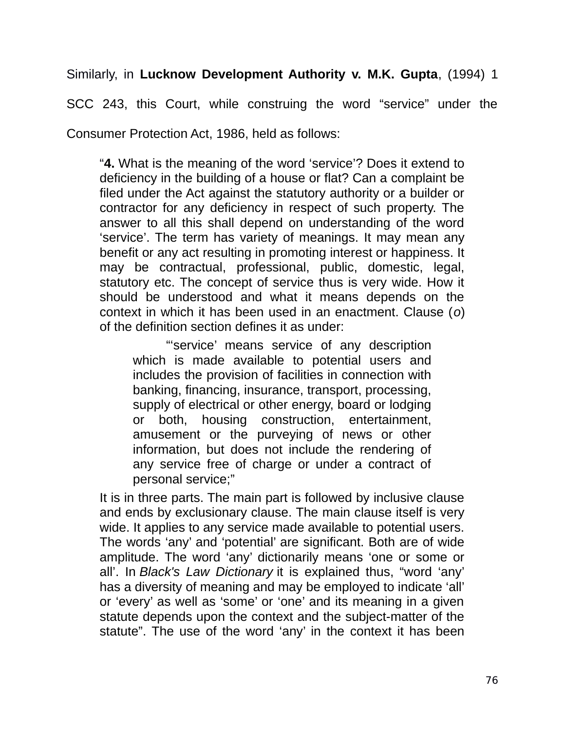Similarly, in **Lucknow Development Authority v. M.K. Gupta**, (1994) 1 SCC 243, this Court, while construing the word "service" under the Consumer Protection Act, 1986, held as follows:

> "**4.** What is the meaning of the word 'service'? Does it extend to deficiency in the building of a house or flat? Can a complaint be filed under the Act against the statutory authority or a builder or contractor for any deficiency in respect of such property. The answer to all this shall depend on understanding of the word 'service'. The term has variety of meanings. It may mean any benefit or any act resulting in promoting interest or happiness. It may be contractual, professional, public, domestic, legal, statutory etc. The concept of service thus is very wide. How it should be understood and what it means depends on the context in which it has been used in an enactment. Clause (*o*) of the definition section defines it as under:
>
> > "'service' means service of any description which is made available to potential users and includes the provision of facilities in connection with banking, financing, insurance, transport, processing, supply of electrical or other energy, board or lodging or both, housing construction, entertainment, amusement or the purveying of news or other information, but does not include the rendering of any service free of charge or under a contract of personal service;"
>
> It is in three parts. The main part is followed by inclusive clause and ends by exclusionary clause. The main clause itself is very wide. It applies to any service made available to potential users. The words 'any' and 'potential' are significant. Both are of wide amplitude. The word 'any' dictionarily means 'one or some or all'. In *Black's Law Dictionary* it is explained thus, "word 'any' has a diversity of meaning and may be employed to indicate 'all' or 'every' as well as 'some' or 'one' and its meaning in a given statute depends upon the context and the subject-matter of the statute". The use of the word 'any' in the context it has been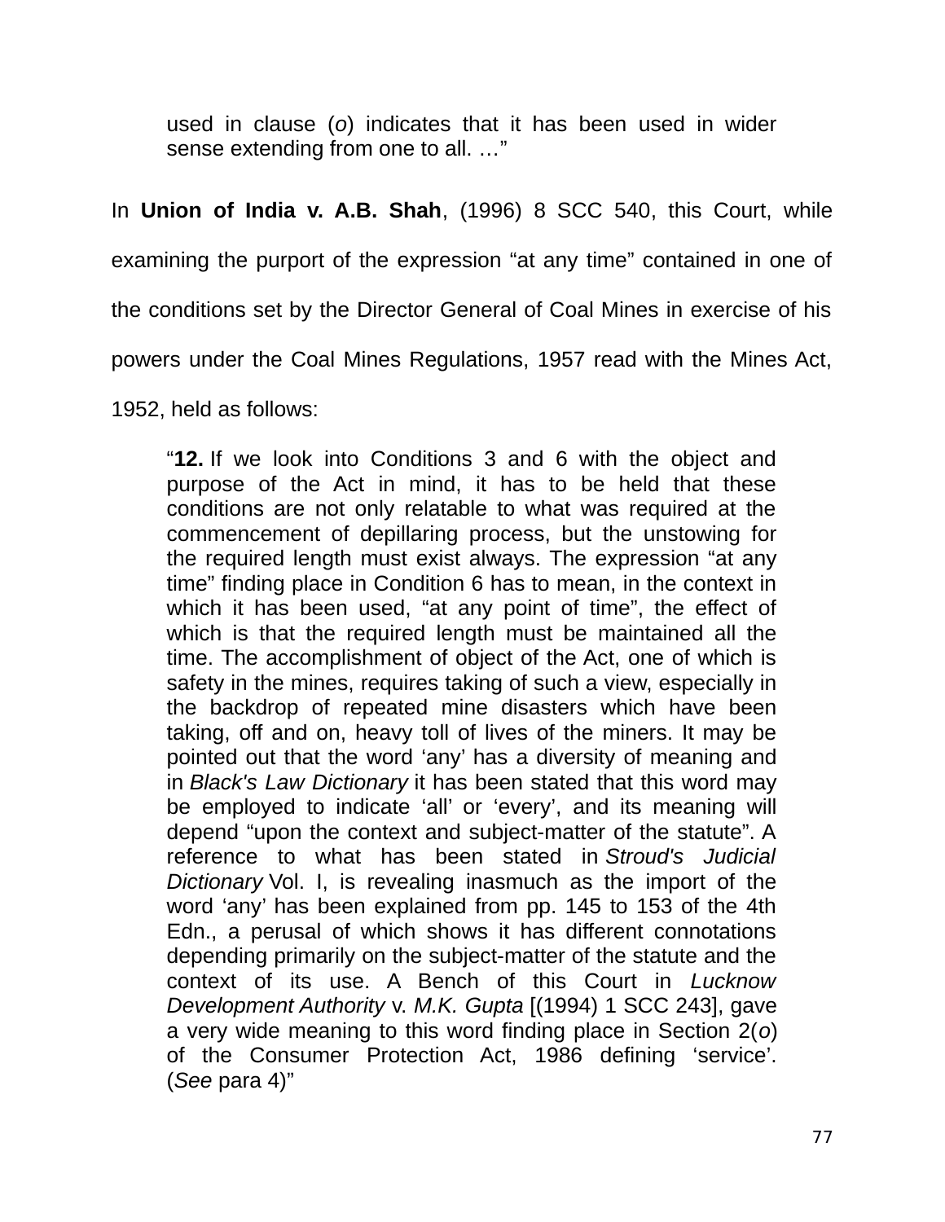> used in clause (*o*) indicates that it has been used in wider sense extending from one to all. …"

In **Union of India v. A.B. Shah**, (1996) 8 SCC 540, this Court, while examining the purport of the expression "at any time" contained in one of the conditions set by the Director General of Coal Mines in exercise of his powers under the Coal Mines Regulations, 1957 read with the Mines Act, 1952, held as follows:

> "**12.** If we look into Conditions 3 and 6 with the object and purpose of the Act in mind, it has to be held that these conditions are not only relatable to what was required at the commencement of depillaring process, but the unstowing for the required length must exist always. The expression "at any time" finding place in Condition 6 has to mean, in the context in which it has been used, "at any point of time", the effect of which is that the required length must be maintained all the time. The accomplishment of object of the Act, one of which is safety in the mines, requires taking of such a view, especially in the backdrop of repeated mine disasters which have been taking, off and on, heavy toll of lives of the miners. It may be pointed out that the word 'any' has a diversity of meaning and in *Black's Law Dictionary* it has been stated that this word may be employed to indicate 'all' or 'every', and its meaning will depend "upon the context and subject-matter of the statute". A reference to what has been stated in *Stroud's Judicial Dictionary* Vol. I, is revealing inasmuch as the import of the word 'any' has been explained from pp. 145 to 153 of the 4th Edn., a perusal of which shows it has different connotations depending primarily on the subject-matter of the statute and the context of its use. A Bench of this Court in *Lucknow Development Authority* v. *M.K. Gupta* [(1994) 1 SCC 243], gave a very wide meaning to this word finding place in Section 2(*o*) of the Consumer Protection Act, 1986 defining 'service'. (*See* para 4)"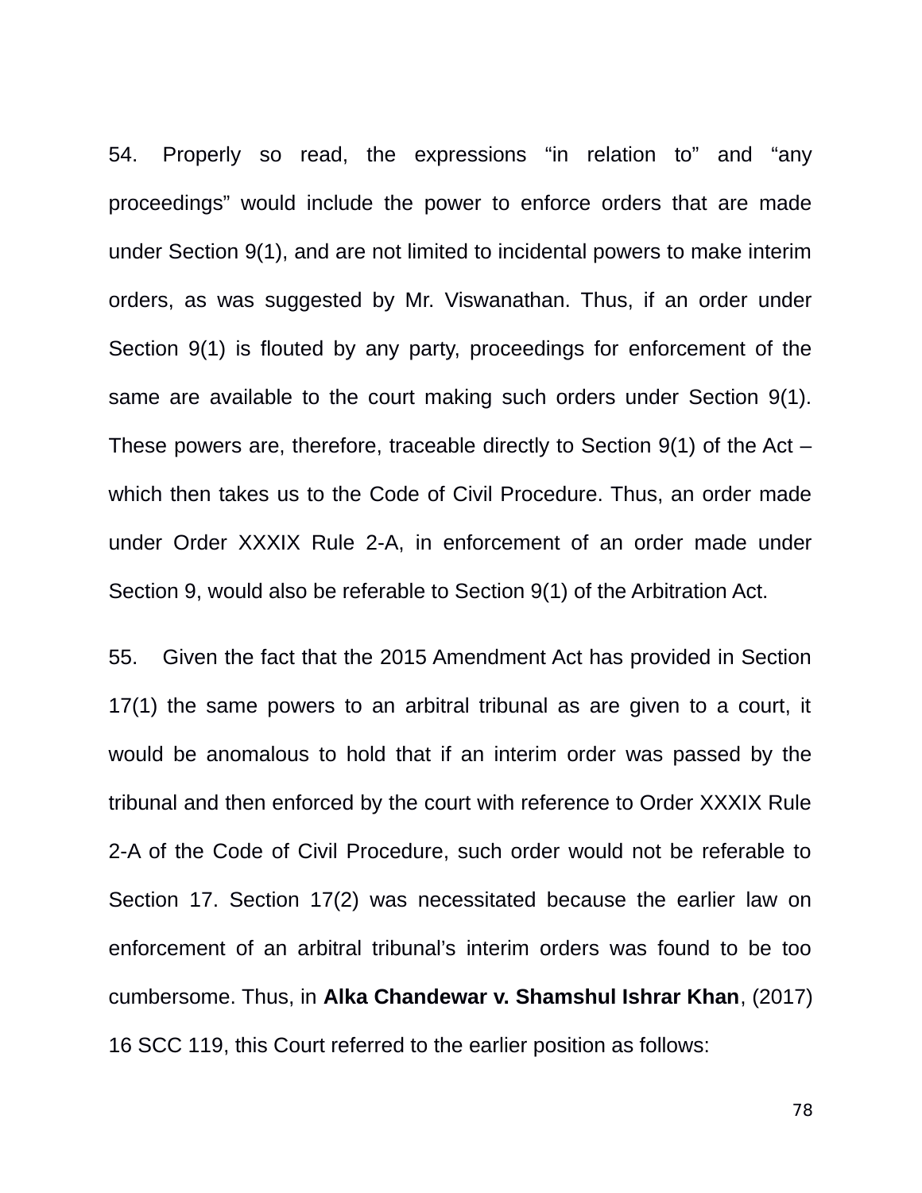54. Properly so read, the expressions "in relation to" and "any proceedings" would include the power to enforce orders that are made under Section 9(1), and are not limited to incidental powers to make interim orders, as was suggested by Mr. Viswanathan. Thus, if an order under Section 9(1) is flouted by any party, proceedings for enforcement of the same are available to the court making such orders under Section 9(1). These powers are, therefore, traceable directly to Section 9(1) of the Act – which then takes us to the Code of Civil Procedure. Thus, an order made under Order XXXIX Rule 2-A, in enforcement of an order made under Section 9, would also be referable to Section 9(1) of the Arbitration Act.

55. Given the fact that the 2015 Amendment Act has provided in Section 17(1) the same powers to an arbitral tribunal as are given to a court, it would be anomalous to hold that if an interim order was passed by the tribunal and then enforced by the court with reference to Order XXXIX Rule 2-A of the Code of Civil Procedure, such order would not be referable to Section 17. Section 17(2) was necessitated because the earlier law on enforcement of an arbitral tribunal's interim orders was found to be too cumbersome. Thus, in **Alka Chandewar v. Shamshul Ishrar Khan**, (2017) 16 SCC 119, this Court referred to the earlier position as follows: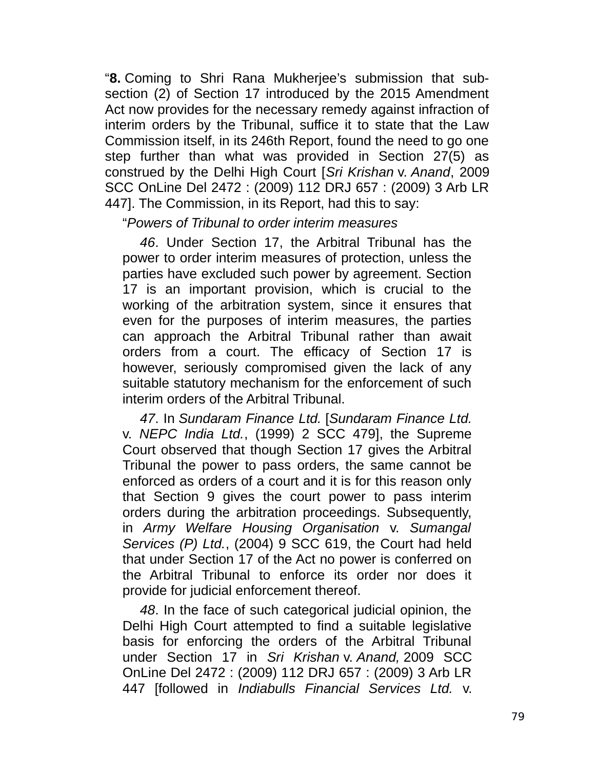"**8.** Coming to Shri Rana Mukherjee's submission that sub-section (2) of Section 17 introduced by the 2015 Amendment Act now provides for the necessary remedy against infraction of interim orders by the Tribunal, suffice it to state that the Law Commission itself, in its 246th Report, found the need to go one step further than what was provided in Section 27(5) as construed by the Delhi High Court [*Sri Krishan* v. *Anand*, 2009 SCC OnLine Del 2472 : (2009) 112 DRJ 657 : (2009) 3 Arb LR 447]. The Commission, in its Report, had this to say:

> "*Powers of Tribunal to order interim measures*
>
> *46*. Under Section 17, the Arbitral Tribunal has the power to order interim measures of protection, unless the parties have excluded such power by agreement. Section 17 is an important provision, which is crucial to the working of the arbitration system, since it ensures that even for the purposes of interim measures, the parties can approach the Arbitral Tribunal rather than await orders from a court. The efficacy of Section 17 is however, seriously compromised given the lack of any suitable statutory mechanism for the enforcement of such interim orders of the Arbitral Tribunal.
>
> *47*. In *Sundaram Finance Ltd.* [*Sundaram Finance Ltd.* v. *NEPC India Ltd.*, (1999) 2 SCC 479], the Supreme Court observed that though Section 17 gives the Arbitral Tribunal the power to pass orders, the same cannot be enforced as orders of a court and it is for this reason only that Section 9 gives the court power to pass interim orders during the arbitration proceedings. Subsequently, in *Army Welfare Housing Organisation* v. *Sumangal Services (P) Ltd.*, (2004) 9 SCC 619, the Court had held that under Section 17 of the Act no power is conferred on the Arbitral Tribunal to enforce its order nor does it provide for judicial enforcement thereof.
>
> *48*. In the face of such categorical judicial opinion, the Delhi High Court attempted to find a suitable legislative basis for enforcing the orders of the Arbitral Tribunal under Section 17 in *Sri Krishan* v. *Anand,* 2009 SCC OnLine Del 2472 : (2009) 112 DRJ 657 : (2009) 3 Arb LR 447 [followed in *Indiabulls Financial Services Ltd.* v.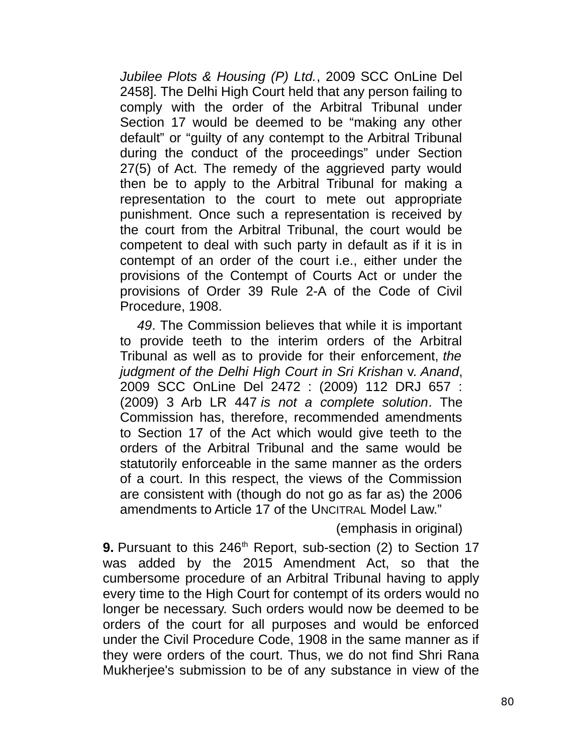*Jubilee Plots & Housing (P) Ltd.*, 2009 SCC OnLine Del 2458]. The Delhi High Court held that any person failing to comply with the order of the Arbitral Tribunal under Section 17 would be deemed to be "making any other default" or "guilty of any contempt to the Arbitral Tribunal during the conduct of the proceedings" under Section 27(5) of Act. The remedy of the aggrieved party would then be to apply to the Arbitral Tribunal for making a representation to the court to mete out appropriate punishment. Once such a representation is received by the court from the Arbitral Tribunal, the court would be competent to deal with such party in default as if it is in contempt of an order of the court i.e., either under the provisions of the Contempt of Courts Act or under the provisions of Order 39 Rule 2-A of the Code of Civil Procedure, 1908.

*49*. The Commission believes that while it is important to provide teeth to the interim orders of the Arbitral Tribunal as well as to provide for their enforcement, *the judgment of the Delhi High Court in Sri Krishan* v. *Anand*, 2009 SCC OnLine Del 2472 : (2009) 112 DRJ 657 : (2009) 3 Arb LR 447 *is not a complete solution*. The Commission has, therefore, recommended amendments to Section 17 of the Act which would give teeth to the orders of the Arbitral Tribunal and the same would be statutorily enforceable in the same manner as the orders of a court. In this respect, the views of the Commission are consistent with (though do not go as far as) the 2006 amendments to Article 17 of the UNCITRAL Model Law."

(emphasis in original)

**9.** Pursuant to this 246th Report, sub-section (2) to Section 17 was added by the 2015 Amendment Act, so that the cumbersome procedure of an Arbitral Tribunal having to apply every time to the High Court for contempt of its orders would no longer be necessary. Such orders would now be deemed to be orders of the court for all purposes and would be enforced under the Civil Procedure Code, 1908 in the same manner as if they were orders of the court. Thus, we do not find Shri Rana Mukherjee's submission to be of any substance in view of the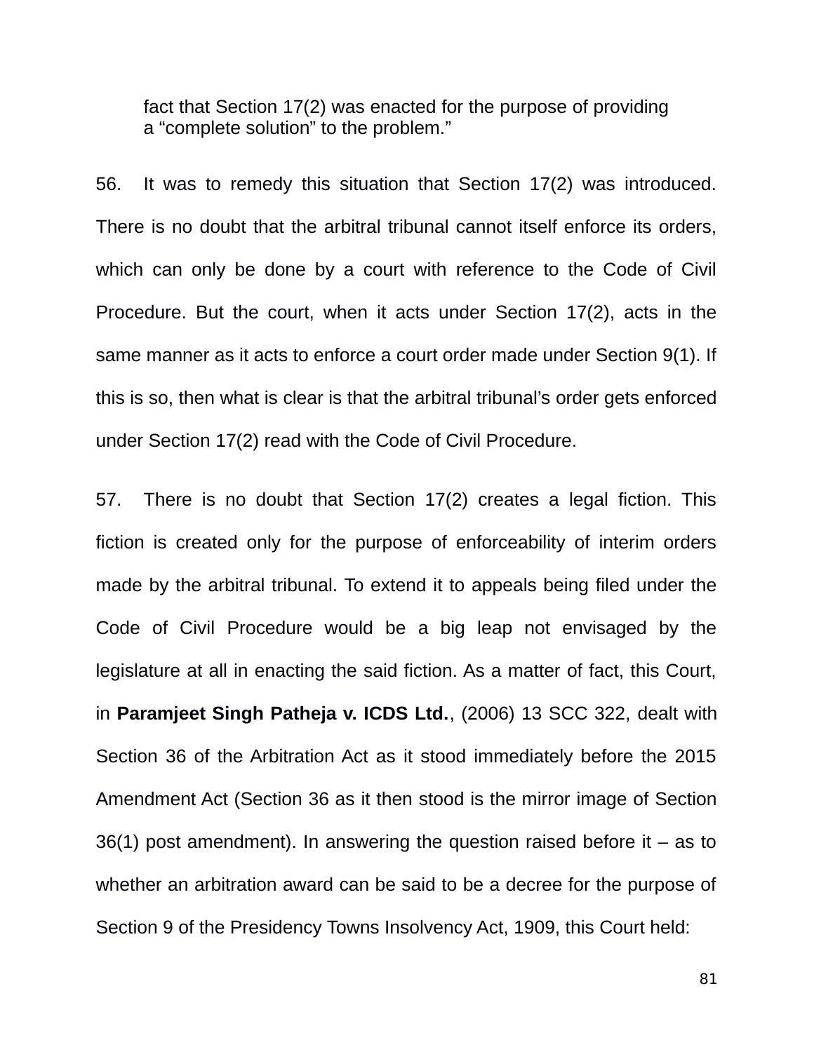> fact that Section 17(2) was enacted for the purpose of providing a "complete solution" to the problem."

56. It was to remedy this situation that Section 17(2) was introduced. There is no doubt that the arbitral tribunal cannot itself enforce its orders, which can only be done by a court with reference to the Code of Civil Procedure. But the court, when it acts under Section 17(2), acts in the same manner as it acts to enforce a court order made under Section 9(1). If this is so, then what is clear is that the arbitral tribunal's order gets enforced under Section 17(2) read with the Code of Civil Procedure.

57. There is no doubt that Section 17(2) creates a legal fiction. This fiction is created only for the purpose of enforceability of interim orders made by the arbitral tribunal. To extend it to appeals being filed under the Code of Civil Procedure would be a big leap not envisaged by the legislature at all in enacting the said fiction. As a matter of fact, this Court, in **Paramjeet Singh Patheja v. ICDS Ltd.**, (2006) 13 SCC 322, dealt with Section 36 of the Arbitration Act as it stood immediately before the 2015 Amendment Act (Section 36 as it then stood is the mirror image of Section 36(1) post amendment). In answering the question raised before it – as to whether an arbitration award can be said to be a decree for the purpose of Section 9 of the Presidency Towns Insolvency Act, 1909, this Court held: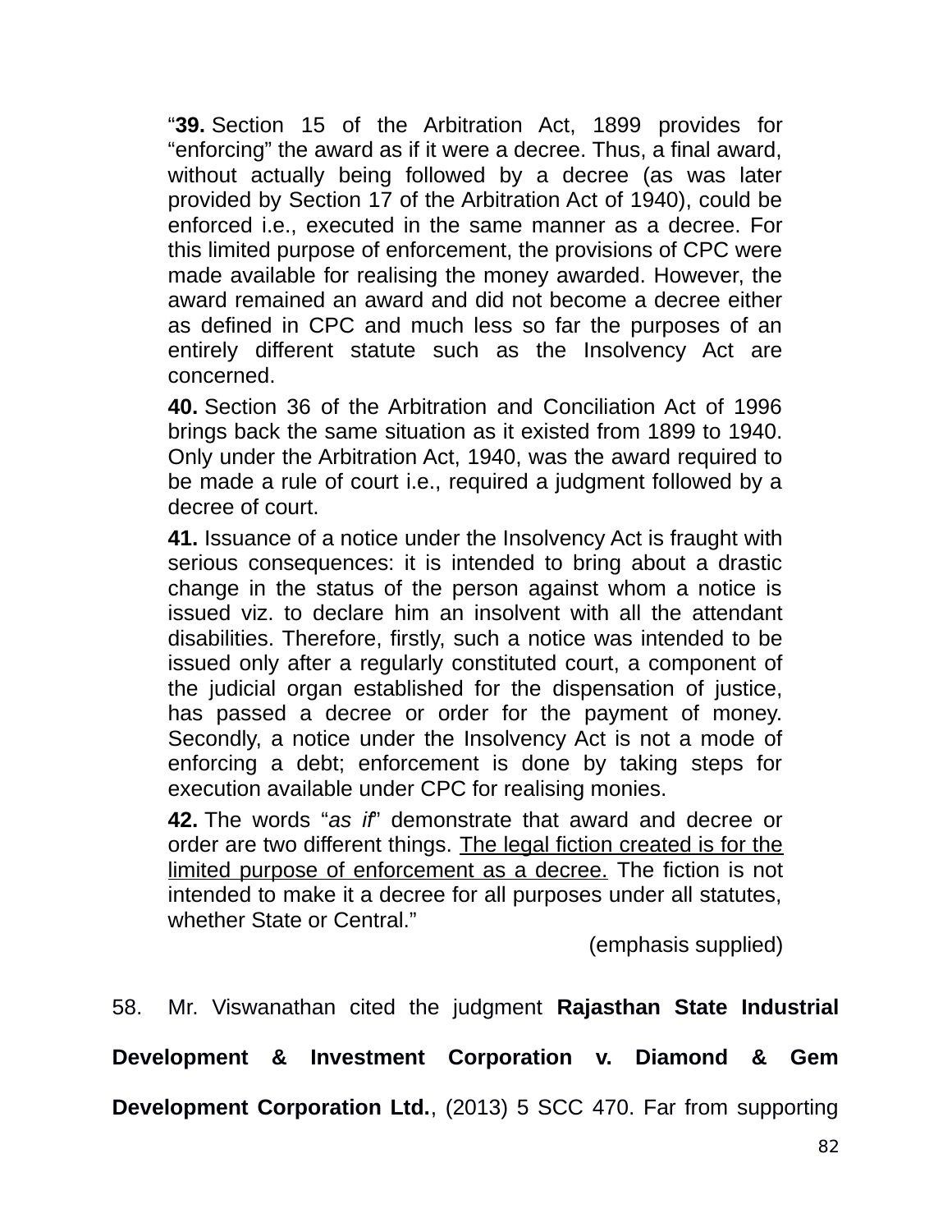> "**39.** Section 15 of the Arbitration Act, 1899 provides for "enforcing" the award as if it were a decree. Thus, a final award, without actually being followed by a decree (as was later provided by Section 17 of the Arbitration Act of 1940), could be enforced i.e., executed in the same manner as a decree. For this limited purpose of enforcement, the provisions of CPC were made available for realising the money awarded. However, the award remained an award and did not become a decree either as defined in CPC and much less so far the purposes of an entirely different statute such as the Insolvency Act are concerned.
>
> **40.** Section 36 of the Arbitration and Conciliation Act of 1996 brings back the same situation as it existed from 1899 to 1940. Only under the Arbitration Act, 1940, was the award required to be made a rule of court i.e., required a judgment followed by a decree of court.
>
> **41.** Issuance of a notice under the Insolvency Act is fraught with serious consequences: it is intended to bring about a drastic change in the status of the person against whom a notice is issued viz. to declare him an insolvent with all the attendant disabilities. Therefore, firstly, such a notice was intended to be issued only after a regularly constituted court, a component of the judicial organ established for the dispensation of justice, has passed a decree or order for the payment of money. Secondly, a notice under the Insolvency Act is not a mode of enforcing a debt; enforcement is done by taking steps for execution available under CPC for realising monies.
>
> **42.** The words "*as if*" demonstrate that award and decree or order are two different things. <u>The legal fiction created is for the limited purpose of enforcement as a decree.</u> The fiction is not intended to make it a decree for all purposes under all statutes, whether State or Central."
>
> (emphasis supplied)

58. Mr. Viswanathan cited the judgment **Rajasthan State Industrial Development & Investment Corporation v. Diamond & Gem Development Corporation Ltd.**, (2013) 5 SCC 470. Far from supporting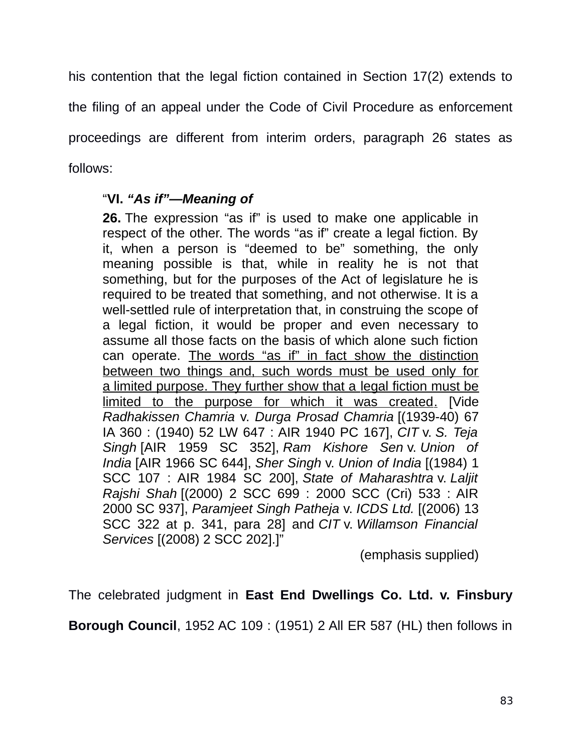his contention that the legal fiction contained in Section 17(2) extends to the filing of an appeal under the Code of Civil Procedure as enforcement proceedings are different from interim orders, paragraph 26 states as follows:

> "**VI.** ***"As if"—Meaning of***
>
> **26.** The expression "as if" is used to make one applicable in respect of the other. The words "as if" create a legal fiction. By it, when a person is "deemed to be" something, the only meaning possible is that, while in reality he is not that something, but for the purposes of the Act of legislature he is required to be treated that something, and not otherwise. It is a well-settled rule of interpretation that, in construing the scope of a legal fiction, it would be proper and even necessary to assume all those facts on the basis of which alone such fiction can operate. <u>The words "as if" in fact show the distinction between two things and, such words must be used only for a limited purpose. They further show that a legal fiction must be limited to the purpose for which it was created.</u> [Vide *Radhakissen Chamria* v. *Durga Prosad Chamria* [(1939-40) 67 IA 360 : (1940) 52 LW 647 : AIR 1940 PC 167], *CIT* v. *S. Teja Singh* [AIR 1959 SC 352], *Ram Kishore Sen* v. *Union of India* [AIR 1966 SC 644], *Sher Singh* v. *Union of India* [(1984) 1 SCC 107 : AIR 1984 SC 200], *State of Maharashtra* v. *Laljit Rajshi Shah* [(2000) 2 SCC 699 : 2000 SCC (Cri) 533 : AIR 2000 SC 937], *Paramjeet Singh Patheja* v. *ICDS Ltd.* [(2006) 13 SCC 322 at p. 341, para 28] and *CIT* v. *Willamson Financial Services* [(2008) 2 SCC 202].]"
>
> (emphasis supplied)

The celebrated judgment in **East End Dwellings Co. Ltd. v. Finsbury Borough Council**, 1952 AC 109 : (1951) 2 All ER 587 (HL) then follows in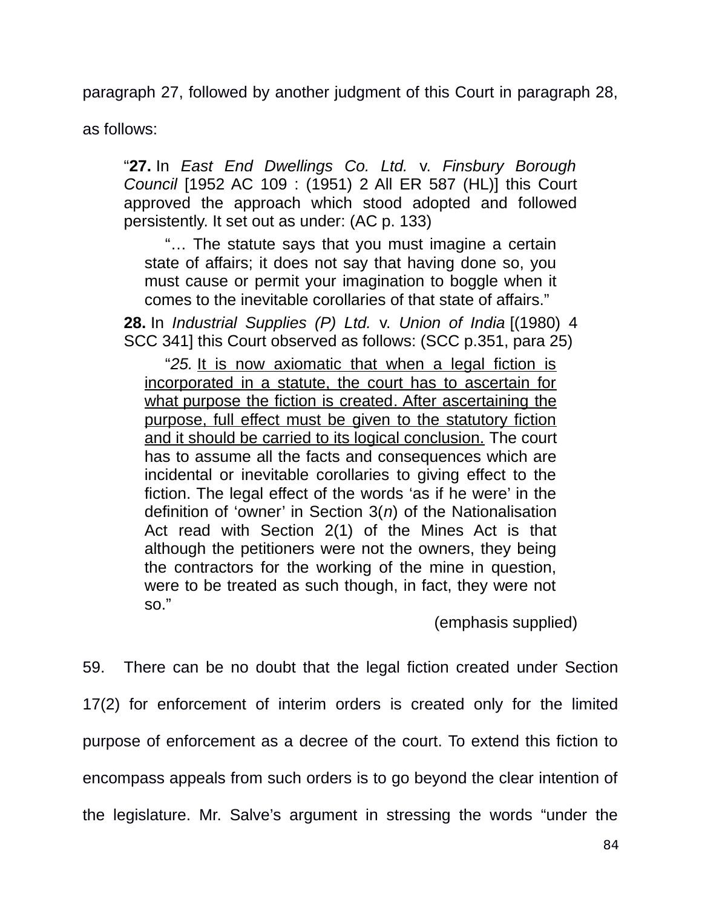paragraph 27, followed by another judgment of this Court in paragraph 28, as follows:

> "**27.** In *East End Dwellings Co. Ltd.* v. *Finsbury Borough Council* [1952 AC 109 : (1951) 2 All ER 587 (HL)] this Court approved the approach which stood adopted and followed persistently. It set out as under: (AC p. 133)
>
> > "… The statute says that you must imagine a certain state of affairs; it does not say that having done so, you must cause or permit your imagination to boggle when it comes to the inevitable corollaries of that state of affairs."
>
> **28.** In *Industrial Supplies (P) Ltd.* v. *Union of India* [(1980) 4 SCC 341] this Court observed as follows: (SCC p.351, para 25)
>
> > "*25.* <u>It is now axiomatic that when a legal fiction is incorporated in a statute, the court has to ascertain for what purpose the fiction is created. After ascertaining the purpose, full effect must be given to the statutory fiction and it should be carried to its logical conclusion.</u> The court has to assume all the facts and consequences which are incidental or inevitable corollaries to giving effect to the fiction. The legal effect of the words 'as if he were' in the definition of 'owner' in Section 3(*n*) of the Nationalisation Act read with Section 2(1) of the Mines Act is that although the petitioners were not the owners, they being the contractors for the working of the mine in question, were to be treated as such though, in fact, they were not so."
>
> (emphasis supplied)

59. There can be no doubt that the legal fiction created under Section 17(2) for enforcement of interim orders is created only for the limited purpose of enforcement as a decree of the court. To extend this fiction to encompass appeals from such orders is to go beyond the clear intention of the legislature. Mr. Salve's argument in stressing the words "under the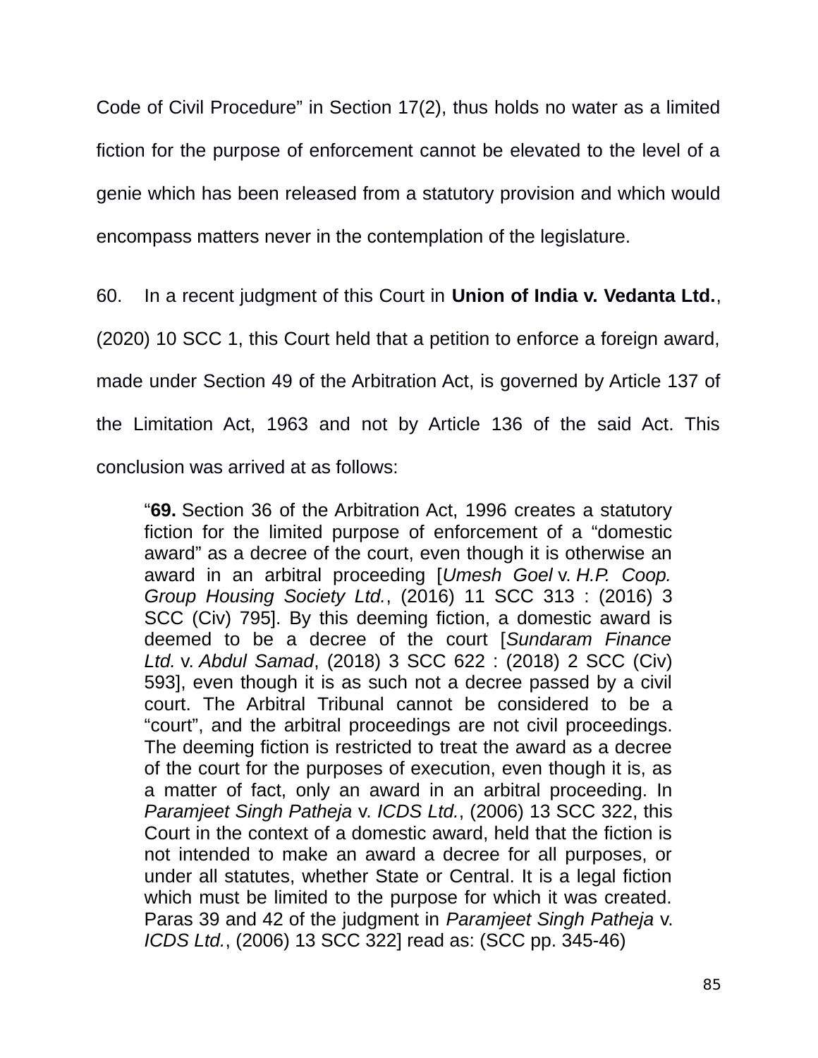Code of Civil Procedure" in Section 17(2), thus holds no water as a limited fiction for the purpose of enforcement cannot be elevated to the level of a genie which has been released from a statutory provision and which would encompass matters never in the contemplation of the legislature.

60. In a recent judgment of this Court in **Union of India v. Vedanta Ltd.**, (2020) 10 SCC 1, this Court held that a petition to enforce a foreign award, made under Section 49 of the Arbitration Act, is governed by Article 137 of the Limitation Act, 1963 and not by Article 136 of the said Act. This conclusion was arrived at as follows:

> "**69.** Section 36 of the Arbitration Act, 1996 creates a statutory fiction for the limited purpose of enforcement of a "domestic award" as a decree of the court, even though it is otherwise an award in an arbitral proceeding [*Umesh Goel* v. *H.P. Coop. Group Housing Society Ltd.*, (2016) 11 SCC 313 : (2016) 3 SCC (Civ) 795]. By this deeming fiction, a domestic award is deemed to be a decree of the court [*Sundaram Finance Ltd.* v. *Abdul Samad*, (2018) 3 SCC 622 : (2018) 2 SCC (Civ) 593], even though it is as such not a decree passed by a civil court. The Arbitral Tribunal cannot be considered to be a "court", and the arbitral proceedings are not civil proceedings. The deeming fiction is restricted to treat the award as a decree of the court for the purposes of execution, even though it is, as a matter of fact, only an award in an arbitral proceeding. In *Paramjeet Singh Patheja* v. *ICDS Ltd.*, (2006) 13 SCC 322, this Court in the context of a domestic award, held that the fiction is not intended to make an award a decree for all purposes, or under all statutes, whether State or Central. It is a legal fiction which must be limited to the purpose for which it was created. Paras 39 and 42 of the judgment in *Paramjeet Singh Patheja* v. *ICDS Ltd.*, (2006) 13 SCC 322] read as: (SCC pp. 345-46)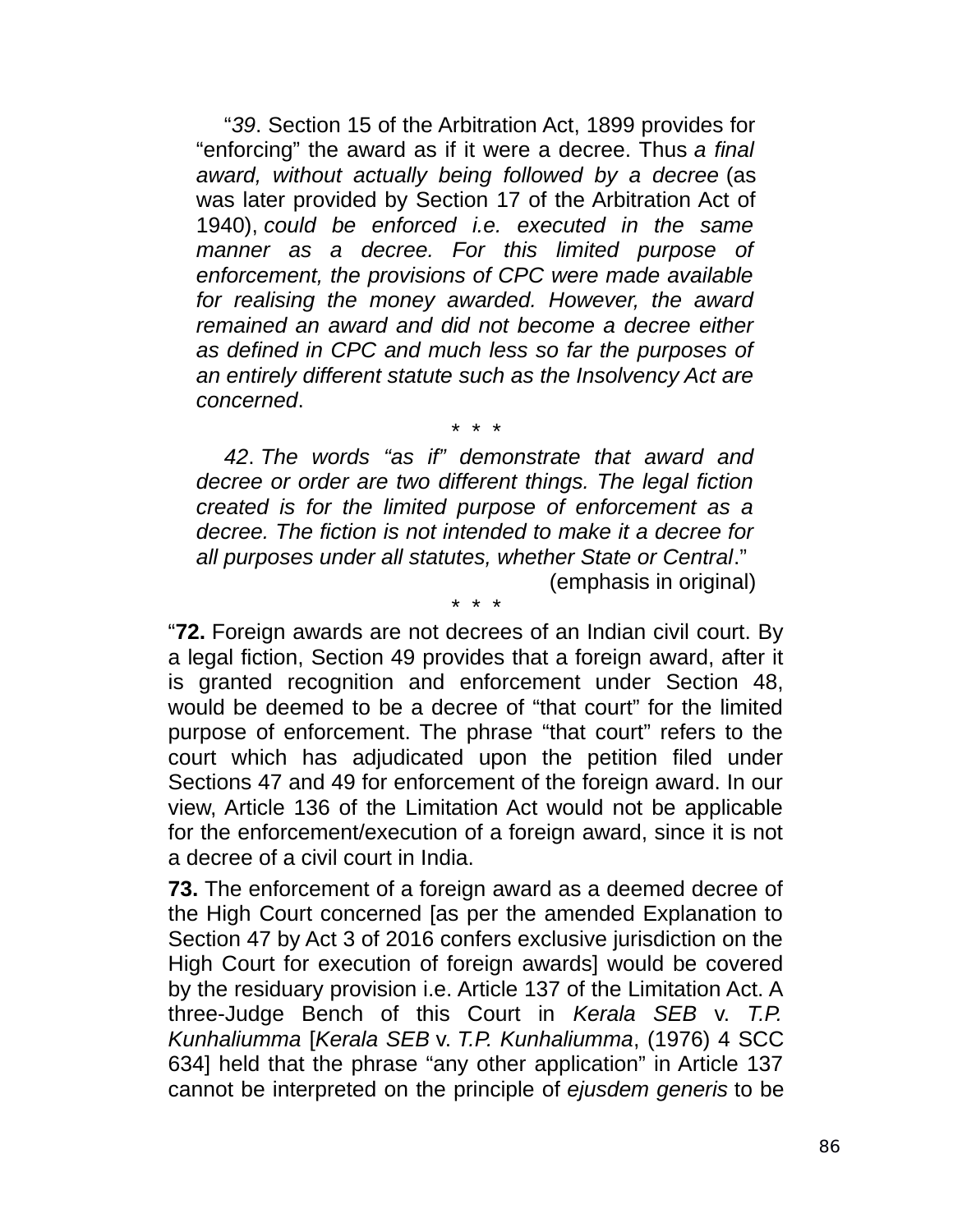> "*39*. Section 15 of the Arbitration Act, 1899 provides for "enforcing" the award as if it were a decree. Thus *a final award, without actually being followed by a decree* (as was later provided by Section 17 of the Arbitration Act of 1940), *could be enforced i.e. executed in the same manner as a decree. For this limited purpose of enforcement, the provisions of CPC were made available for realising the money awarded. However, the award remained an award and did not become a decree either as defined in CPC and much less so far the purposes of an entirely different statute such as the Insolvency Act are concerned*.
>
> \* \* \*
>
> *42*. *The words "as if" demonstrate that award and decree or order are two different things. The legal fiction created is for the limited purpose of enforcement as a decree. The fiction is not intended to make it a decree for all purposes under all statutes, whether State or Central*."
>
> (emphasis in original)
>
> \* \* \*

"**72.** Foreign awards are not decrees of an Indian civil court. By a legal fiction, Section 49 provides that a foreign award, after it is granted recognition and enforcement under Section 48, would be deemed to be a decree of "that court" for the limited purpose of enforcement. The phrase "that court" refers to the court which has adjudicated upon the petition filed under Sections 47 and 49 for enforcement of the foreign award. In our view, Article 136 of the Limitation Act would not be applicable for the enforcement/execution of a foreign award, since it is not a decree of a civil court in India.

**73.** The enforcement of a foreign award as a deemed decree of the High Court concerned [as per the amended Explanation to Section 47 by Act 3 of 2016 confers exclusive jurisdiction on the High Court for execution of foreign awards] would be covered by the residuary provision i.e. Article 137 of the Limitation Act. A three-Judge Bench of this Court in *Kerala SEB* v. *T.P. Kunhaliumma* [*Kerala SEB* v. *T.P. Kunhaliumma*, (1976) 4 SCC 634] held that the phrase "any other application" in Article 137 cannot be interpreted on the principle of *ejusdem generis* to be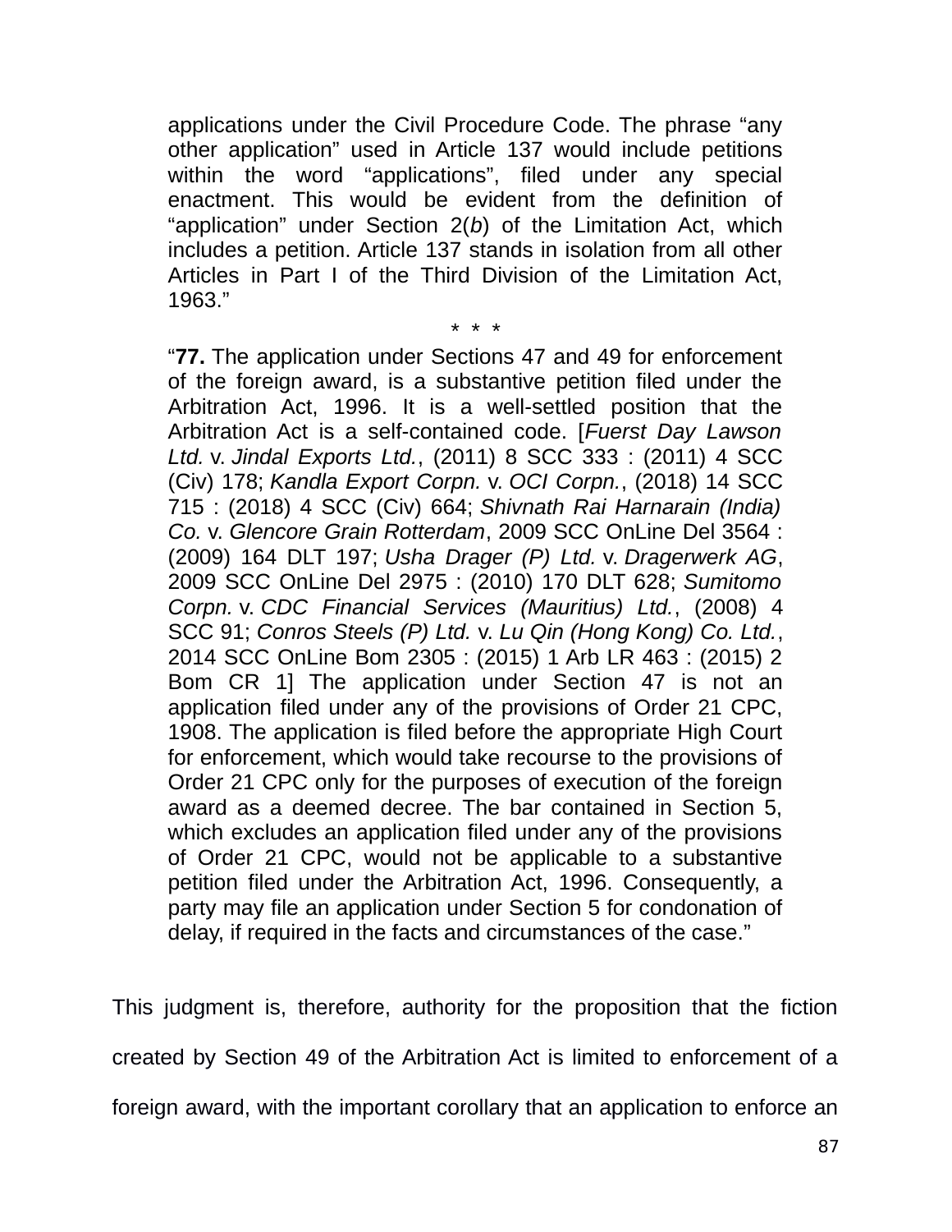> applications under the Civil Procedure Code. The phrase "any other application" used in Article 137 would include petitions within the word "applications", filed under any special enactment. This would be evident from the definition of "application" under Section 2(*b*) of the Limitation Act, which includes a petition. Article 137 stands in isolation from all other Articles in Part I of the Third Division of the Limitation Act, 1963."
>
> \* \* \*
>
> "**77.** The application under Sections 47 and 49 for enforcement of the foreign award, is a substantive petition filed under the Arbitration Act, 1996. It is a well-settled position that the Arbitration Act is a self-contained code. [*Fuerst Day Lawson Ltd.* v. *Jindal Exports Ltd.*, (2011) 8 SCC 333 : (2011) 4 SCC (Civ) 178; *Kandla Export Corpn.* v. *OCI Corpn.*, (2018) 14 SCC 715 : (2018) 4 SCC (Civ) 664; *Shivnath Rai Harnarain (India) Co.* v. *Glencore Grain Rotterdam*, 2009 SCC OnLine Del 3564 : (2009) 164 DLT 197; *Usha Drager (P) Ltd.* v. *Dragerwerk AG*, 2009 SCC OnLine Del 2975 : (2010) 170 DLT 628; *Sumitomo Corpn.* v. *CDC Financial Services (Mauritius) Ltd.*, (2008) 4 SCC 91; *Conros Steels (P) Ltd.* v. *Lu Qin (Hong Kong) Co. Ltd.*, 2014 SCC OnLine Bom 2305 : (2015) 1 Arb LR 463 : (2015) 2 Bom CR 1] The application under Section 47 is not an application filed under any of the provisions of Order 21 CPC, 1908. The application is filed before the appropriate High Court for enforcement, which would take recourse to the provisions of Order 21 CPC only for the purposes of execution of the foreign award as a deemed decree. The bar contained in Section 5, which excludes an application filed under any of the provisions of Order 21 CPC, would not be applicable to a substantive petition filed under the Arbitration Act, 1996. Consequently, a party may file an application under Section 5 for condonation of delay, if required in the facts and circumstances of the case."

This judgment is, therefore, authority for the proposition that the fiction created by Section 49 of the Arbitration Act is limited to enforcement of a foreign award, with the important corollary that an application to enforce an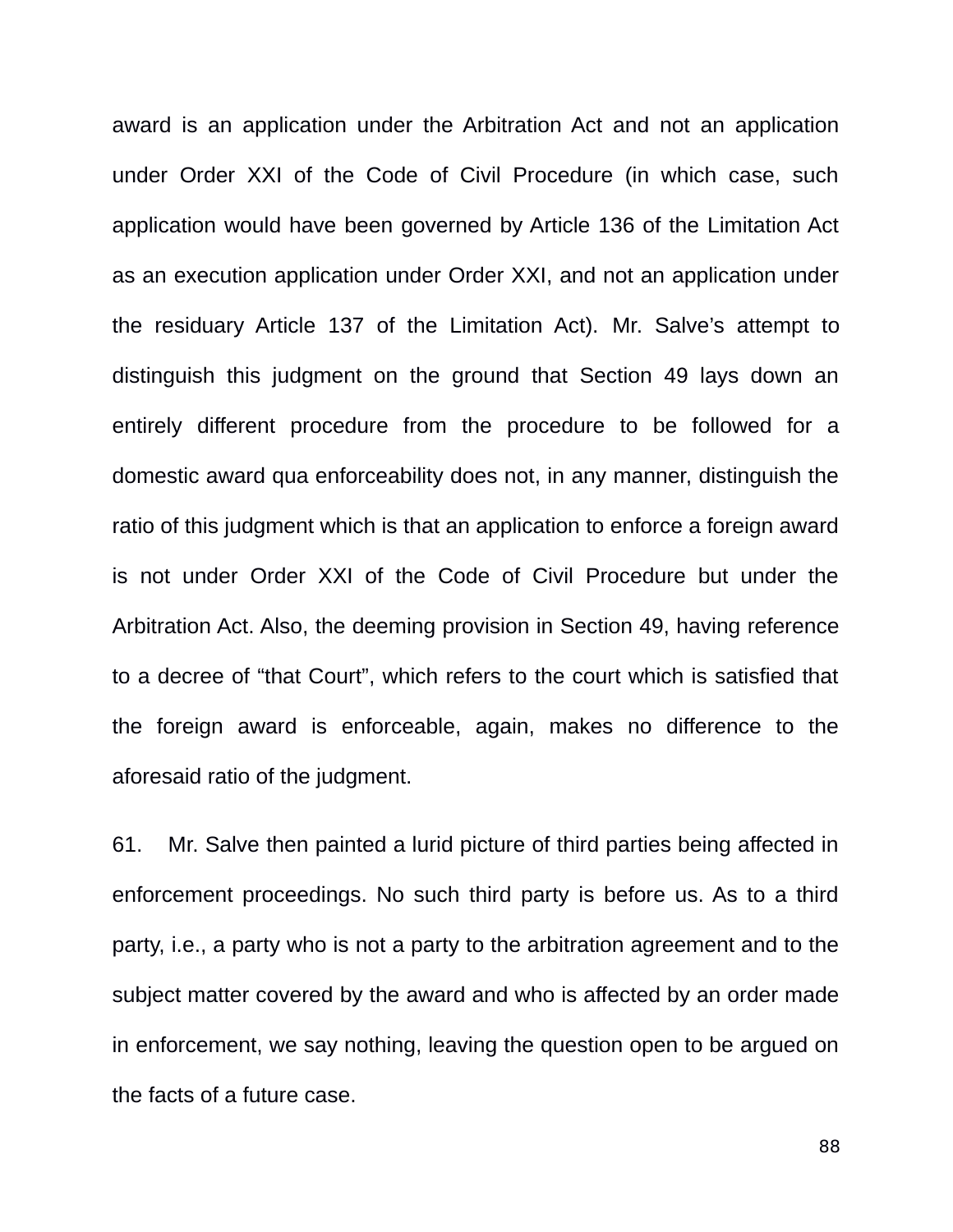award is an application under the Arbitration Act and not an application under Order XXI of the Code of Civil Procedure (in which case, such application would have been governed by Article 136 of the Limitation Act as an execution application under Order XXI, and not an application under the residuary Article 137 of the Limitation Act). Mr. Salve's attempt to distinguish this judgment on the ground that Section 49 lays down an entirely different procedure from the procedure to be followed for a domestic award qua enforceability does not, in any manner, distinguish the ratio of this judgment which is that an application to enforce a foreign award is not under Order XXI of the Code of Civil Procedure but under the Arbitration Act. Also, the deeming provision in Section 49, having reference to a decree of "that Court", which refers to the court which is satisfied that the foreign award is enforceable, again, makes no difference to the aforesaid ratio of the judgment.

61. Mr. Salve then painted a lurid picture of third parties being affected in enforcement proceedings. No such third party is before us. As to a third party, i.e., a party who is not a party to the arbitration agreement and to the subject matter covered by the award and who is affected by an order made in enforcement, we say nothing, leaving the question open to be argued on the facts of a future case.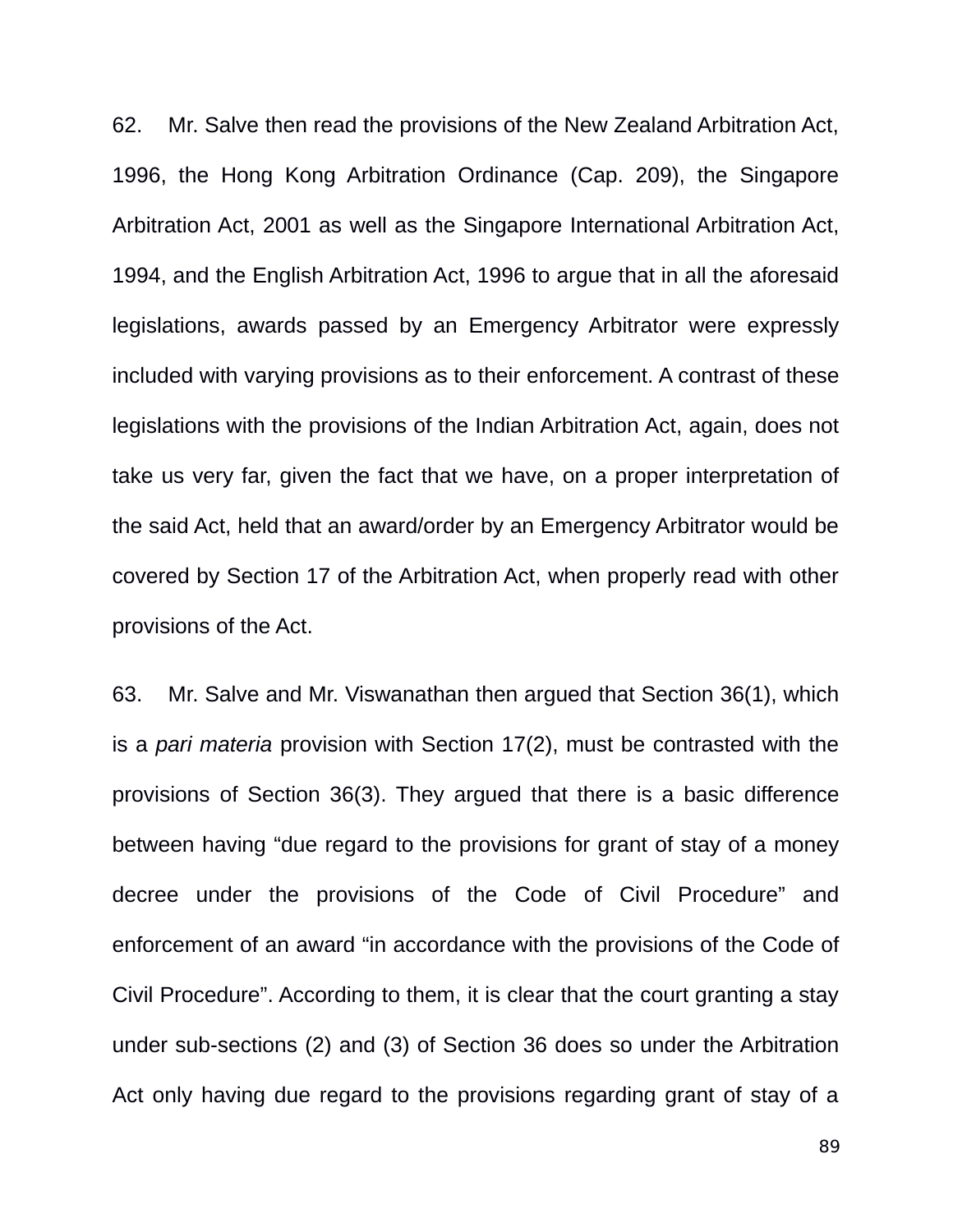62. Mr. Salve then read the provisions of the New Zealand Arbitration Act, 1996, the Hong Kong Arbitration Ordinance (Cap. 209), the Singapore Arbitration Act, 2001 as well as the Singapore International Arbitration Act, 1994, and the English Arbitration Act, 1996 to argue that in all the aforesaid legislations, awards passed by an Emergency Arbitrator were expressly included with varying provisions as to their enforcement. A contrast of these legislations with the provisions of the Indian Arbitration Act, again, does not take us very far, given the fact that we have, on a proper interpretation of the said Act, held that an award/order by an Emergency Arbitrator would be covered by Section 17 of the Arbitration Act, when properly read with other provisions of the Act.

63. Mr. Salve and Mr. Viswanathan then argued that Section 36(1), which is a *pari materia* provision with Section 17(2), must be contrasted with the provisions of Section 36(3). They argued that there is a basic difference between having "due regard to the provisions for grant of stay of a money decree under the provisions of the Code of Civil Procedure" and enforcement of an award "in accordance with the provisions of the Code of Civil Procedure". According to them, it is clear that the court granting a stay under sub-sections (2) and (3) of Section 36 does so under the Arbitration Act only having due regard to the provisions regarding grant of stay of a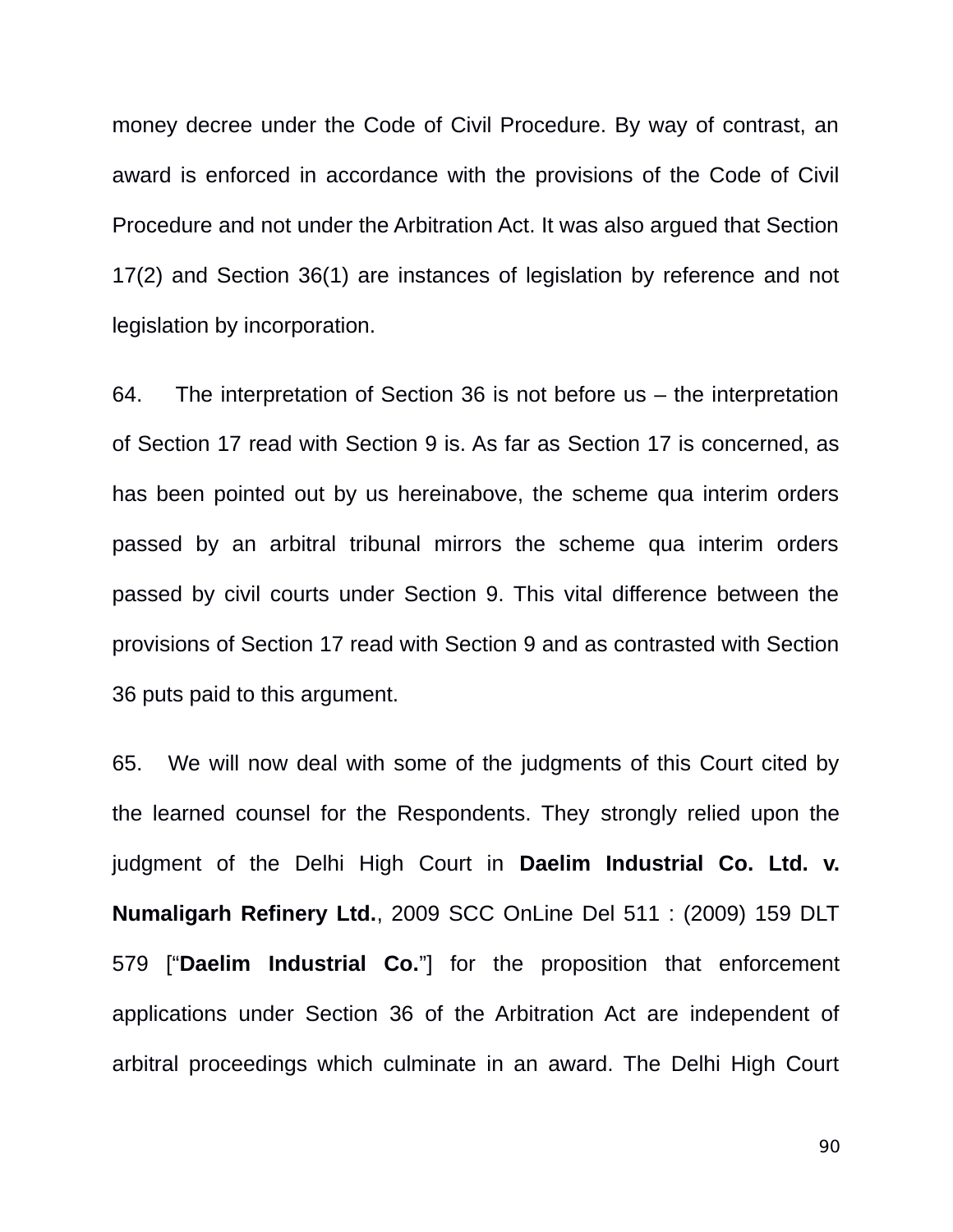money decree under the Code of Civil Procedure. By way of contrast, an award is enforced in accordance with the provisions of the Code of Civil Procedure and not under the Arbitration Act. It was also argued that Section 17(2) and Section 36(1) are instances of legislation by reference and not legislation by incorporation.

64. The interpretation of Section 36 is not before us – the interpretation of Section 17 read with Section 9 is. As far as Section 17 is concerned, as has been pointed out by us hereinabove, the scheme qua interim orders passed by an arbitral tribunal mirrors the scheme qua interim orders passed by civil courts under Section 9. This vital difference between the provisions of Section 17 read with Section 9 and as contrasted with Section 36 puts paid to this argument.

65. We will now deal with some of the judgments of this Court cited by the learned counsel for the Respondents. They strongly relied upon the judgment of the Delhi High Court in **Daelim Industrial Co. Ltd. v. Numaligarh Refinery Ltd.**, 2009 SCC OnLine Del 511 : (2009) 159 DLT 579 ["**Daelim Industrial Co.**"] for the proposition that enforcement applications under Section 36 of the Arbitration Act are independent of arbitral proceedings which culminate in an award. The Delhi High Court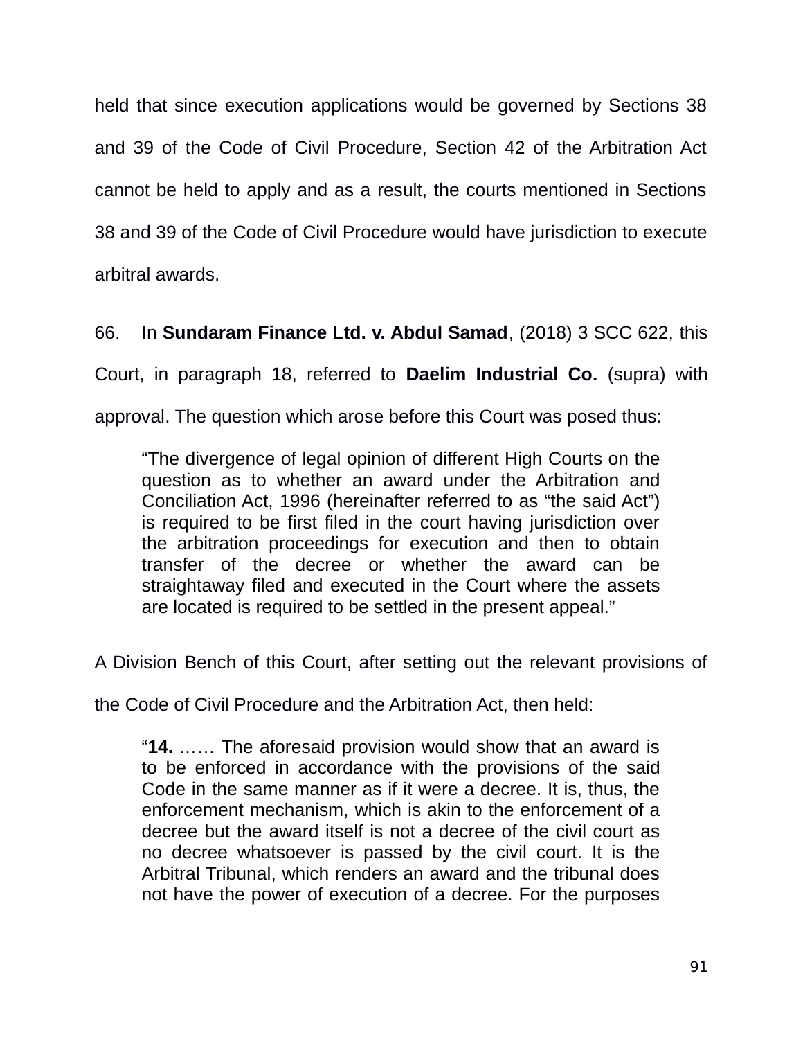held that since execution applications would be governed by Sections 38 and 39 of the Code of Civil Procedure, Section 42 of the Arbitration Act cannot be held to apply and as a result, the courts mentioned in Sections 38 and 39 of the Code of Civil Procedure would have jurisdiction to execute arbitral awards.

66. In **Sundaram Finance Ltd. v. Abdul Samad**, (2018) 3 SCC 622, this Court, in paragraph 18, referred to **Daelim Industrial Co.** (supra) with approval. The question which arose before this Court was posed thus:

> "The divergence of legal opinion of different High Courts on the question as to whether an award under the Arbitration and Conciliation Act, 1996 (hereinafter referred to as "the said Act") is required to be first filed in the court having jurisdiction over the arbitration proceedings for execution and then to obtain transfer of the decree or whether the award can be straightaway filed and executed in the Court where the assets are located is required to be settled in the present appeal."

A Division Bench of this Court, after setting out the relevant provisions of the Code of Civil Procedure and the Arbitration Act, then held:

> "**14.** …… The aforesaid provision would show that an award is to be enforced in accordance with the provisions of the said Code in the same manner as if it were a decree. It is, thus, the enforcement mechanism, which is akin to the enforcement of a decree but the award itself is not a decree of the civil court as no decree whatsoever is passed by the civil court. It is the Arbitral Tribunal, which renders an award and the tribunal does not have the power of execution of a decree. For the purposes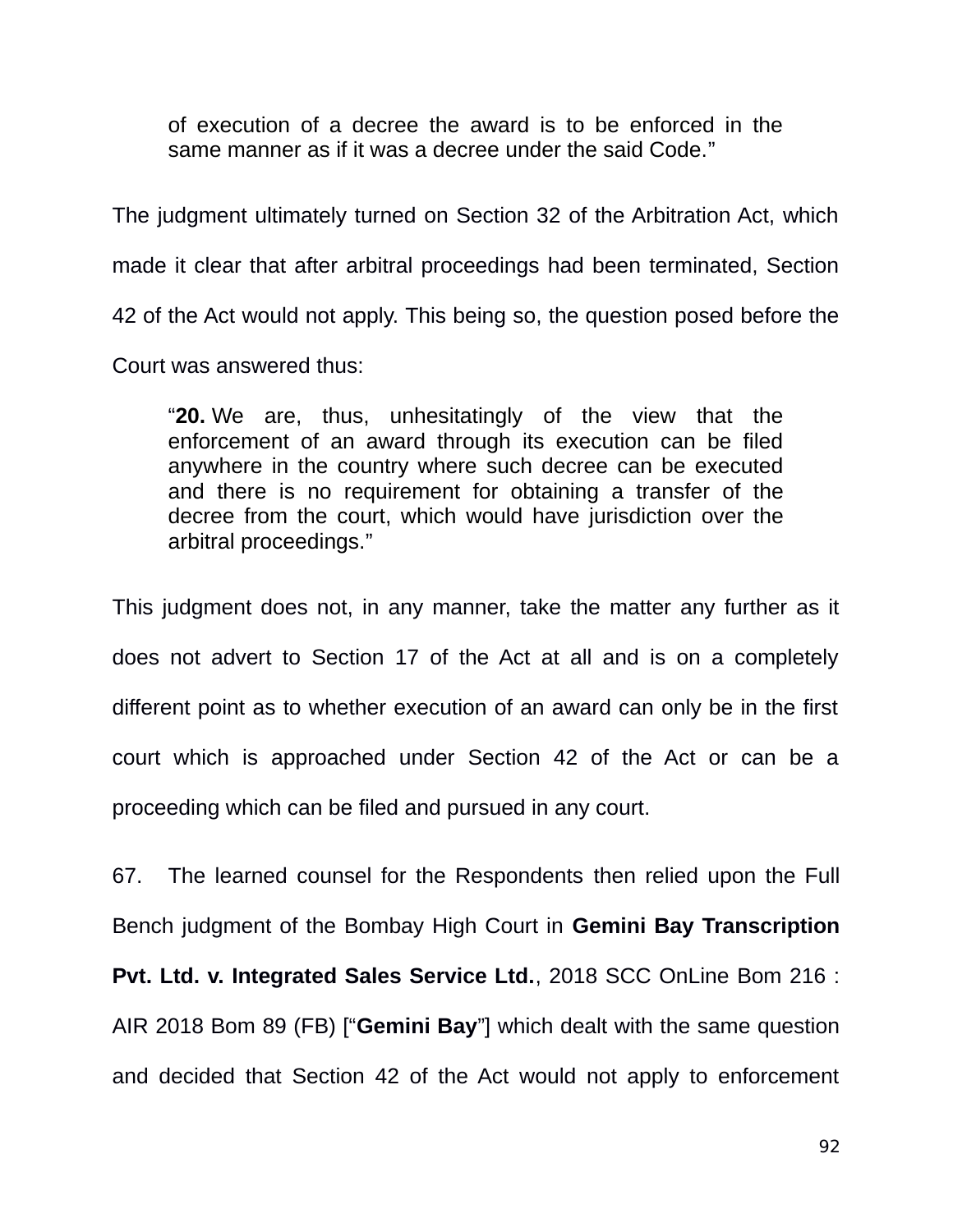> of execution of a decree the award is to be enforced in the same manner as if it was a decree under the said Code."

The judgment ultimately turned on Section 32 of the Arbitration Act, which made it clear that after arbitral proceedings had been terminated, Section 42 of the Act would not apply. This being so, the question posed before the Court was answered thus:

> "**20.** We are, thus, unhesitatingly of the view that the enforcement of an award through its execution can be filed anywhere in the country where such decree can be executed and there is no requirement for obtaining a transfer of the decree from the court, which would have jurisdiction over the arbitral proceedings."

This judgment does not, in any manner, take the matter any further as it does not advert to Section 17 of the Act at all and is on a completely different point as to whether execution of an award can only be in the first court which is approached under Section 42 of the Act or can be a proceeding which can be filed and pursued in any court.

67. The learned counsel for the Respondents then relied upon the Full Bench judgment of the Bombay High Court in **Gemini Bay Transcription Pvt. Ltd. v. Integrated Sales Service Ltd.**, 2018 SCC OnLine Bom 216 : AIR 2018 Bom 89 (FB) ["**Gemini Bay**"] which dealt with the same question and decided that Section 42 of the Act would not apply to enforcement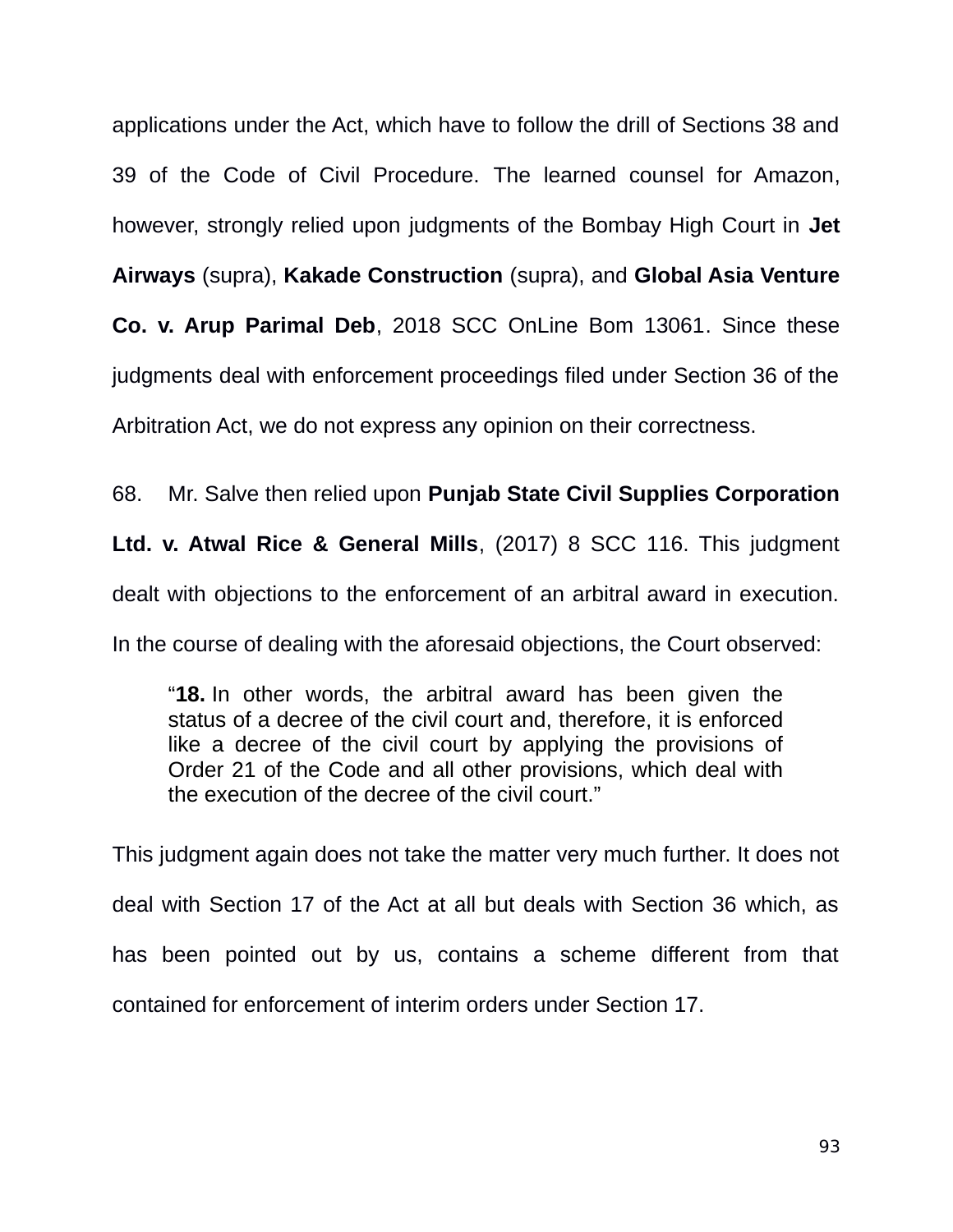applications under the Act, which have to follow the drill of Sections 38 and 39 of the Code of Civil Procedure. The learned counsel for Amazon, however, strongly relied upon judgments of the Bombay High Court in **Jet Airways** (supra), **Kakade Construction** (supra), and **Global Asia Venture Co. v. Arup Parimal Deb**, 2018 SCC OnLine Bom 13061. Since these judgments deal with enforcement proceedings filed under Section 36 of the Arbitration Act, we do not express any opinion on their correctness.

68. Mr. Salve then relied upon **Punjab State Civil Supplies Corporation Ltd. v. Atwal Rice & General Mills**, (2017) 8 SCC 116. This judgment dealt with objections to the enforcement of an arbitral award in execution. In the course of dealing with the aforesaid objections, the Court observed:

> "**18.** In other words, the arbitral award has been given the status of a decree of the civil court and, therefore, it is enforced like a decree of the civil court by applying the provisions of Order 21 of the Code and all other provisions, which deal with the execution of the decree of the civil court."

This judgment again does not take the matter very much further. It does not deal with Section 17 of the Act at all but deals with Section 36 which, as has been pointed out by us, contains a scheme different from that contained for enforcement of interim orders under Section 17.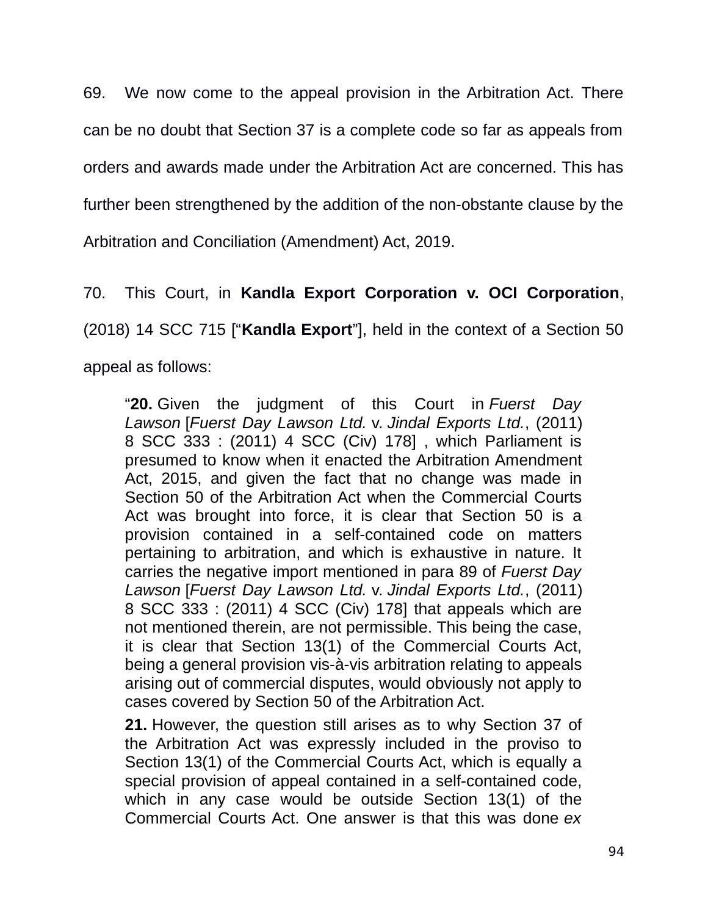69. We now come to the appeal provision in the Arbitration Act. There can be no doubt that Section 37 is a complete code so far as appeals from orders and awards made under the Arbitration Act are concerned. This has further been strengthened by the addition of the non-obstante clause by the Arbitration and Conciliation (Amendment) Act, 2019.

70. This Court, in **Kandla Export Corporation v. OCI Corporation**, (2018) 14 SCC 715 ["**Kandla Export**"], held in the context of a Section 50 appeal as follows:

> "**20.** Given the judgment of this Court in *Fuerst Day Lawson* [*Fuerst Day Lawson Ltd.* v. *Jindal Exports Ltd.*, (2011) 8 SCC 333 : (2011) 4 SCC (Civ) 178] , which Parliament is presumed to know when it enacted the Arbitration Amendment Act, 2015, and given the fact that no change was made in Section 50 of the Arbitration Act when the Commercial Courts Act was brought into force, it is clear that Section 50 is a provision contained in a self-contained code on matters pertaining to arbitration, and which is exhaustive in nature. It carries the negative import mentioned in para 89 of *Fuerst Day Lawson* [*Fuerst Day Lawson Ltd.* v. *Jindal Exports Ltd.*, (2011) 8 SCC 333 : (2011) 4 SCC (Civ) 178] that appeals which are not mentioned therein, are not permissible. This being the case, it is clear that Section 13(1) of the Commercial Courts Act, being a general provision vis-à-vis arbitration relating to appeals arising out of commercial disputes, would obviously not apply to cases covered by Section 50 of the Arbitration Act.
>
> **21.** However, the question still arises as to why Section 37 of the Arbitration Act was expressly included in the proviso to Section 13(1) of the Commercial Courts Act, which is equally a special provision of appeal contained in a self-contained code, which in any case would be outside Section 13(1) of the Commercial Courts Act. One answer is that this was done *ex*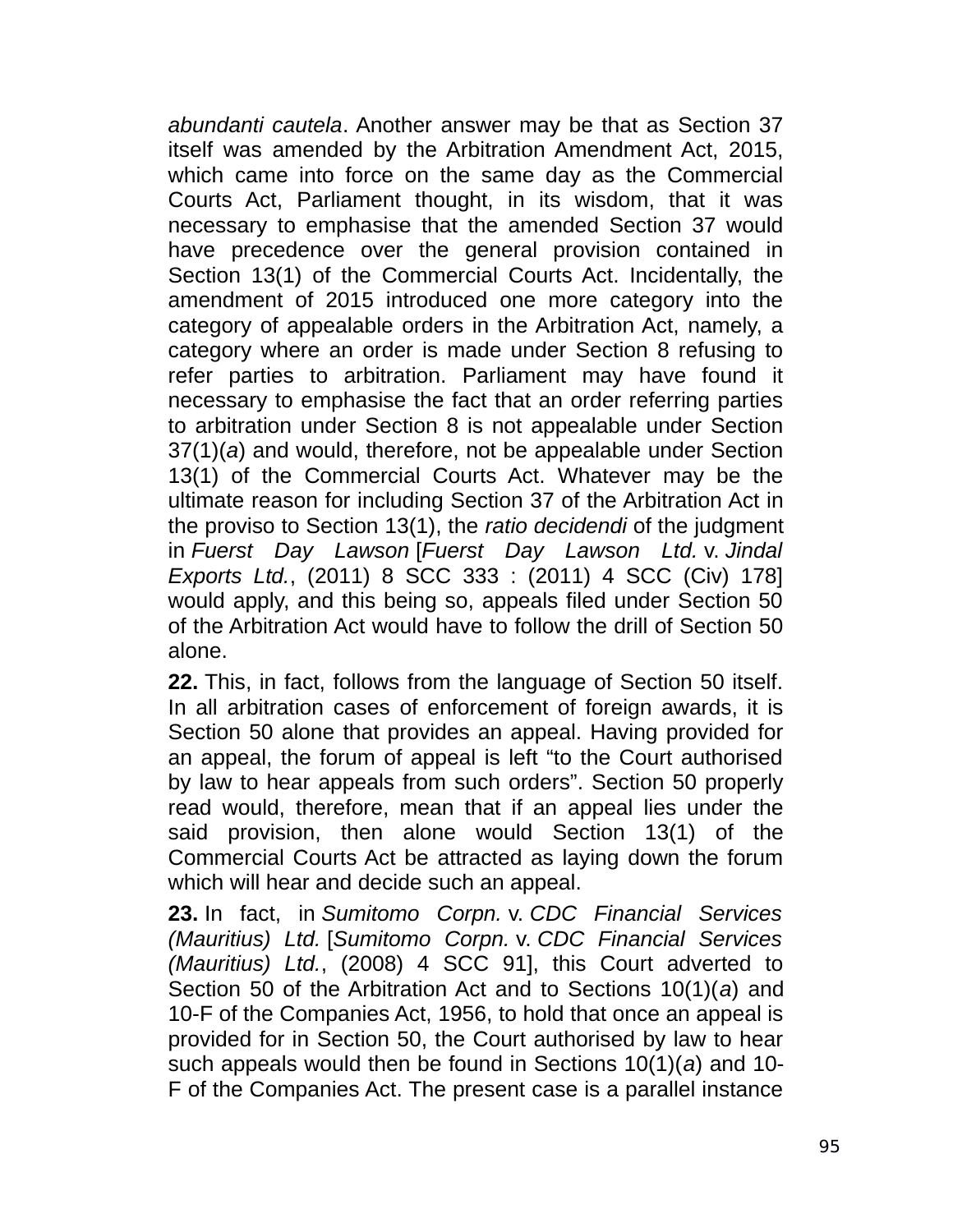*abundanti cautela*. Another answer may be that as Section 37 itself was amended by the Arbitration Amendment Act, 2015, which came into force on the same day as the Commercial Courts Act, Parliament thought, in its wisdom, that it was necessary to emphasise that the amended Section 37 would have precedence over the general provision contained in Section 13(1) of the Commercial Courts Act. Incidentally, the amendment of 2015 introduced one more category into the category of appealable orders in the Arbitration Act, namely, a category where an order is made under Section 8 refusing to refer parties to arbitration. Parliament may have found it necessary to emphasise the fact that an order referring parties to arbitration under Section 8 is not appealable under Section 37(1)(*a*) and would, therefore, not be appealable under Section 13(1) of the Commercial Courts Act. Whatever may be the ultimate reason for including Section 37 of the Arbitration Act in the proviso to Section 13(1), the *ratio decidendi* of the judgment in *Fuerst Day Lawson* [*Fuerst Day Lawson Ltd.* v. *Jindal Exports Ltd.*, (2011) 8 SCC 333 : (2011) 4 SCC (Civ) 178] would apply, and this being so, appeals filed under Section 50 of the Arbitration Act would have to follow the drill of Section 50 alone.

**22.** This, in fact, follows from the language of Section 50 itself. In all arbitration cases of enforcement of foreign awards, it is Section 50 alone that provides an appeal. Having provided for an appeal, the forum of appeal is left "to the Court authorised by law to hear appeals from such orders". Section 50 properly read would, therefore, mean that if an appeal lies under the said provision, then alone would Section 13(1) of the Commercial Courts Act be attracted as laying down the forum which will hear and decide such an appeal.

**23.** In fact, in *Sumitomo Corpn.* v. *CDC Financial Services (Mauritius) Ltd.* [*Sumitomo Corpn.* v. *CDC Financial Services (Mauritius) Ltd.*, (2008) 4 SCC 91], this Court adverted to Section 50 of the Arbitration Act and to Sections 10(1)(*a*) and 10-F of the Companies Act, 1956, to hold that once an appeal is provided for in Section 50, the Court authorised by law to hear such appeals would then be found in Sections 10(1)(*a*) and 10-F of the Companies Act. The present case is a parallel instance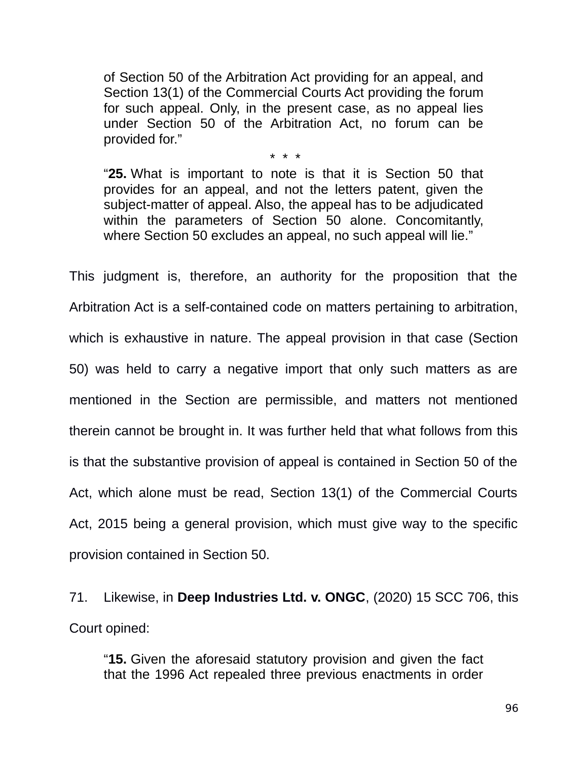> of Section 50 of the Arbitration Act providing for an appeal, and Section 13(1) of the Commercial Courts Act providing the forum for such appeal. Only, in the present case, as no appeal lies under Section 50 of the Arbitration Act, no forum can be provided for."
>
> * * *
>
> "**25.** What is important to note is that it is Section 50 that provides for an appeal, and not the letters patent, given the subject-matter of appeal. Also, the appeal has to be adjudicated within the parameters of Section 50 alone. Concomitantly, where Section 50 excludes an appeal, no such appeal will lie."

This judgment is, therefore, an authority for the proposition that the Arbitration Act is a self-contained code on matters pertaining to arbitration, which is exhaustive in nature. The appeal provision in that case (Section 50) was held to carry a negative import that only such matters as are mentioned in the Section are permissible, and matters not mentioned therein cannot be brought in. It was further held that what follows from this is that the substantive provision of appeal is contained in Section 50 of the Act, which alone must be read, Section 13(1) of the Commercial Courts Act, 2015 being a general provision, which must give way to the specific provision contained in Section 50.

71. Likewise, in **Deep Industries Ltd. v. ONGC**, (2020) 15 SCC 706, this Court opined:

> "**15.** Given the aforesaid statutory provision and given the fact that the 1996 Act repealed three previous enactments in order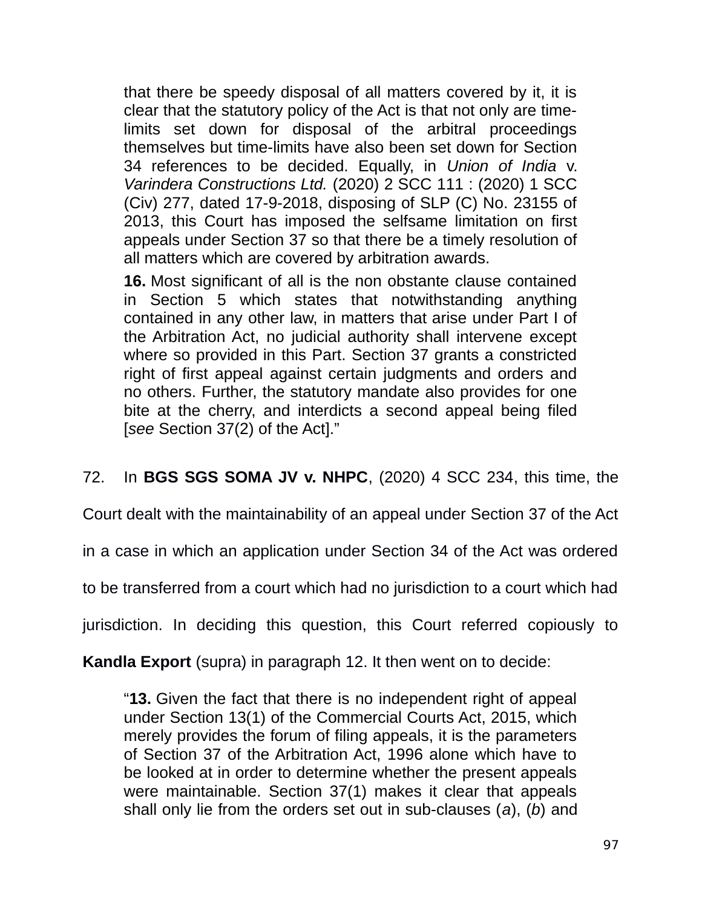> that there be speedy disposal of all matters covered by it, it is clear that the statutory policy of the Act is that not only are time-limits set down for disposal of the arbitral proceedings themselves but time-limits have also been set down for Section 34 references to be decided. Equally, in *Union of India* v. *Varindera Constructions Ltd.* (2020) 2 SCC 111 : (2020) 1 SCC (Civ) 277, dated 17-9-2018, disposing of SLP (C) No. 23155 of 2013, this Court has imposed the selfsame limitation on first appeals under Section 37 so that there be a timely resolution of all matters which are covered by arbitration awards.
>
> **16.** Most significant of all is the non obstante clause contained in Section 5 which states that notwithstanding anything contained in any other law, in matters that arise under Part I of the Arbitration Act, no judicial authority shall intervene except where so provided in this Part. Section 37 grants a constricted right of first appeal against certain judgments and orders and no others. Further, the statutory mandate also provides for one bite at the cherry, and interdicts a second appeal being filed [*see* Section 37(2) of the Act]."

72. In **BGS SGS SOMA JV v. NHPC**, (2020) 4 SCC 234, this time, the Court dealt with the maintainability of an appeal under Section 37 of the Act in a case in which an application under Section 34 of the Act was ordered to be transferred from a court which had no jurisdiction to a court which had jurisdiction. In deciding this question, this Court referred copiously to **Kandla Export** (supra) in paragraph 12. It then went on to decide:

> "**13.** Given the fact that there is no independent right of appeal under Section 13(1) of the Commercial Courts Act, 2015, which merely provides the forum of filing appeals, it is the parameters of Section 37 of the Arbitration Act, 1996 alone which have to be looked at in order to determine whether the present appeals were maintainable. Section 37(1) makes it clear that appeals shall only lie from the orders set out in sub-clauses (*a*), (*b*) and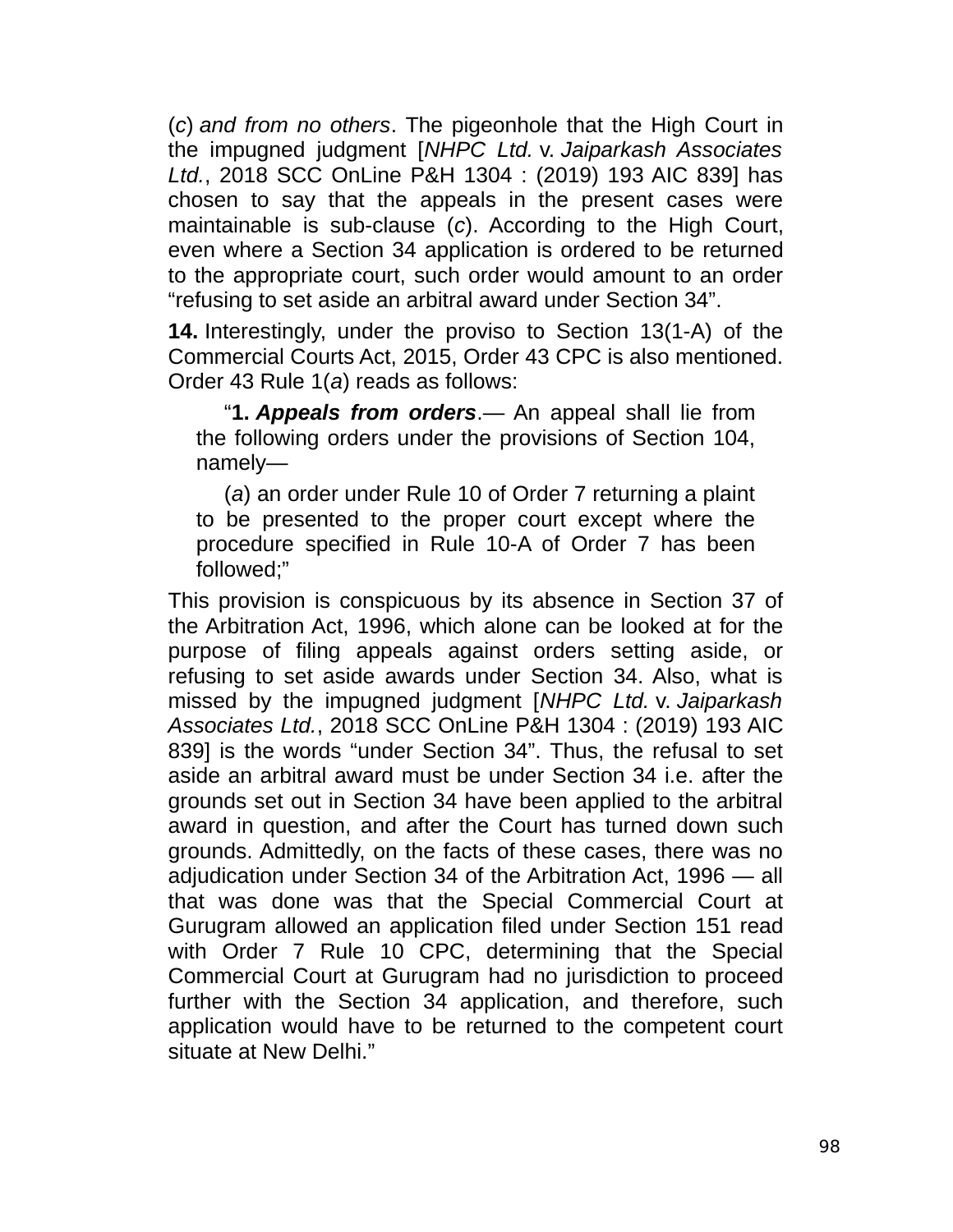(*c*) *and from no others*. The pigeonhole that the High Court in the impugned judgment [*NHPC Ltd.* v. *Jaiparkash Associates Ltd.*, 2018 SCC OnLine P&H 1304 : (2019) 193 AIC 839] has chosen to say that the appeals in the present cases were maintainable is sub-clause (*c*). According to the High Court, even where a Section 34 application is ordered to be returned to the appropriate court, such order would amount to an order "refusing to set aside an arbitral award under Section 34".

**14.** Interestingly, under the proviso to Section 13(1-A) of the Commercial Courts Act, 2015, Order 43 CPC is also mentioned. Order 43 Rule 1(*a*) reads as follows:

> "**1.** ***Appeals from orders***.— An appeal shall lie from the following orders under the provisions of Section 104, namely—
>
> (*a*) an order under Rule 10 of Order 7 returning a plaint to be presented to the proper court except where the procedure specified in Rule 10-A of Order 7 has been followed;"

This provision is conspicuous by its absence in Section 37 of the Arbitration Act, 1996, which alone can be looked at for the purpose of filing appeals against orders setting aside, or refusing to set aside awards under Section 34. Also, what is missed by the impugned judgment [*NHPC Ltd.* v. *Jaiparkash Associates Ltd.*, 2018 SCC OnLine P&H 1304 : (2019) 193 AIC 839] is the words "under Section 34". Thus, the refusal to set aside an arbitral award must be under Section 34 i.e. after the grounds set out in Section 34 have been applied to the arbitral award in question, and after the Court has turned down such grounds. Admittedly, on the facts of these cases, there was no adjudication under Section 34 of the Arbitration Act, 1996 — all that was done was that the Special Commercial Court at Gurugram allowed an application filed under Section 151 read with Order 7 Rule 10 CPC, determining that the Special Commercial Court at Gurugram had no jurisdiction to proceed further with the Section 34 application, and therefore, such application would have to be returned to the competent court situate at New Delhi."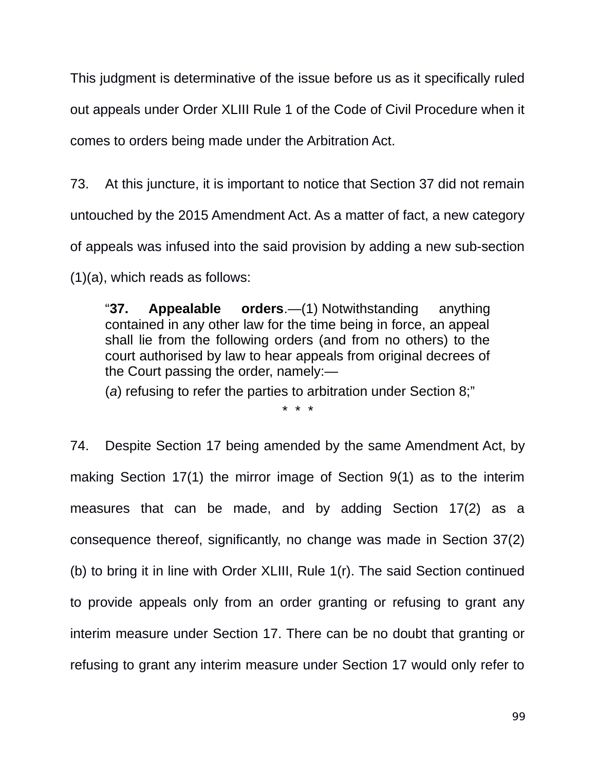This judgment is determinative of the issue before us as it specifically ruled out appeals under Order XLIII Rule 1 of the Code of Civil Procedure when it comes to orders being made under the Arbitration Act.

73. At this juncture, it is important to notice that Section 37 did not remain untouched by the 2015 Amendment Act. As a matter of fact, a new category of appeals was infused into the said provision by adding a new sub-section (1)(a), which reads as follows:

> "**37. Appealable orders**.—(1) Notwithstanding anything contained in any other law for the time being in force, an appeal shall lie from the following orders (and from no others) to the court authorised by law to hear appeals from original decrees of the Court passing the order, namely:—
>
> (*a*) refusing to refer the parties to arbitration under Section 8;"
>
> \* \* \*

74. Despite Section 17 being amended by the same Amendment Act, by making Section 17(1) the mirror image of Section 9(1) as to the interim measures that can be made, and by adding Section 17(2) as a consequence thereof, significantly, no change was made in Section 37(2)(b) to bring it in line with Order XLIII, Rule 1(r). The said Section continued to provide appeals only from an order granting or refusing to grant any interim measure under Section 17. There can be no doubt that granting or refusing to grant any interim measure under Section 17 would only refer to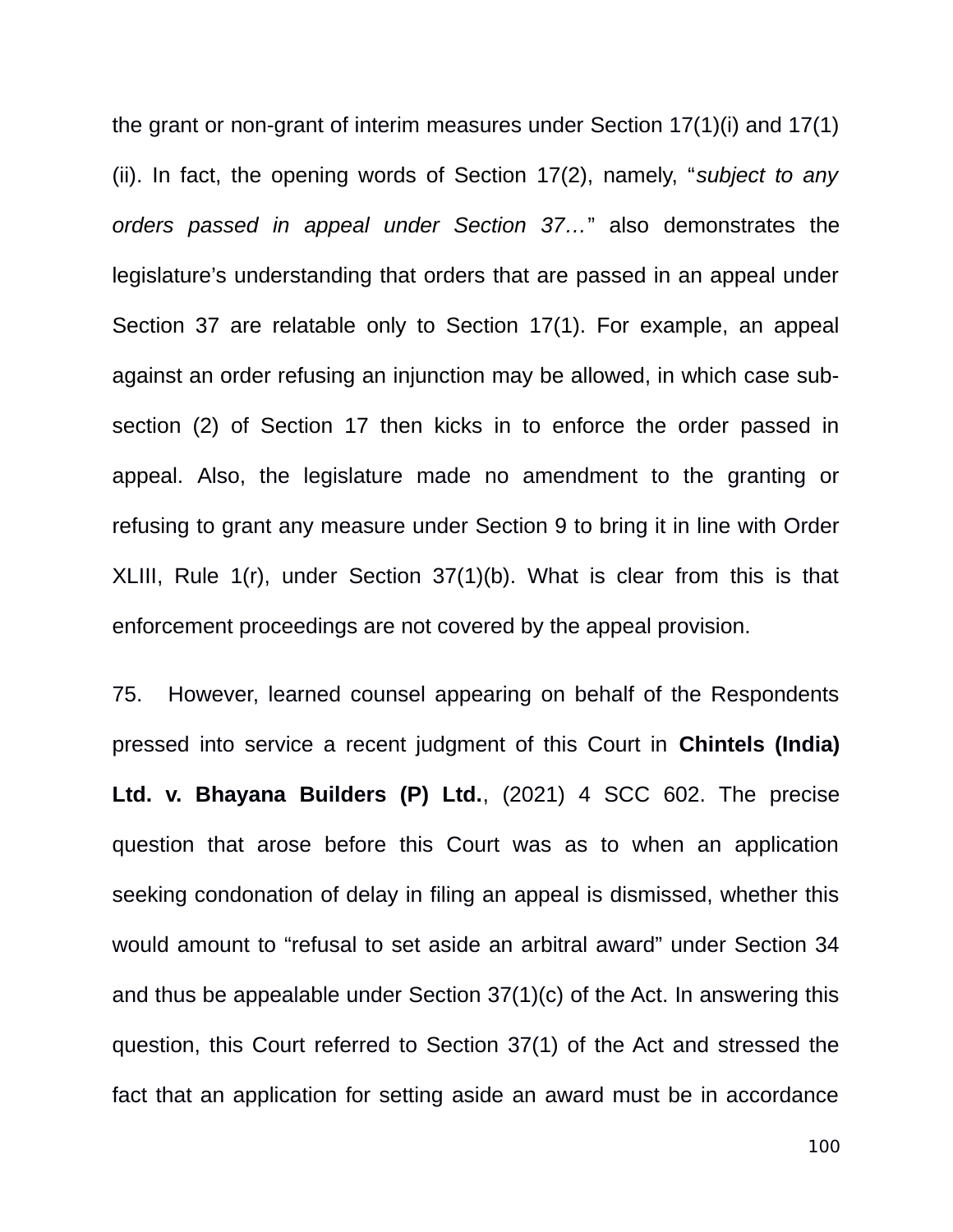the grant or non-grant of interim measures under Section 17(1)(i) and 17(1)(ii). In fact, the opening words of Section 17(2), namely, "*subject to any orders passed in appeal under Section 37…*" also demonstrates the legislature's understanding that orders that are passed in an appeal under Section 37 are relatable only to Section 17(1). For example, an appeal against an order refusing an injunction may be allowed, in which case sub-section (2) of Section 17 then kicks in to enforce the order passed in appeal. Also, the legislature made no amendment to the granting or refusing to grant any measure under Section 9 to bring it in line with Order XLIII, Rule 1(r), under Section 37(1)(b). What is clear from this is that enforcement proceedings are not covered by the appeal provision.

75. However, learned counsel appearing on behalf of the Respondents pressed into service a recent judgment of this Court in **Chintels (India) Ltd. v. Bhayana Builders (P) Ltd.**, (2021) 4 SCC 602. The precise question that arose before this Court was as to when an application seeking condonation of delay in filing an appeal is dismissed, whether this would amount to "refusal to set aside an arbitral award" under Section 34 and thus be appealable under Section 37(1)(c) of the Act. In answering this question, this Court referred to Section 37(1) of the Act and stressed the fact that an application for setting aside an award must be in accordance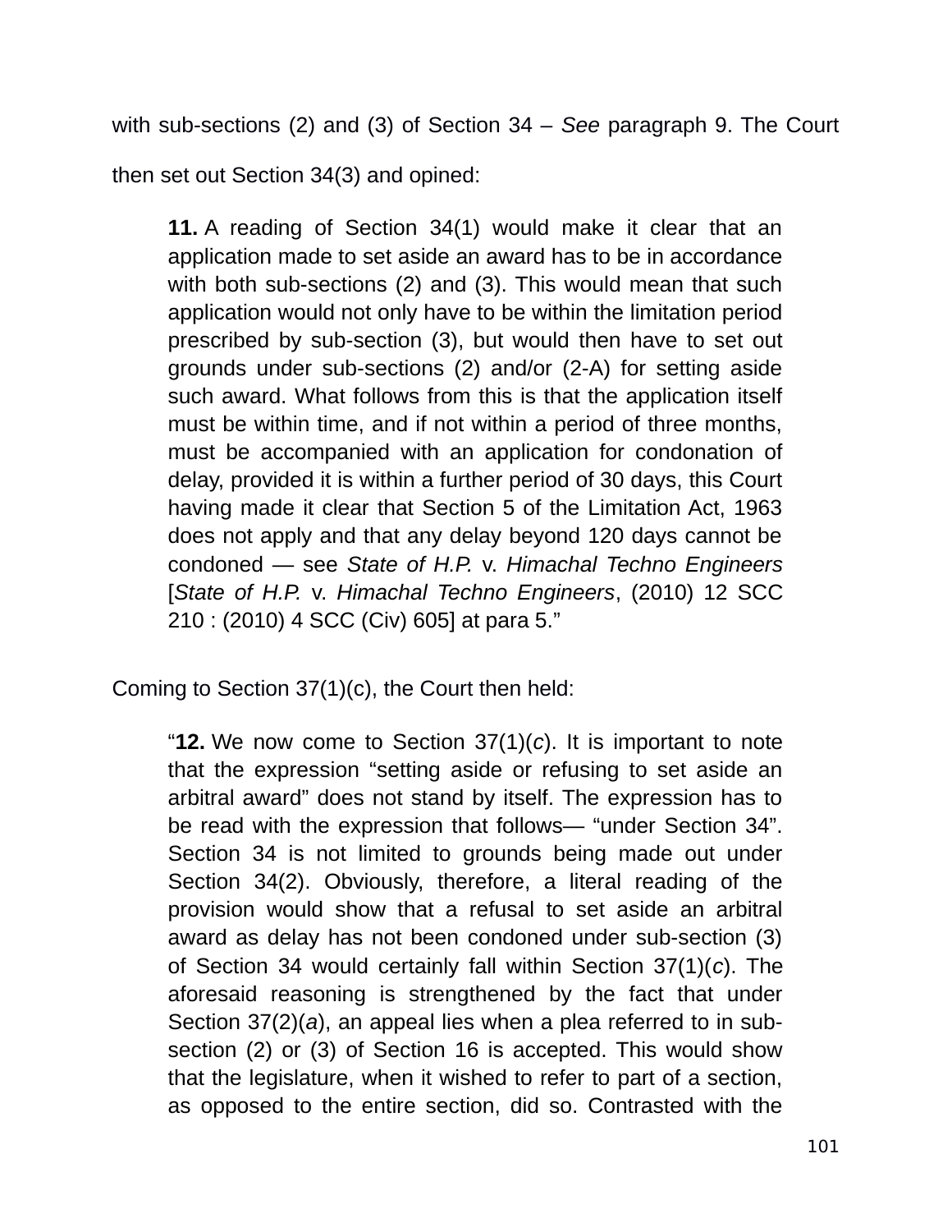with sub-sections (2) and (3) of Section 34 – *See* paragraph 9. The Court then set out Section 34(3) and opined:

> **11.** A reading of Section 34(1) would make it clear that an application made to set aside an award has to be in accordance with both sub-sections (2) and (3). This would mean that such application would not only have to be within the limitation period prescribed by sub-section (3), but would then have to set out grounds under sub-sections (2) and/or (2-A) for setting aside such award. What follows from this is that the application itself must be within time, and if not within a period of three months, must be accompanied with an application for condonation of delay, provided it is within a further period of 30 days, this Court having made it clear that Section 5 of the Limitation Act, 1963 does not apply and that any delay beyond 120 days cannot be condoned — see *State of H.P.* v. *Himachal Techno Engineers* [*State of H.P.* v. *Himachal Techno Engineers*, (2010) 12 SCC 210 : (2010) 4 SCC (Civ) 605] at para 5."

Coming to Section 37(1)(c), the Court then held:

> "**12.** We now come to Section 37(1)(*c*). It is important to note that the expression "setting aside or refusing to set aside an arbitral award" does not stand by itself. The expression has to be read with the expression that follows— "under Section 34". Section 34 is not limited to grounds being made out under Section 34(2). Obviously, therefore, a literal reading of the provision would show that a refusal to set aside an arbitral award as delay has not been condoned under sub-section (3) of Section 34 would certainly fall within Section 37(1)(*c*). The aforesaid reasoning is strengthened by the fact that under Section 37(2)(*a*), an appeal lies when a plea referred to in sub-section (2) or (3) of Section 16 is accepted. This would show that the legislature, when it wished to refer to part of a section, as opposed to the entire section, did so. Contrasted with the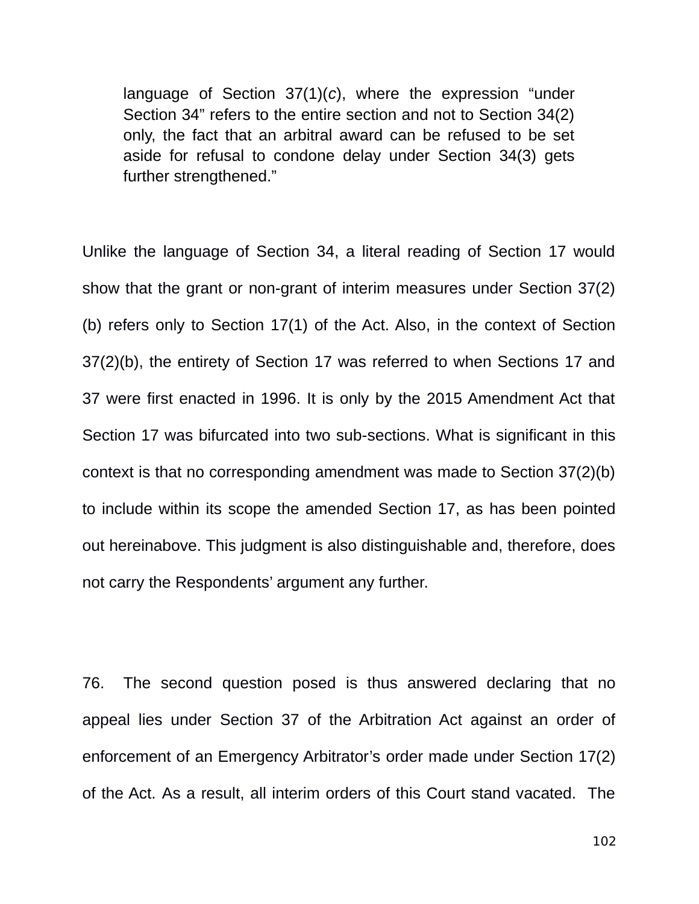> language of Section 37(1)(*c*), where the expression "under Section 34" refers to the entire section and not to Section 34(2) only, the fact that an arbitral award can be refused to be set aside for refusal to condone delay under Section 34(3) gets further strengthened."

Unlike the language of Section 34, a literal reading of Section 17 would show that the grant or non-grant of interim measures under Section 37(2)(b) refers only to Section 17(1) of the Act. Also, in the context of Section 37(2)(b), the entirety of Section 17 was referred to when Sections 17 and 37 were first enacted in 1996. It is only by the 2015 Amendment Act that Section 17 was bifurcated into two sub-sections. What is significant in this context is that no corresponding amendment was made to Section 37(2)(b) to include within its scope the amended Section 17, as has been pointed out hereinabove. This judgment is also distinguishable and, therefore, does not carry the Respondents' argument any further.

76. The second question posed is thus answered declaring that no appeal lies under Section 37 of the Arbitration Act against an order of enforcement of an Emergency Arbitrator's order made under Section 17(2) of the Act. As a result, all interim orders of this Court stand vacated. The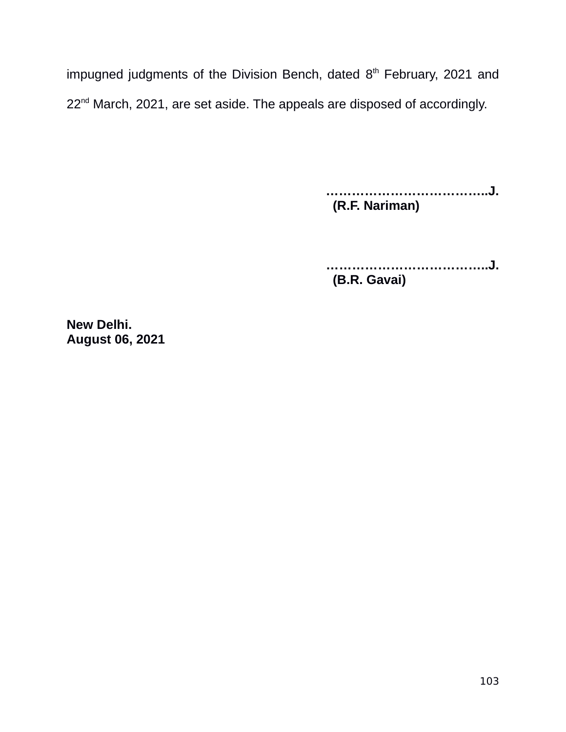impugned judgments of the Division Bench, dated 8th February, 2021 and 22nd March, 2021, are set aside. The appeals are disposed of accordingly.

**……………………………….J.**
**(R.F. Nariman)**

**……………………………….J.**
**(B.R. Gavai)**

**New Delhi.**
**August 06, 2021**